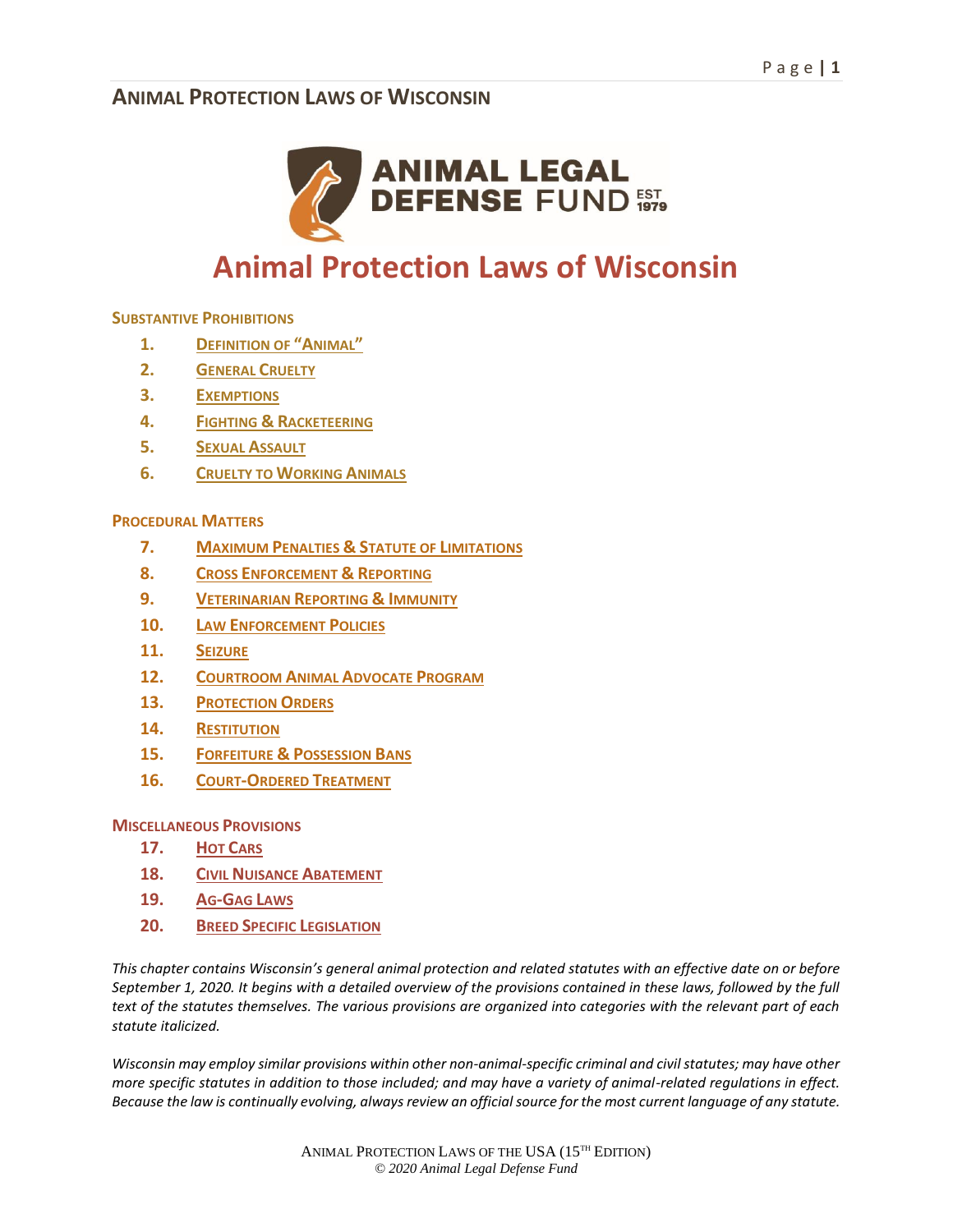# Animal Protection Laws of Wisconsin

**SUBSTANTIVE PROHIBITIONS**

1. DEFINITION OF "ANIMAL"
2. GENERAL CRUELTY
3. EXEMPTIONS
4. FIGHTING & RACKETEERING
5. SEXUAL ASSAULT
6. CRUELTY TO WORKING ANIMALS

**PROCEDURAL MATTERS**

7. MAXIMUM PENALTIES & STATUTE OF LIMITATIONS
8. CROSS ENFORCEMENT & REPORTING
9. VETERINARIAN REPORTING & IMMUNITY
10. LAW ENFORCEMENT POLICIES
11. SEIZURE
12. COURTROOM ANIMAL ADVOCATE PROGRAM
13. PROTECTION ORDERS
14. RESTITUTION
15. FORFEITURE & POSSESSION BANS
16. COURT-ORDERED TREATMENT

**MISCELLANEOUS PROVISIONS**

17. HOT CARS
18. CIVIL NUISANCE ABATEMENT
19. AG-GAG LAWS
20. BREED SPECIFIC LEGISLATION

*This chapter contains Wisconsin's general animal protection and related statutes with an effective date on or before September 1, 2020. It begins with a detailed overview of the provisions contained in these laws, followed by the full text of the statutes themselves. The various provisions are organized into categories with the relevant part of each statute italicized.*

*Wisconsin may employ similar provisions within other non-animal-specific criminal and civil statutes; may have other more specific statutes in addition to those included; and may have a variety of animal-related regulations in effect. Because the law is continually evolving, always review an official source for the most current language of any statute.*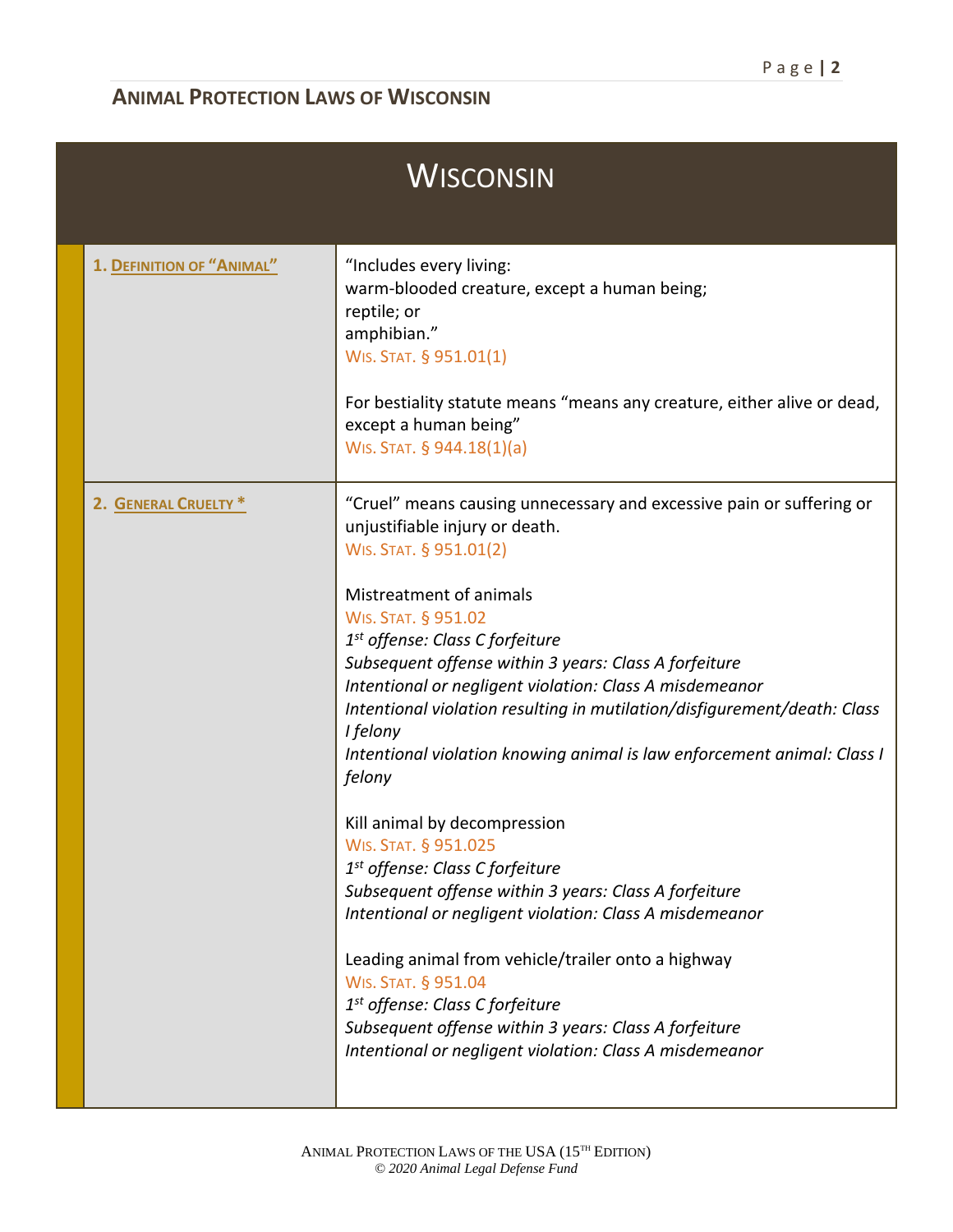## WISCONSIN

| | |
|---|---|
| **1. DEFINITION OF "ANIMAL"** | "Includes every living:<br>warm-blooded creature, except a human being;<br>reptile; or<br>amphibian."<br>WIS. STAT. § 951.01(1)<br><br>For bestiality statute means "means any creature, either alive or dead, except a human being"<br>WIS. STAT. § 944.18(1)(a) |
| **2. GENERAL CRUELTY *** | "Cruel" means causing unnecessary and excessive pain or suffering or unjustifiable injury or death.<br>WIS. STAT. § 951.01(2)<br><br>Mistreatment of animals<br>WIS. STAT. § 951.02<br>*1st offense: Class C forfeiture*<br>*Subsequent offense within 3 years: Class A forfeiture*<br>*Intentional or negligent violation: Class A misdemeanor*<br>*Intentional violation resulting in mutilation/disfigurement/death: Class I felony*<br>*Intentional violation knowing animal is law enforcement animal: Class I felony*<br><br>Kill animal by decompression<br>WIS. STAT. § 951.025<br>*1st offense: Class C forfeiture*<br>*Subsequent offense within 3 years: Class A forfeiture*<br>*Intentional or negligent violation: Class A misdemeanor*<br><br>Leading animal from vehicle/trailer onto a highway<br>WIS. STAT. § 951.04<br>*1st offense: Class C forfeiture*<br>*Subsequent offense within 3 years: Class A forfeiture*<br>*Intentional or negligent violation: Class A misdemeanor* |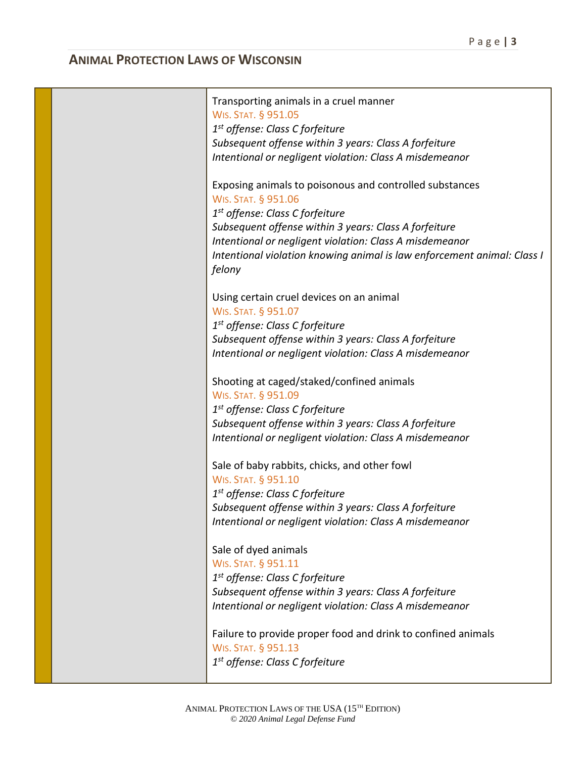Transporting animals in a cruel manner
WIS. STAT. § 951.05
*1st offense: Class C forfeiture*
*Subsequent offense within 3 years: Class A forfeiture*
*Intentional or negligent violation: Class A misdemeanor*

Exposing animals to poisonous and controlled substances
WIS. STAT. § 951.06
*1st offense: Class C forfeiture*
*Subsequent offense within 3 years: Class A forfeiture*
*Intentional or negligent violation: Class A misdemeanor*
*Intentional violation knowing animal is law enforcement animal: Class I felony*

Using certain cruel devices on an animal
WIS. STAT. § 951.07
*1st offense: Class C forfeiture*
*Subsequent offense within 3 years: Class A forfeiture*
*Intentional or negligent violation: Class A misdemeanor*

Shooting at caged/staked/confined animals
WIS. STAT. § 951.09
*1st offense: Class C forfeiture*
*Subsequent offense within 3 years: Class A forfeiture*
*Intentional or negligent violation: Class A misdemeanor*

Sale of baby rabbits, chicks, and other fowl
WIS. STAT. § 951.10
*1st offense: Class C forfeiture*
*Subsequent offense within 3 years: Class A forfeiture*
*Intentional or negligent violation: Class A misdemeanor*

Sale of dyed animals
WIS. STAT. § 951.11
*1st offense: Class C forfeiture*
*Subsequent offense within 3 years: Class A forfeiture*
*Intentional or negligent violation: Class A misdemeanor*

Failure to provide proper food and drink to confined animals
WIS. STAT. § 951.13
*1st offense: Class C forfeiture*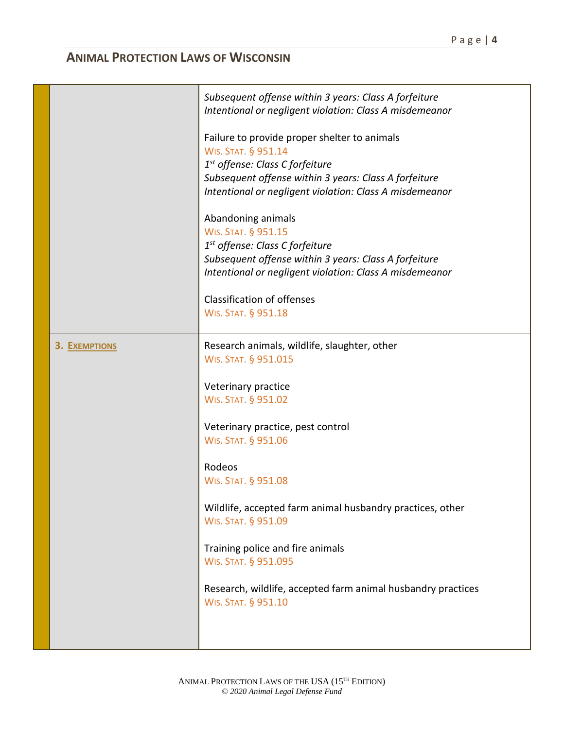## ANIMAL PROTECTION LAWS OF WISCONSIN

| | |
|---|---|
| | *Subsequent offense within 3 years: Class A forfeiture*<br>*Intentional or negligent violation: Class A misdemeanor*<br><br>Failure to provide proper shelter to animals<br>WIS. STAT. § 951.14<br>*1st offense: Class C forfeiture*<br>*Subsequent offense within 3 years: Class A forfeiture*<br>*Intentional or negligent violation: Class A misdemeanor*<br><br>Abandoning animals<br>WIS. STAT. § 951.15<br>*1st offense: Class C forfeiture*<br>*Subsequent offense within 3 years: Class A forfeiture*<br>*Intentional or negligent violation: Class A misdemeanor*<br><br>Classification of offenses<br>WIS. STAT. § 951.18 |
| **3. EXEMPTIONS** | Research animals, wildlife, slaughter, other<br>WIS. STAT. § 951.015<br><br>Veterinary practice<br>WIS. STAT. § 951.02<br><br>Veterinary practice, pest control<br>WIS. STAT. § 951.06<br><br>Rodeos<br>WIS. STAT. § 951.08<br><br>Wildlife, accepted farm animal husbandry practices, other<br>WIS. STAT. § 951.09<br><br>Training police and fire animals<br>WIS. STAT. § 951.095<br><br>Research, wildlife, accepted farm animal husbandry practices<br>WIS. STAT. § 951.10 |

ANIMAL PROTECTION LAWS OF THE USA (15TH EDITION)
*© 2020 Animal Legal Defense Fund*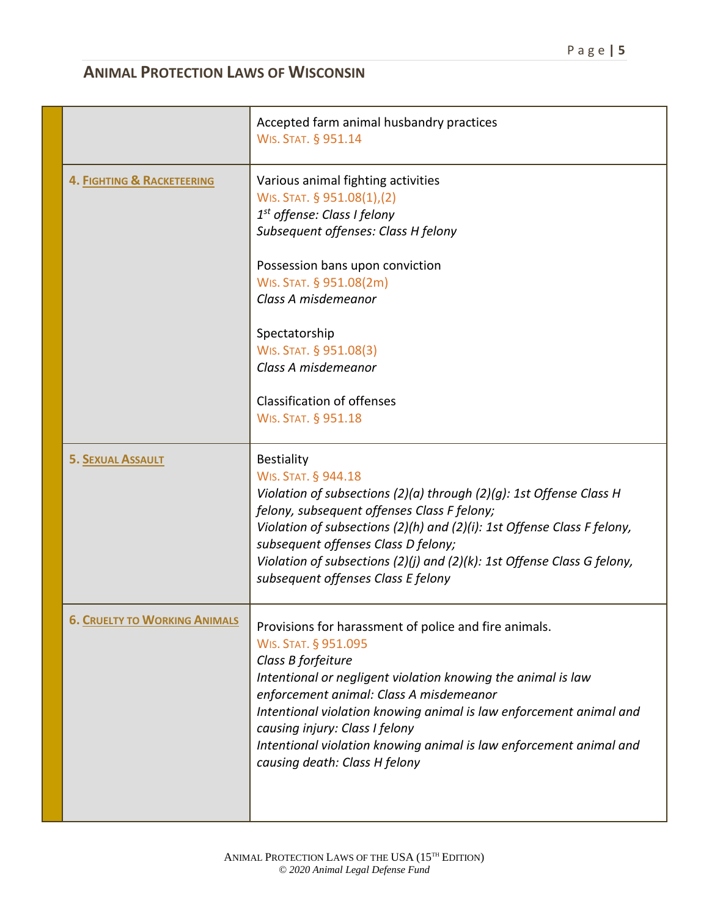## Animal Protection Laws of Wisconsin

| | |
|---|---|
| | Accepted farm animal husbandry practices<br>Wis. Stat. § 951.14 |
| **4. Fighting & Racketeering** | Various animal fighting activities<br>Wis. Stat. § 951.08(1),(2)<br>*1st offense: Class I felony*<br>*Subsequent offenses: Class H felony*<br><br>Possession bans upon conviction<br>Wis. Stat. § 951.08(2m)<br>*Class A misdemeanor*<br><br>Spectatorship<br>Wis. Stat. § 951.08(3)<br>*Class A misdemeanor*<br><br>Classification of offenses<br>Wis. Stat. § 951.18 |
| **5. Sexual Assault** | Bestiality<br>Wis. Stat. § 944.18<br>*Violation of subsections (2)(a) through (2)(g): 1st Offense Class H felony, subsequent offenses Class F felony;*<br>*Violation of subsections (2)(h) and (2)(i): 1st Offense Class F felony, subsequent offenses Class D felony;*<br>*Violation of subsections (2)(j) and (2)(k): 1st Offense Class G felony, subsequent offenses Class E felony* |
| **6. Cruelty to Working Animals** | Provisions for harassment of police and fire animals.<br>Wis. Stat. § 951.095<br>*Class B forfeiture*<br>*Intentional or negligent violation knowing the animal is law enforcement animal: Class A misdemeanor*<br>*Intentional violation knowing animal is law enforcement animal and causing injury: Class I felony*<br>*Intentional violation knowing animal is law enforcement animal and causing death: Class H felony* |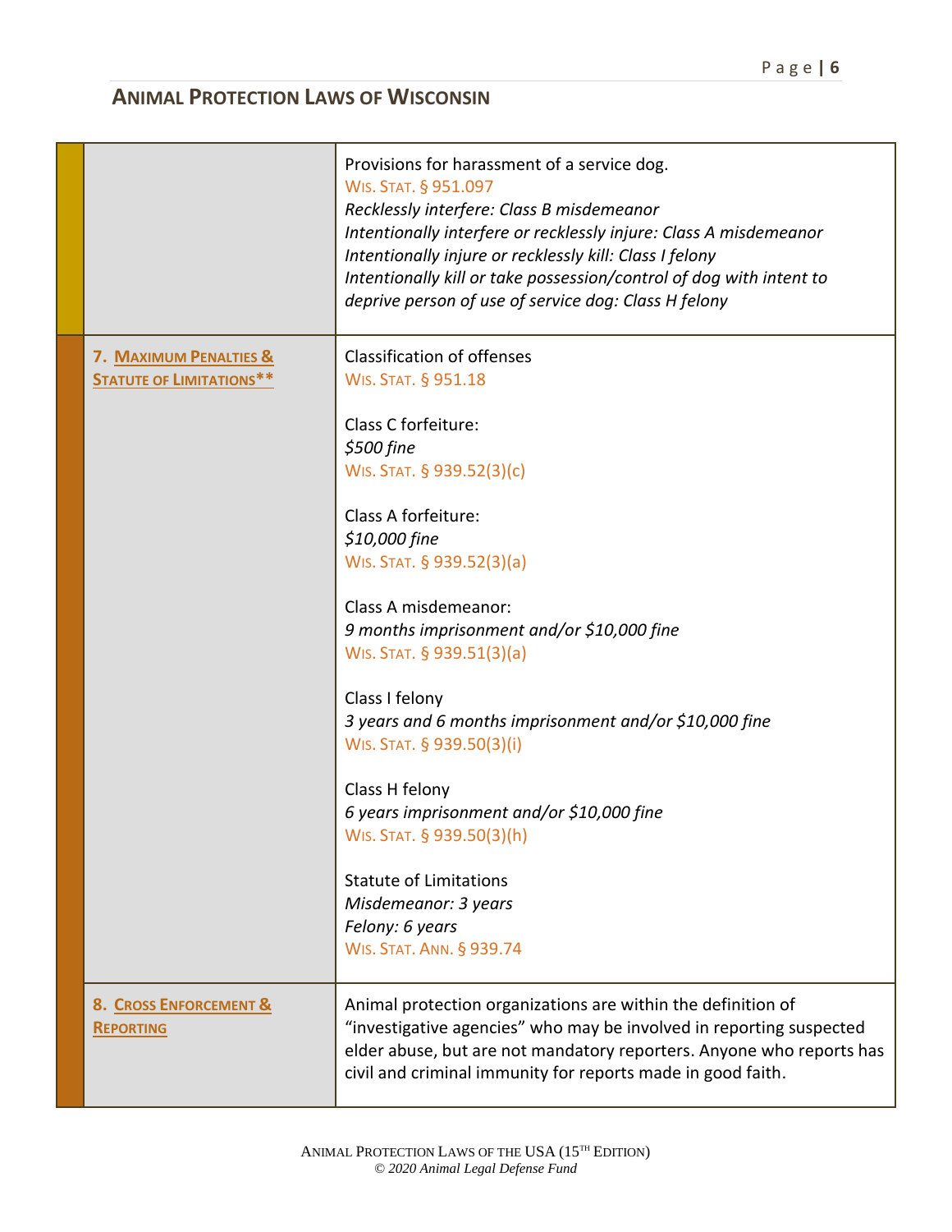| | |
|---|---|
| | Provisions for harassment of a service dog.<br>WIS. STAT. § 951.097<br>*Recklessly interfere: Class B misdemeanor*<br>*Intentionally interfere or recklessly injure: Class A misdemeanor*<br>*Intentionally injure or recklessly kill: Class I felony*<br>*Intentionally kill or take possession/control of dog with intent to deprive person of use of service dog: Class H felony* |
| **7. MAXIMUM PENALTIES & STATUTE OF LIMITATIONS**** | Classification of offenses<br>WIS. STAT. § 951.18<br><br>Class C forfeiture:<br>*$500 fine*<br>WIS. STAT. § 939.52(3)(c)<br><br>Class A forfeiture:<br>*$10,000 fine*<br>WIS. STAT. § 939.52(3)(a)<br><br>Class A misdemeanor:<br>*9 months imprisonment and/or $10,000 fine*<br>WIS. STAT. § 939.51(3)(a)<br><br>Class I felony<br>*3 years and 6 months imprisonment and/or $10,000 fine*<br>WIS. STAT. § 939.50(3)(i)<br><br>Class H felony<br>*6 years imprisonment and/or $10,000 fine*<br>WIS. STAT. § 939.50(3)(h)<br><br>Statute of Limitations<br>*Misdemeanor: 3 years*<br>*Felony: 6 years*<br>WIS. STAT. ANN. § 939.74 |
| **8. CROSS ENFORCEMENT & REPORTING** | Animal protection organizations are within the definition of "investigative agencies" who may be involved in reporting suspected elder abuse, but are not mandatory reporters. Anyone who reports has civil and criminal immunity for reports made in good faith. |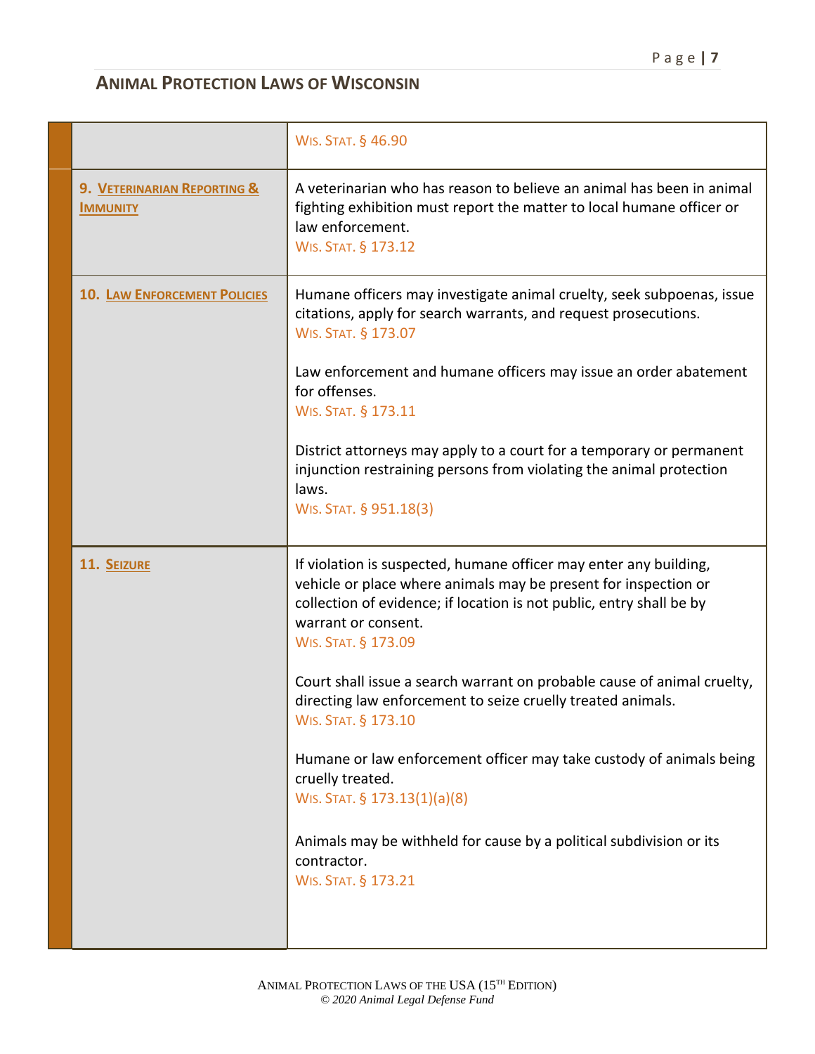## ANIMAL PROTECTION LAWS OF WISCONSIN

| | |
|---|---|
| | WIS. STAT. § 46.90 |
| **9. VETERINARIAN REPORTING & IMMUNITY** | A veterinarian who has reason to believe an animal has been in animal fighting exhibition must report the matter to local humane officer or law enforcement.<br>WIS. STAT. § 173.12 |
| **10. LAW ENFORCEMENT POLICIES** | Humane officers may investigate animal cruelty, seek subpoenas, issue citations, apply for search warrants, and request prosecutions.<br>WIS. STAT. § 173.07<br><br>Law enforcement and humane officers may issue an order abatement for offenses.<br>WIS. STAT. § 173.11<br><br>District attorneys may apply to a court for a temporary or permanent injunction restraining persons from violating the animal protection laws.<br>WIS. STAT. § 951.18(3) |
| **11. SEIZURE** | If violation is suspected, humane officer may enter any building, vehicle or place where animals may be present for inspection or collection of evidence; if location is not public, entry shall be by warrant or consent.<br>WIS. STAT. § 173.09<br><br>Court shall issue a search warrant on probable cause of animal cruelty, directing law enforcement to seize cruelly treated animals.<br>WIS. STAT. § 173.10<br><br>Humane or law enforcement officer may take custody of animals being cruelly treated.<br>WIS. STAT. § 173.13(1)(a)(8)<br><br>Animals may be withheld for cause by a political subdivision or its contractor.<br>WIS. STAT. § 173.21 |

ANIMAL PROTECTION LAWS OF THE USA (15TH EDITION)
*© 2020 Animal Legal Defense Fund*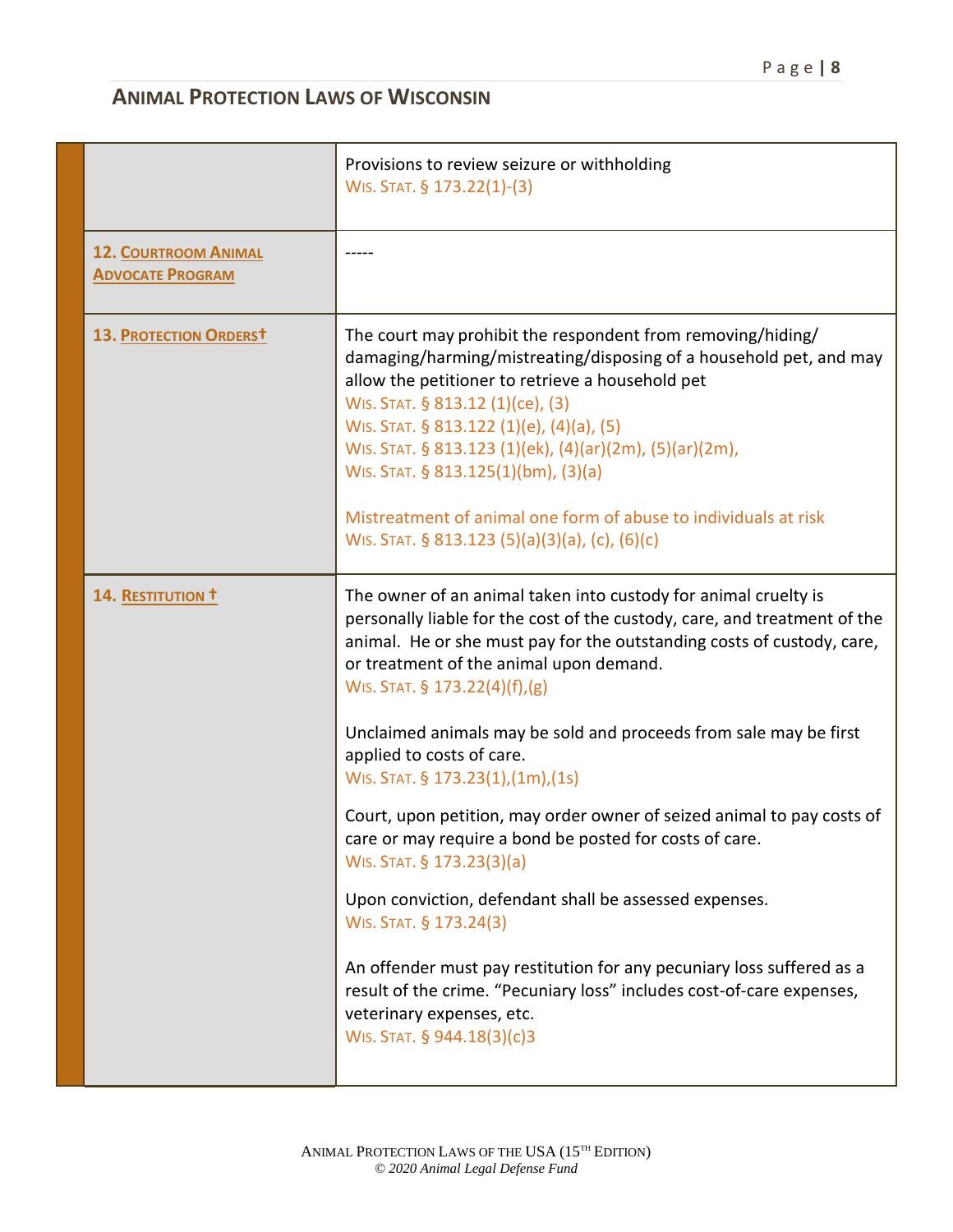## ANIMAL PROTECTION LAWS OF WISCONSIN

| | |
|---|---|
| | Provisions to review seizure or withholding<br>WIS. STAT. § 173.22(1)-(3) |
| **12. COURTROOM ANIMAL ADVOCATE PROGRAM** | ----- |
| **13. PROTECTION ORDERS†** | The court may prohibit the respondent from removing/hiding/ damaging/harming/mistreating/disposing of a household pet, and may allow the petitioner to retrieve a household pet<br>WIS. STAT. § 813.12 (1)(ce), (3)<br>WIS. STAT. § 813.122 (1)(e), (4)(a), (5)<br>WIS. STAT. § 813.123 (1)(ek), (4)(ar)(2m), (5)(ar)(2m),<br>WIS. STAT. § 813.125(1)(bm), (3)(a)<br><br>Mistreatment of animal one form of abuse to individuals at risk<br>WIS. STAT. § 813.123 (5)(a)(3)(a), (c), (6)(c) |
| **14. RESTITUTION †** | The owner of an animal taken into custody for animal cruelty is personally liable for the cost of the custody, care, and treatment of the animal. He or she must pay for the outstanding costs of custody, care, or treatment of the animal upon demand.<br>WIS. STAT. § 173.22(4)(f),(g)<br><br>Unclaimed animals may be sold and proceeds from sale may be first applied to costs of care.<br>WIS. STAT. § 173.23(1),(1m),(1s)<br><br>Court, upon petition, may order owner of seized animal to pay costs of care or may require a bond be posted for costs of care.<br>WIS. STAT. § 173.23(3)(a)<br><br>Upon conviction, defendant shall be assessed expenses.<br>WIS. STAT. § 173.24(3)<br><br>An offender must pay restitution for any pecuniary loss suffered as a result of the crime. "Pecuniary loss" includes cost-of-care expenses, veterinary expenses, etc.<br>WIS. STAT. § 944.18(3)(c)3 |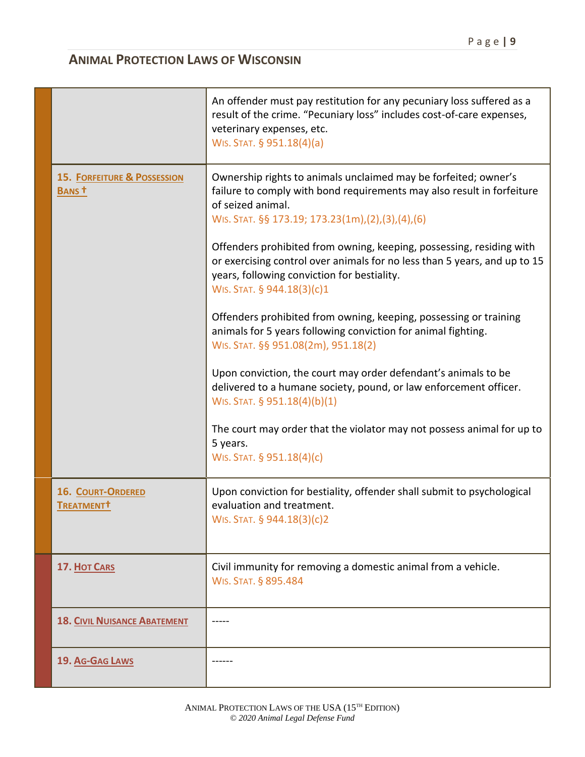## Animal Protection Laws of Wisconsin

| | |
|---|---|
| | An offender must pay restitution for any pecuniary loss suffered as a result of the crime. "Pecuniary loss" includes cost-of-care expenses, veterinary expenses, etc. WIS. STAT. § 951.18(4)(a) |
| **15. Forfeiture & Possession Bans †** | Ownership rights to animals unclaimed may be forfeited; owner's failure to comply with bond requirements may also result in forfeiture of seized animal. WIS. STAT. §§ 173.19; 173.23(1m),(2),(3),(4),(6)<br><br>Offenders prohibited from owning, keeping, possessing, residing with or exercising control over animals for no less than 5 years, and up to 15 years, following conviction for bestiality. WIS. STAT. § 944.18(3)(c)1<br><br>Offenders prohibited from owning, keeping, possessing or training animals for 5 years following conviction for animal fighting. WIS. STAT. §§ 951.08(2m), 951.18(2)<br><br>Upon conviction, the court may order defendant's animals to be delivered to a humane society, pound, or law enforcement officer. WIS. STAT. § 951.18(4)(b)(1)<br><br>The court may order that the violator may not possess animal for up to 5 years. WIS. STAT. § 951.18(4)(c) |
| **16. Court-Ordered Treatment†** | Upon conviction for bestiality, offender shall submit to psychological evaluation and treatment. WIS. STAT. § 944.18(3)(c)2 |
| **17. Hot Cars** | Civil immunity for removing a domestic animal from a vehicle. WIS. STAT. § 895.484 |
| **18. Civil Nuisance Abatement** | ----- |
| **19. Ag-Gag Laws** | ------ |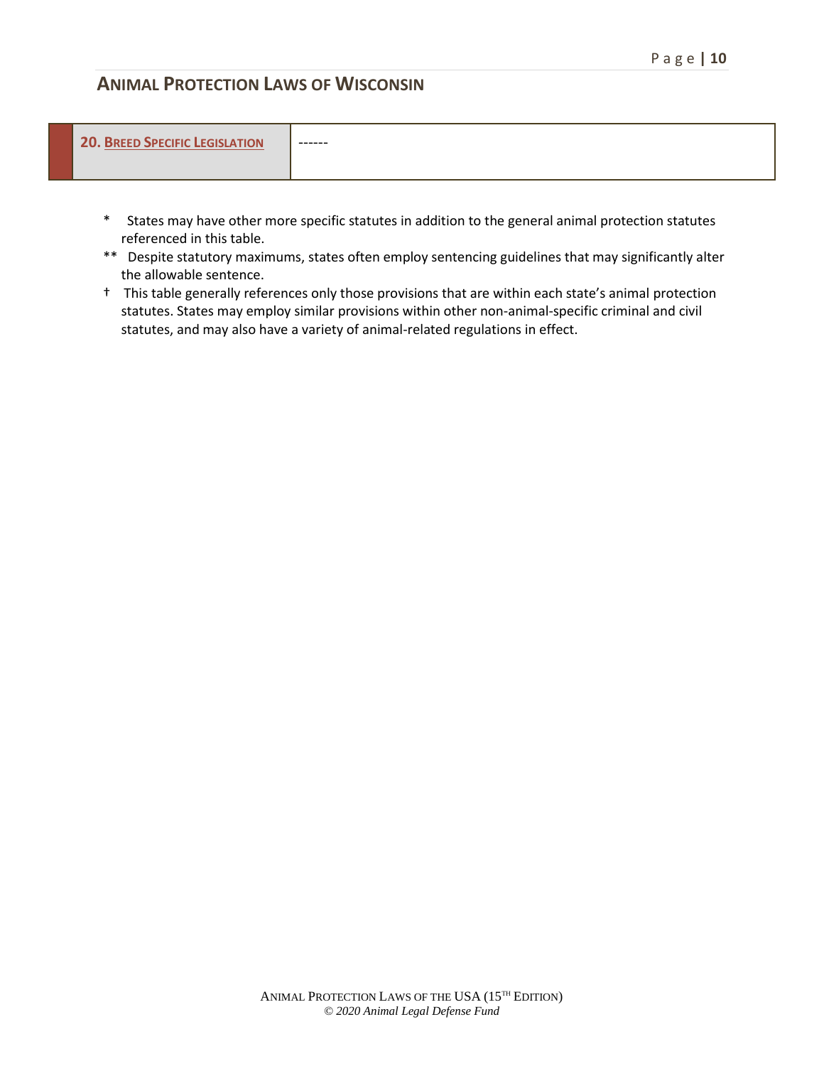| 20. Breed Specific Legislation | ------ |
| --- | --- |

\* States may have other more specific statutes in addition to the general animal protection statutes referenced in this table.

\*\* Despite statutory maximums, states often employ sentencing guidelines that may significantly alter the allowable sentence.

† This table generally references only those provisions that are within each state's animal protection statutes. States may employ similar provisions within other non-animal-specific criminal and civil statutes, and may also have a variety of animal-related regulations in effect.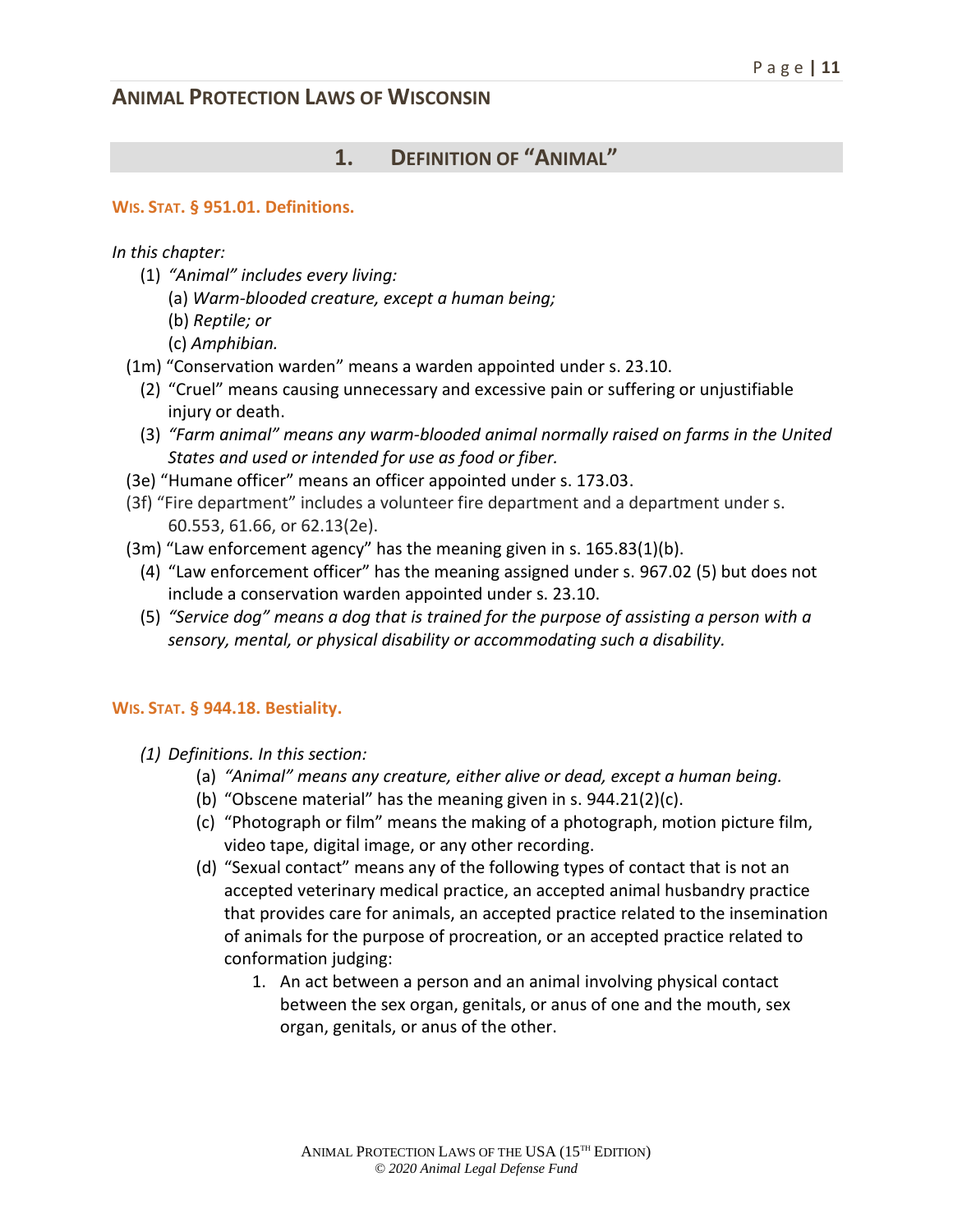## ANIMAL PROTECTION LAWS OF WISCONSIN

### 1. DEFINITION OF "ANIMAL"

**WIS. STAT. § 951.01. Definitions.**

*In this chapter:*

(1) *"Animal" includes every living:*
  (a) *Warm-blooded creature, except a human being;*
  (b) *Reptile; or*
  (c) *Amphibian.*

(1m) "Conservation warden" means a warden appointed under s. 23.10.

(2) "Cruel" means causing unnecessary and excessive pain or suffering or unjustifiable injury or death.

(3) *"Farm animal" means any warm-blooded animal normally raised on farms in the United States and used or intended for use as food or fiber.*

(3e) "Humane officer" means an officer appointed under s. 173.03.

(3f) "Fire department" includes a volunteer fire department and a department under s. 60.553, 61.66, or 62.13(2e).

(3m) "Law enforcement agency" has the meaning given in s. 165.83(1)(b).

(4) "Law enforcement officer" has the meaning assigned under s. 967.02 (5) but does not include a conservation warden appointed under s. 23.10.

(5) *"Service dog" means a dog that is trained for the purpose of assisting a person with a sensory, mental, or physical disability or accommodating such a disability.*

**WIS. STAT. § 944.18. Bestiality.**

*(1) Definitions. In this section:*

  (a) *"Animal" means any creature, either alive or dead, except a human being.*
  (b) "Obscene material" has the meaning given in s. 944.21(2)(c).
  (c) "Photograph or film" means the making of a photograph, motion picture film, video tape, digital image, or any other recording.
  (d) "Sexual contact" means any of the following types of contact that is not an accepted veterinary medical practice, an accepted animal husbandry practice that provides care for animals, an accepted practice related to the insemination of animals for the purpose of procreation, or an accepted practice related to conformation judging:
    1. An act between a person and an animal involving physical contact between the sex organ, genitals, or anus of one and the mouth, sex organ, genitals, or anus of the other.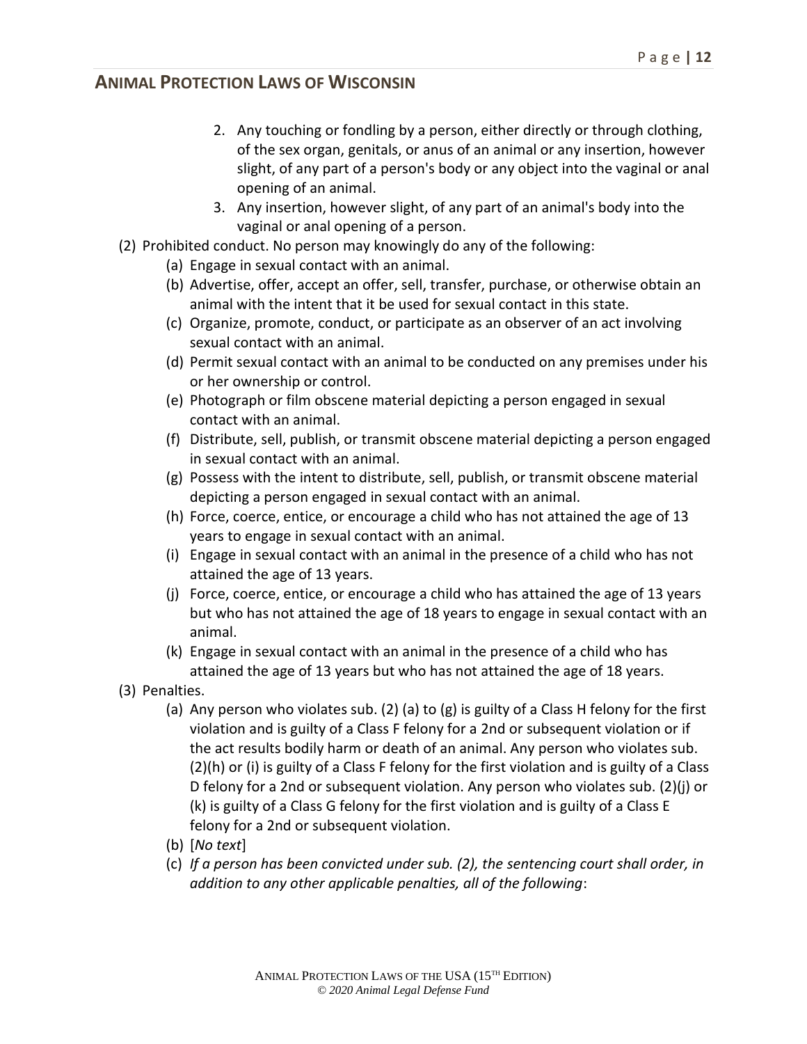2. Any touching or fondling by a person, either directly or through clothing, of the sex organ, genitals, or anus of an animal or any insertion, however slight, of any part of a person's body or any object into the vaginal or anal opening of an animal.
3. Any insertion, however slight, of any part of an animal's body into the vaginal or anal opening of a person.

(2) Prohibited conduct. No person may knowingly do any of the following:

- (a) Engage in sexual contact with an animal.
- (b) Advertise, offer, accept an offer, sell, transfer, purchase, or otherwise obtain an animal with the intent that it be used for sexual contact in this state.
- (c) Organize, promote, conduct, or participate as an observer of an act involving sexual contact with an animal.
- (d) Permit sexual contact with an animal to be conducted on any premises under his or her ownership or control.
- (e) Photograph or film obscene material depicting a person engaged in sexual contact with an animal.
- (f) Distribute, sell, publish, or transmit obscene material depicting a person engaged in sexual contact with an animal.
- (g) Possess with the intent to distribute, sell, publish, or transmit obscene material depicting a person engaged in sexual contact with an animal.
- (h) Force, coerce, entice, or encourage a child who has not attained the age of 13 years to engage in sexual contact with an animal.
- (i) Engage in sexual contact with an animal in the presence of a child who has not attained the age of 13 years.
- (j) Force, coerce, entice, or encourage a child who has attained the age of 13 years but who has not attained the age of 18 years to engage in sexual contact with an animal.
- (k) Engage in sexual contact with an animal in the presence of a child who has attained the age of 13 years but who has not attained the age of 18 years.

(3) Penalties.

- (a) Any person who violates sub. (2) (a) to (g) is guilty of a Class H felony for the first violation and is guilty of a Class F felony for a 2nd or subsequent violation or if the act results bodily harm or death of an animal. Any person who violates sub. (2)(h) or (i) is guilty of a Class F felony for the first violation and is guilty of a Class D felony for a 2nd or subsequent violation. Any person who violates sub. (2)(j) or (k) is guilty of a Class G felony for the first violation and is guilty of a Class E felony for a 2nd or subsequent violation.
- (b) [*No text*]
- (c) *If a person has been convicted under sub. (2), the sentencing court shall order, in addition to any other applicable penalties, all of the following*: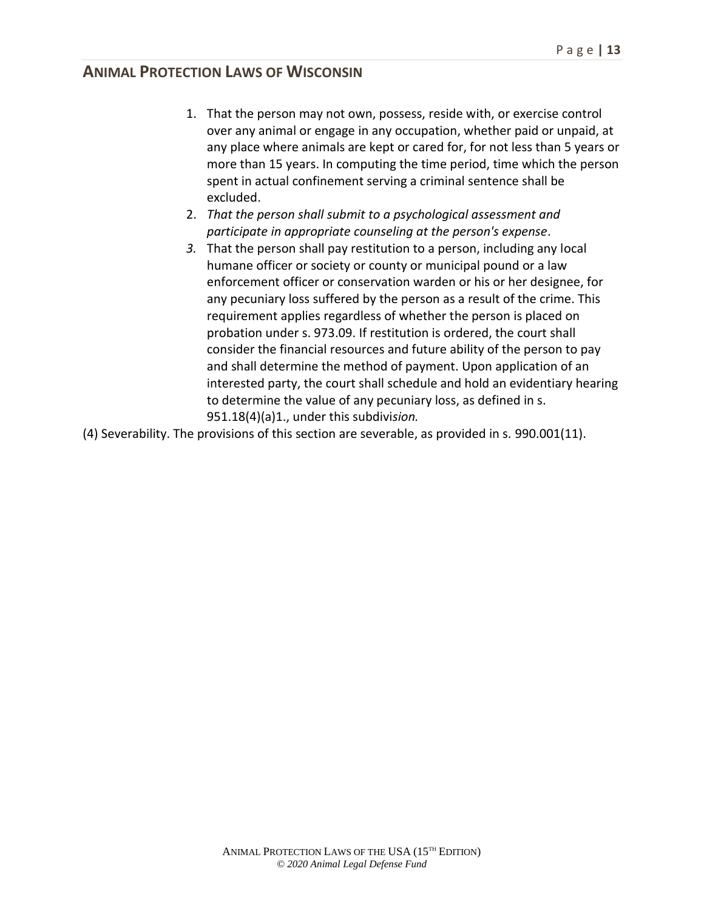1. That the person may not own, possess, reside with, or exercise control over any animal or engage in any occupation, whether paid or unpaid, at any place where animals are kept or cared for, for not less than 5 years or more than 15 years. In computing the time period, time which the person spent in actual confinement serving a criminal sentence shall be excluded.
2. *That the person shall submit to a psychological assessment and participate in appropriate counseling at the person's expense*.
3. That the person shall pay restitution to a person, including any local humane officer or society or county or municipal pound or a law enforcement officer or conservation warden or his or her designee, for any pecuniary loss suffered by the person as a result of the crime. This requirement applies regardless of whether the person is placed on probation under s. 973.09. If restitution is ordered, the court shall consider the financial resources and future ability of the person to pay and shall determine the method of payment. Upon application of an interested party, the court shall schedule and hold an evidentiary hearing to determine the value of any pecuniary loss, as defined in s. 951.18(4)(a)1., under this subdivis*ion.*

(4) Severability. The provisions of this section are severable, as provided in s. 990.001(11).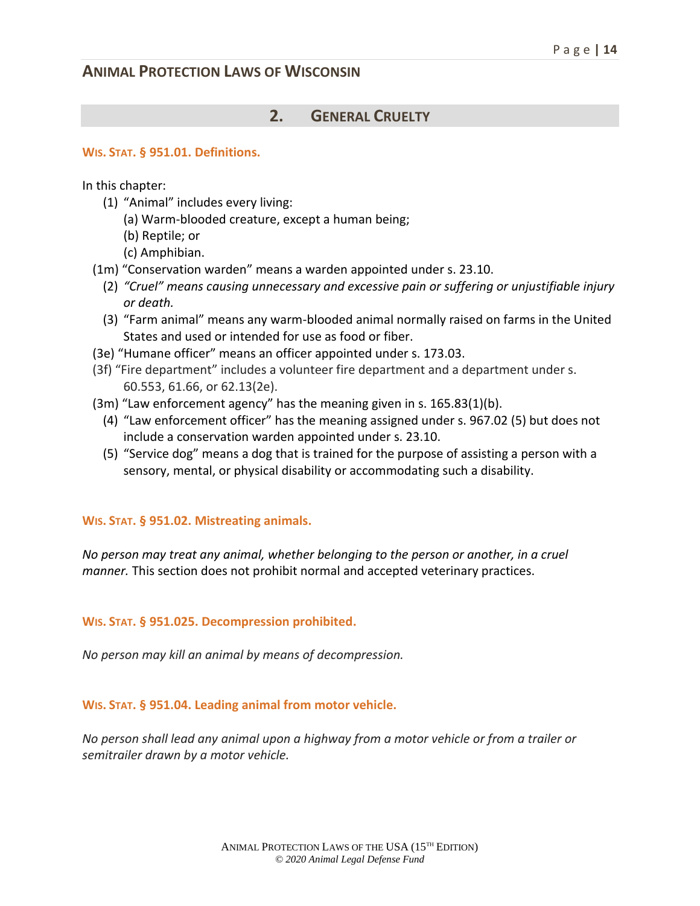## ANIMAL PROTECTION LAWS OF WISCONSIN

## 2. GENERAL CRUELTY

### WIS. STAT. § 951.01. Definitions.

In this chapter:

(1) "Animal" includes every living:
  (a) Warm-blooded creature, except a human being;
  (b) Reptile; or
  (c) Amphibian.

(1m) "Conservation warden" means a warden appointed under s. 23.10.

(2) *"Cruel" means causing unnecessary and excessive pain or suffering or unjustifiable injury or death.*

(3) "Farm animal" means any warm-blooded animal normally raised on farms in the United States and used or intended for use as food or fiber.

(3e) "Humane officer" means an officer appointed under s. 173.03.

(3f) "Fire department" includes a volunteer fire department and a department under s. 60.553, 61.66, or 62.13(2e).

(3m) "Law enforcement agency" has the meaning given in s. 165.83(1)(b).

(4) "Law enforcement officer" has the meaning assigned under s. 967.02 (5) but does not include a conservation warden appointed under s. 23.10.

(5) "Service dog" means a dog that is trained for the purpose of assisting a person with a sensory, mental, or physical disability or accommodating such a disability.

### WIS. STAT. § 951.02. Mistreating animals.

*No person may treat any animal, whether belonging to the person or another, in a cruel manner.* This section does not prohibit normal and accepted veterinary practices.

### WIS. STAT. § 951.025. Decompression prohibited.

*No person may kill an animal by means of decompression.*

### WIS. STAT. § 951.04. Leading animal from motor vehicle.

*No person shall lead any animal upon a highway from a motor vehicle or from a trailer or semitrailer drawn by a motor vehicle.*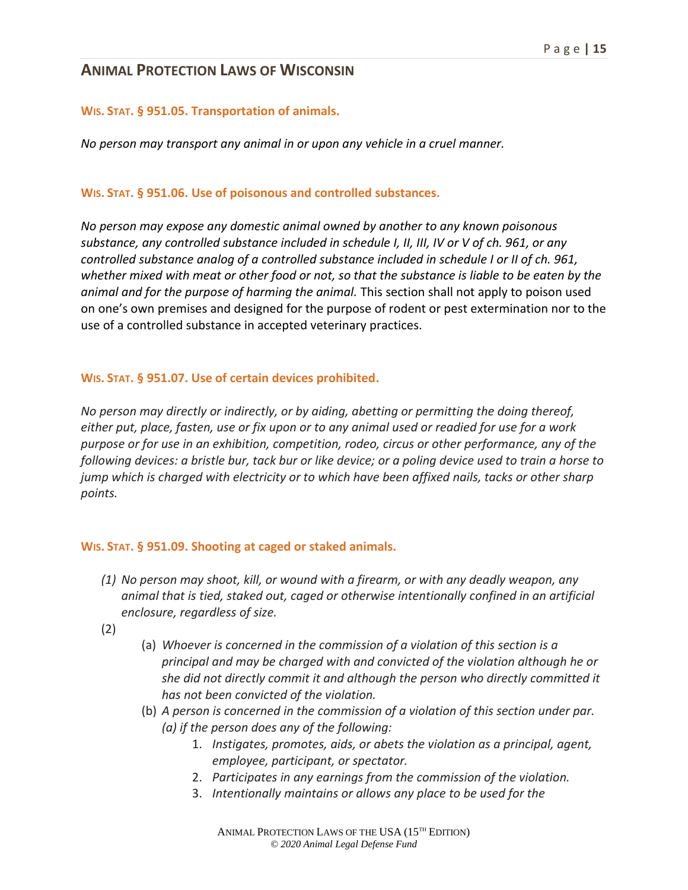## Wis. Stat. § 951.05. Transportation of animals.

*No person may transport any animal in or upon any vehicle in a cruel manner.*

## Wis. Stat. § 951.06. Use of poisonous and controlled substances.

*No person may expose any domestic animal owned by another to any known poisonous substance, any controlled substance included in schedule I, II, III, IV or V of ch. 961, or any controlled substance analog of a controlled substance included in schedule I or II of ch. 961, whether mixed with meat or other food or not, so that the substance is liable to be eaten by the animal and for the purpose of harming the animal.* This section shall not apply to poison used on one's own premises and designed for the purpose of rodent or pest extermination nor to the use of a controlled substance in accepted veterinary practices.

## Wis. Stat. § 951.07. Use of certain devices prohibited.

*No person may directly or indirectly, or by aiding, abetting or permitting the doing thereof, either put, place, fasten, use or fix upon or to any animal used or readied for use for a work purpose or for use in an exhibition, competition, rodeo, circus or other performance, any of the following devices: a bristle bur, tack bur or like device; or a poling device used to train a horse to jump which is charged with electricity or to which have been affixed nails, tacks or other sharp points.*

## Wis. Stat. § 951.09. Shooting at caged or staked animals.

(1) *No person may shoot, kill, or wound with a firearm, or with any deadly weapon, any animal that is tied, staked out, caged or otherwise intentionally confined in an artificial enclosure, regardless of size.*

(2)

- (a) *Whoever is concerned in the commission of a violation of this section is a principal and may be charged with and convicted of the violation although he or she did not directly commit it and although the person who directly committed it has not been convicted of the violation.*
- (b) *A person is concerned in the commission of a violation of this section under par. (a) if the person does any of the following:*
    1. *Instigates, promotes, aids, or abets the violation as a principal, agent, employee, participant, or spectator.*
    2. *Participates in any earnings from the commission of the violation.*
    3. *Intentionally maintains or allows any place to be used for the*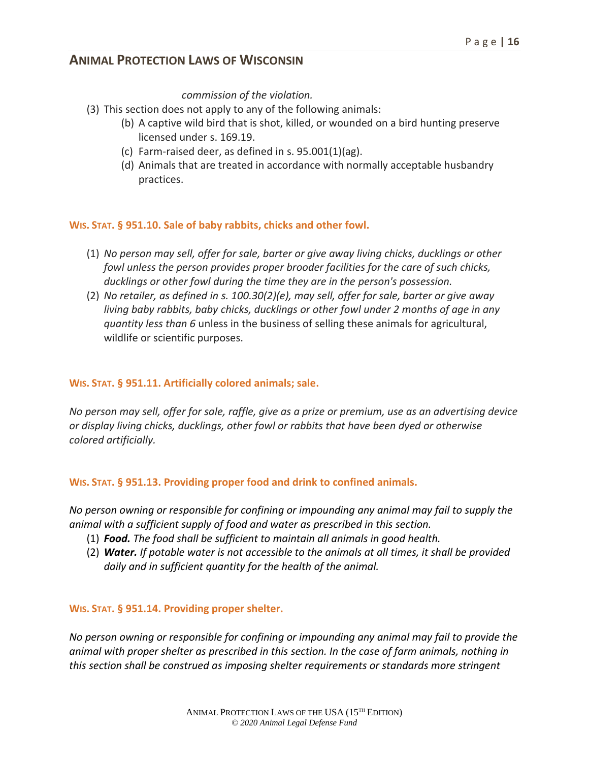*commission of the violation.*

(3) This section does not apply to any of the following animals:

   (b) A captive wild bird that is shot, killed, or wounded on a bird hunting preserve licensed under s. 169.19.

   (c) Farm-raised deer, as defined in s. 95.001(1)(ag).

   (d) Animals that are treated in accordance with normally acceptable husbandry practices.

### WIS. STAT. § 951.10. Sale of baby rabbits, chicks and other fowl.

(1) *No person may sell, offer for sale, barter or give away living chicks, ducklings or other fowl unless the person provides proper brooder facilities for the care of such chicks, ducklings or other fowl during the time they are in the person's possession.*

(2) *No retailer, as defined in s. 100.30(2)(e), may sell, offer for sale, barter or give away living baby rabbits, baby chicks, ducklings or other fowl under 2 months of age in any quantity less than 6* unless in the business of selling these animals for agricultural, wildlife or scientific purposes.

### WIS. STAT. § 951.11. Artificially colored animals; sale.

*No person may sell, offer for sale, raffle, give as a prize or premium, use as an advertising device or display living chicks, ducklings, other fowl or rabbits that have been dyed or otherwise colored artificially.*

### WIS. STAT. § 951.13. Providing proper food and drink to confined animals.

*No person owning or responsible for confining or impounding any animal may fail to supply the animal with a sufficient supply of food and water as prescribed in this section.*

(1) ***Food.*** *The food shall be sufficient to maintain all animals in good health.*

(2) ***Water.*** *If potable water is not accessible to the animals at all times, it shall be provided daily and in sufficient quantity for the health of the animal.*

### WIS. STAT. § 951.14. Providing proper shelter.

*No person owning or responsible for confining or impounding any animal may fail to provide the animal with proper shelter as prescribed in this section. In the case of farm animals, nothing in this section shall be construed as imposing shelter requirements or standards more stringent*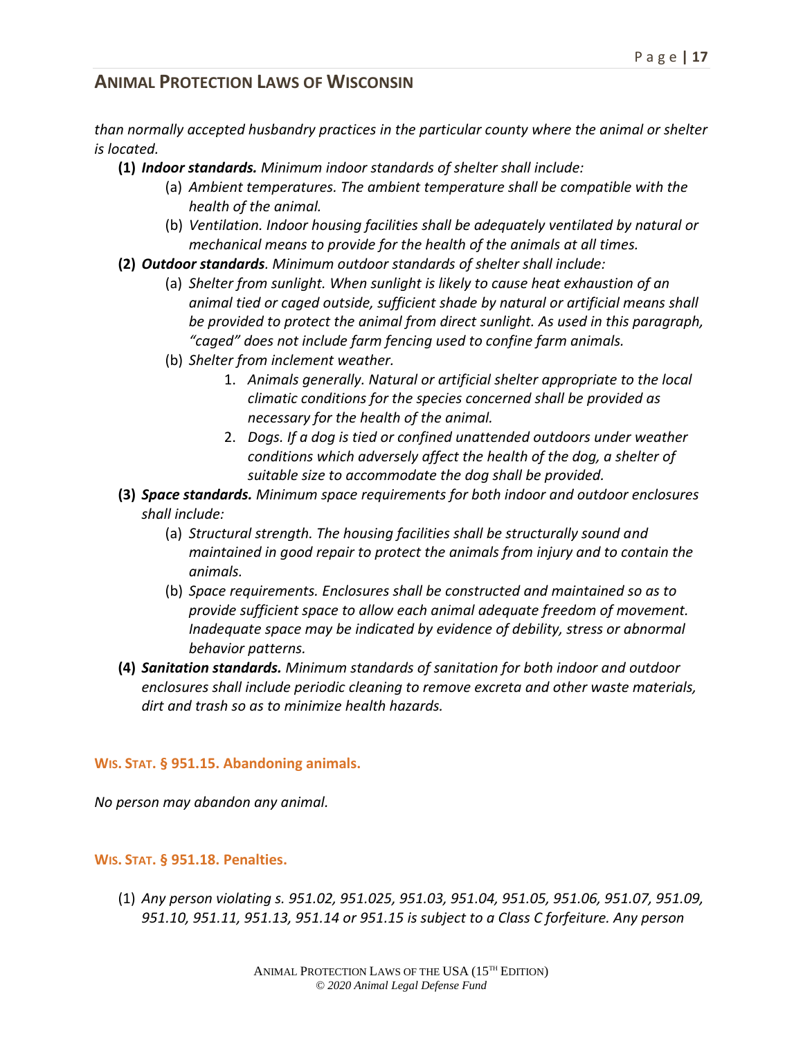*than normally accepted husbandry practices in the particular county where the animal or shelter is located.*

- **(1)** ***Indoor standards.*** *Minimum indoor standards of shelter shall include:*
  - (a) *Ambient temperatures. The ambient temperature shall be compatible with the health of the animal.*
  - (b) *Ventilation. Indoor housing facilities shall be adequately ventilated by natural or mechanical means to provide for the health of the animals at all times.*
- **(2)** ***Outdoor standards.*** *Minimum outdoor standards of shelter shall include:*
  - (a) *Shelter from sunlight. When sunlight is likely to cause heat exhaustion of an animal tied or caged outside, sufficient shade by natural or artificial means shall be provided to protect the animal from direct sunlight. As used in this paragraph, "caged" does not include farm fencing used to confine farm animals.*
  - (b) *Shelter from inclement weather.*
    1. *Animals generally. Natural or artificial shelter appropriate to the local climatic conditions for the species concerned shall be provided as necessary for the health of the animal.*
    2. *Dogs. If a dog is tied or confined unattended outdoors under weather conditions which adversely affect the health of the dog, a shelter of suitable size to accommodate the dog shall be provided.*
- **(3)** ***Space standards.*** *Minimum space requirements for both indoor and outdoor enclosures shall include:*
  - (a) *Structural strength. The housing facilities shall be structurally sound and maintained in good repair to protect the animals from injury and to contain the animals.*
  - (b) *Space requirements. Enclosures shall be constructed and maintained so as to provide sufficient space to allow each animal adequate freedom of movement. Inadequate space may be indicated by evidence of debility, stress or abnormal behavior patterns.*
- **(4)** ***Sanitation standards.*** *Minimum standards of sanitation for both indoor and outdoor enclosures shall include periodic cleaning to remove excreta and other waste materials, dirt and trash so as to minimize health hazards.*

### WIS. STAT. § 951.15. Abandoning animals.

*No person may abandon any animal.*

### WIS. STAT. § 951.18. Penalties.

(1) *Any person violating s. 951.02, 951.025, 951.03, 951.04, 951.05, 951.06, 951.07, 951.09, 951.10, 951.11, 951.13, 951.14 or 951.15 is subject to a Class C forfeiture. Any person*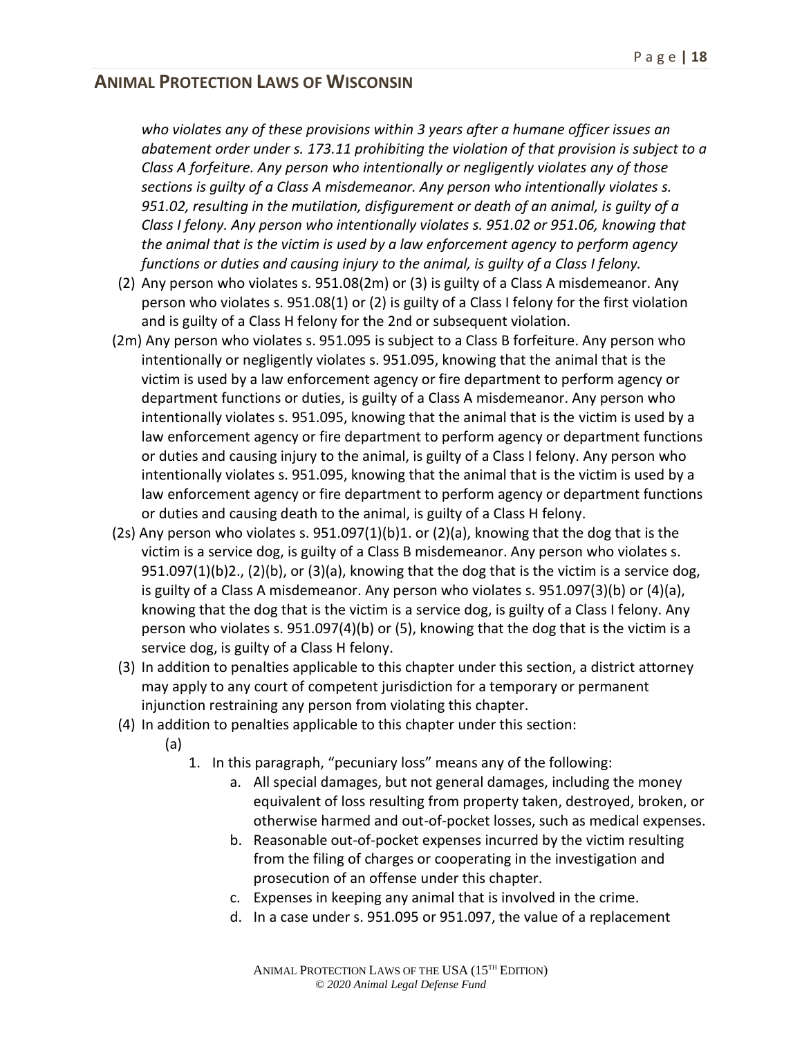*who violates any of these provisions within 3 years after a humane officer issues an abatement order under s. 173.11 prohibiting the violation of that provision is subject to a Class A forfeiture. Any person who intentionally or negligently violates any of those sections is guilty of a Class A misdemeanor. Any person who intentionally violates s. 951.02, resulting in the mutilation, disfigurement or death of an animal, is guilty of a Class I felony. Any person who intentionally violates s. 951.02 or 951.06, knowing that the animal that is the victim is used by a law enforcement agency to perform agency functions or duties and causing injury to the animal, is guilty of a Class I felony.*

(2) Any person who violates s. 951.08(2m) or (3) is guilty of a Class A misdemeanor. Any person who violates s. 951.08(1) or (2) is guilty of a Class I felony for the first violation and is guilty of a Class H felony for the 2nd or subsequent violation.

(2m) Any person who violates s. 951.095 is subject to a Class B forfeiture. Any person who intentionally or negligently violates s. 951.095, knowing that the animal that is the victim is used by a law enforcement agency or fire department to perform agency or department functions or duties, is guilty of a Class A misdemeanor. Any person who intentionally violates s. 951.095, knowing that the animal that is the victim is used by a law enforcement agency or fire department to perform agency or department functions or duties and causing injury to the animal, is guilty of a Class I felony. Any person who intentionally violates s. 951.095, knowing that the animal that is the victim is used by a law enforcement agency or fire department to perform agency or department functions or duties and causing death to the animal, is guilty of a Class H felony.

(2s) Any person who violates s. 951.097(1)(b)1. or (2)(a), knowing that the dog that is the victim is a service dog, is guilty of a Class B misdemeanor. Any person who violates s. 951.097(1)(b)2., (2)(b), or (3)(a), knowing that the dog that is the victim is a service dog, is guilty of a Class A misdemeanor. Any person who violates s. 951.097(3)(b) or (4)(a), knowing that the dog that is the victim is a service dog, is guilty of a Class I felony. Any person who violates s. 951.097(4)(b) or (5), knowing that the dog that is the victim is a service dog, is guilty of a Class H felony.

(3) In addition to penalties applicable to this chapter under this section, a district attorney may apply to any court of competent jurisdiction for a temporary or permanent injunction restraining any person from violating this chapter.

(4) In addition to penalties applicable to this chapter under this section:

(a)

1. In this paragraph, "pecuniary loss" means any of the following:
   a. All special damages, but not general damages, including the money equivalent of loss resulting from property taken, destroyed, broken, or otherwise harmed and out-of-pocket losses, such as medical expenses.
   b. Reasonable out-of-pocket expenses incurred by the victim resulting from the filing of charges or cooperating in the investigation and prosecution of an offense under this chapter.
   c. Expenses in keeping any animal that is involved in the crime.
   d. In a case under s. 951.095 or 951.097, the value of a replacement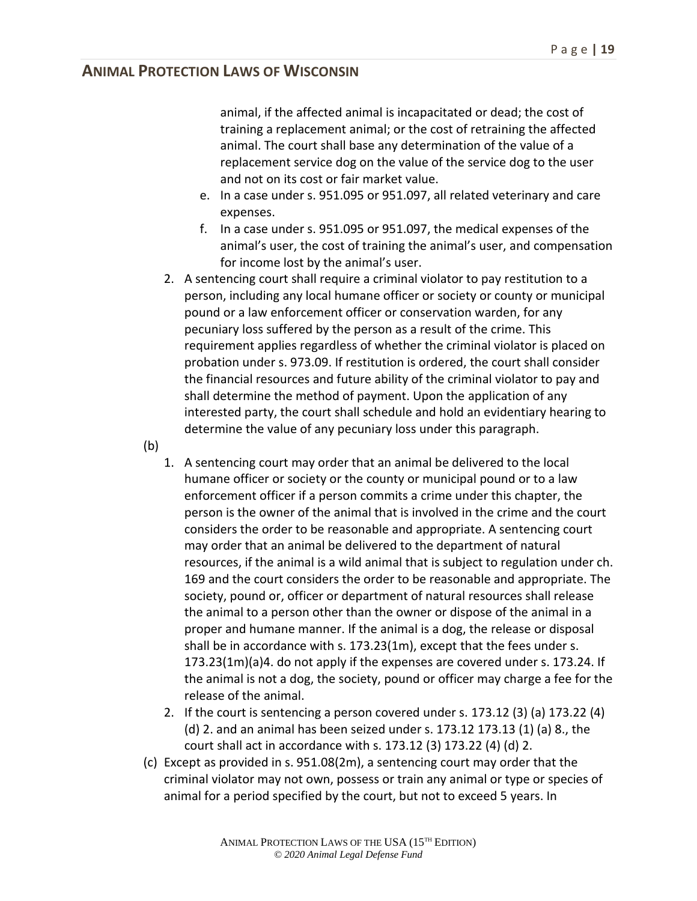animal, if the affected animal is incapacitated or dead; the cost of training a replacement animal; or the cost of retraining the affected animal. The court shall base any determination of the value of a replacement service dog on the value of the service dog to the user and not on its cost or fair market value.

  e. In a case under s. 951.095 or 951.097, all related veterinary and care expenses.
  f. In a case under s. 951.095 or 951.097, the medical expenses of the animal's user, the cost of training the animal's user, and compensation for income lost by the animal's user.

2. A sentencing court shall require a criminal violator to pay restitution to a person, including any local humane officer or society or county or municipal pound or a law enforcement officer or conservation warden, for any pecuniary loss suffered by the person as a result of the crime. This requirement applies regardless of whether the criminal violator is placed on probation under s. 973.09. If restitution is ordered, the court shall consider the financial resources and future ability of the criminal violator to pay and shall determine the method of payment. Upon the application of any interested party, the court shall schedule and hold an evidentiary hearing to determine the value of any pecuniary loss under this paragraph.

(b)

1. A sentencing court may order that an animal be delivered to the local humane officer or society or the county or municipal pound or to a law enforcement officer if a person commits a crime under this chapter, the person is the owner of the animal that is involved in the crime and the court considers the order to be reasonable and appropriate. A sentencing court may order that an animal be delivered to the department of natural resources, if the animal is a wild animal that is subject to regulation under ch. 169 and the court considers the order to be reasonable and appropriate. The society, pound or, officer or department of natural resources shall release the animal to a person other than the owner or dispose of the animal in a proper and humane manner. If the animal is a dog, the release or disposal shall be in accordance with s. 173.23(1m), except that the fees under s. 173.23(1m)(a)4. do not apply if the expenses are covered under s. 173.24. If the animal is not a dog, the society, pound or officer may charge a fee for the release of the animal.
2. If the court is sentencing a person covered under s. 173.12 (3) (a) 173.22 (4) (d) 2. and an animal has been seized under s. 173.12 173.13 (1) (a) 8., the court shall act in accordance with s. 173.12 (3) 173.22 (4) (d) 2.

(c) Except as provided in s. 951.08(2m), a sentencing court may order that the criminal violator may not own, possess or train any animal or type or species of animal for a period specified by the court, but not to exceed 5 years. In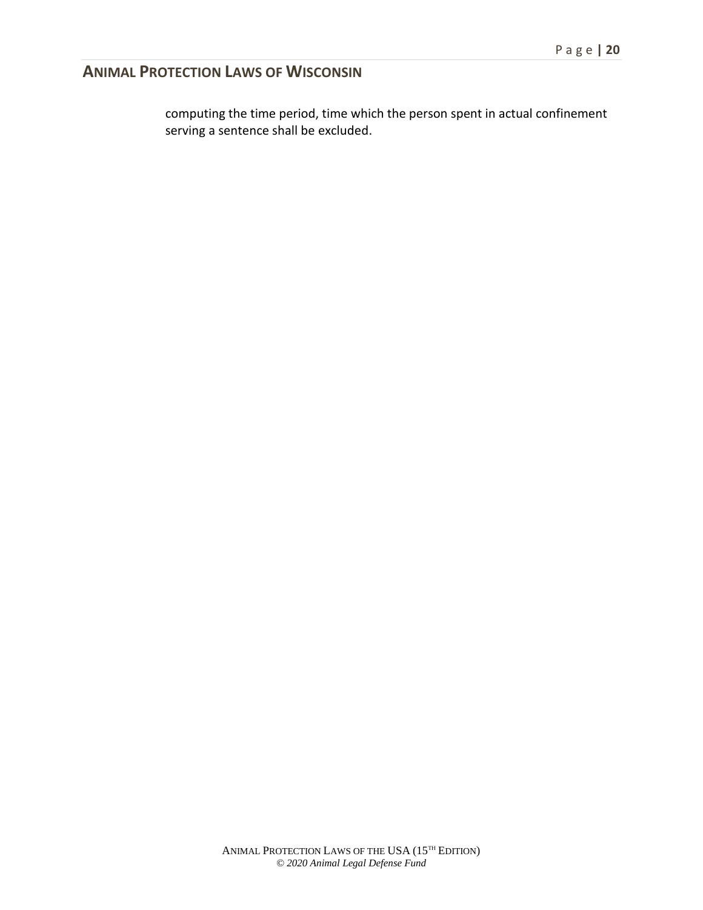computing the time period, time which the person spent in actual confinement serving a sentence shall be excluded.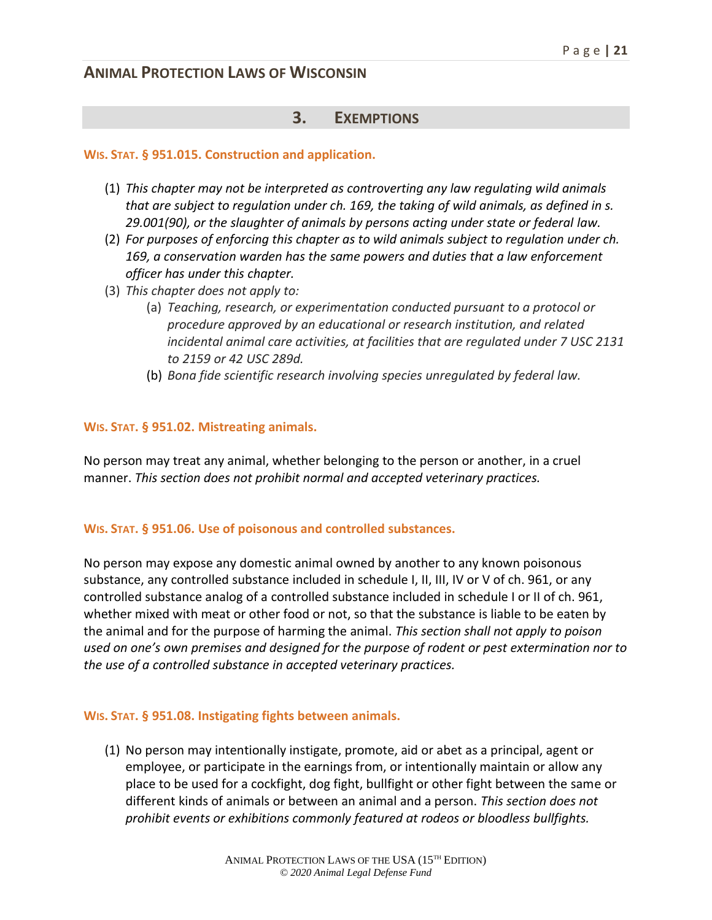## 3. Exemptions

**Wis. Stat. § 951.015. Construction and application.**

(1) *This chapter may not be interpreted as controverting any law regulating wild animals that are subject to regulation under ch. 169, the taking of wild animals, as defined in s. 29.001(90), or the slaughter of animals by persons acting under state or federal law.*

(2) *For purposes of enforcing this chapter as to wild animals subject to regulation under ch. 169, a conservation warden has the same powers and duties that a law enforcement officer has under this chapter.*

(3) *This chapter does not apply to:*

   (a) *Teaching, research, or experimentation conducted pursuant to a protocol or procedure approved by an educational or research institution, and related incidental animal care activities, at facilities that are regulated under 7 USC 2131 to 2159 or 42 USC 289d.*

   (b) *Bona fide scientific research involving species unregulated by federal law.*

**Wis. Stat. § 951.02. Mistreating animals.**

No person may treat any animal, whether belonging to the person or another, in a cruel manner. *This section does not prohibit normal and accepted veterinary practices.*

**Wis. Stat. § 951.06. Use of poisonous and controlled substances.**

No person may expose any domestic animal owned by another to any known poisonous substance, any controlled substance included in schedule I, II, III, IV or V of ch. 961, or any controlled substance analog of a controlled substance included in schedule I or II of ch. 961, whether mixed with meat or other food or not, so that the substance is liable to be eaten by the animal and for the purpose of harming the animal. *This section shall not apply to poison used on one's own premises and designed for the purpose of rodent or pest extermination nor to the use of a controlled substance in accepted veterinary practices.*

**Wis. Stat. § 951.08. Instigating fights between animals.**

(1) No person may intentionally instigate, promote, aid or abet as a principal, agent or employee, or participate in the earnings from, or intentionally maintain or allow any place to be used for a cockfight, dog fight, bullfight or other fight between the same or different kinds of animals or between an animal and a person. *This section does not prohibit events or exhibitions commonly featured at rodeos or bloodless bullfights.*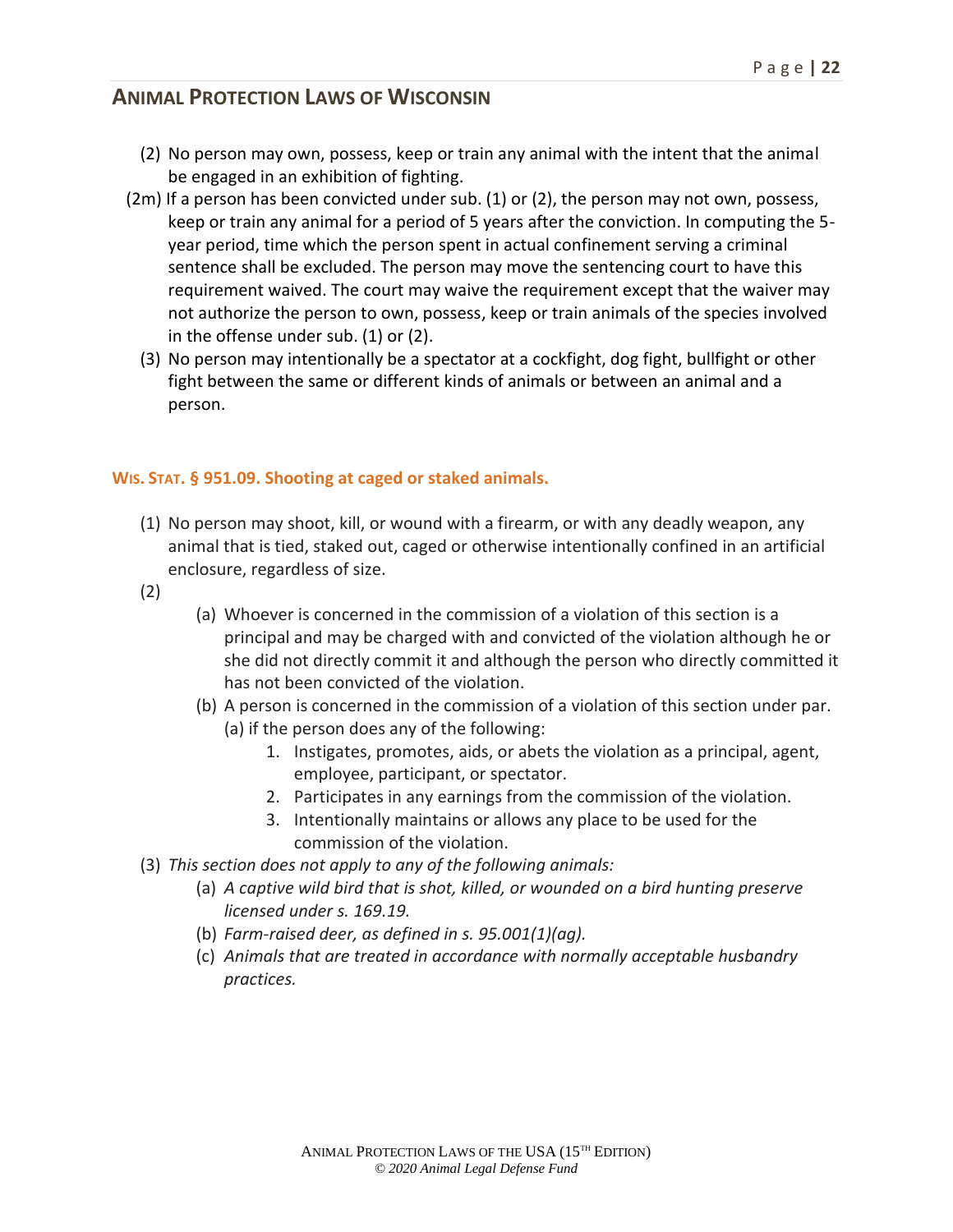(2) No person may own, possess, keep or train any animal with the intent that the animal be engaged in an exhibition of fighting.

(2m) If a person has been convicted under sub. (1) or (2), the person may not own, possess, keep or train any animal for a period of 5 years after the conviction. In computing the 5-year period, time which the person spent in actual confinement serving a criminal sentence shall be excluded. The person may move the sentencing court to have this requirement waived. The court may waive the requirement except that the waiver may not authorize the person to own, possess, keep or train animals of the species involved in the offense under sub. (1) or (2).

(3) No person may intentionally be a spectator at a cockfight, dog fight, bullfight or other fight between the same or different kinds of animals or between an animal and a person.

### WIS. STAT. § 951.09. Shooting at caged or staked animals.

(1) No person may shoot, kill, or wound with a firearm, or with any deadly weapon, any animal that is tied, staked out, caged or otherwise intentionally confined in an artificial enclosure, regardless of size.

(2)

- (a) Whoever is concerned in the commission of a violation of this section is a principal and may be charged with and convicted of the violation although he or she did not directly commit it and although the person who directly committed it has not been convicted of the violation.
- (b) A person is concerned in the commission of a violation of this section under par. (a) if the person does any of the following:
  1. Instigates, promotes, aids, or abets the violation as a principal, agent, employee, participant, or spectator.
  2. Participates in any earnings from the commission of the violation.
  3. Intentionally maintains or allows any place to be used for the commission of the violation.

(3) *This section does not apply to any of the following animals:*

- (a) *A captive wild bird that is shot, killed, or wounded on a bird hunting preserve licensed under s. 169.19.*
- (b) *Farm-raised deer, as defined in s. 95.001(1)(ag).*
- (c) *Animals that are treated in accordance with normally acceptable husbandry practices.*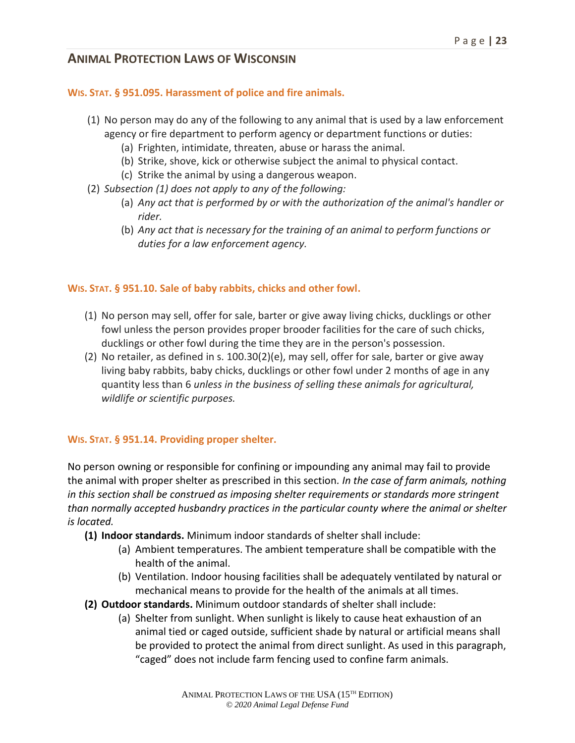## WIS. STAT. § 951.095. Harassment of police and fire animals.

(1) No person may do any of the following to any animal that is used by a law enforcement agency or fire department to perform agency or department functions or duties:

- (a) Frighten, intimidate, threaten, abuse or harass the animal.
- (b) Strike, shove, kick or otherwise subject the animal to physical contact.
- (c) Strike the animal by using a dangerous weapon.

(2) *Subsection (1) does not apply to any of the following:*

- (a) *Any act that is performed by or with the authorization of the animal's handler or rider.*
- (b) *Any act that is necessary for the training of an animal to perform functions or duties for a law enforcement agency.*

## WIS. STAT. § 951.10. Sale of baby rabbits, chicks and other fowl.

(1) No person may sell, offer for sale, barter or give away living chicks, ducklings or other fowl unless the person provides proper brooder facilities for the care of such chicks, ducklings or other fowl during the time they are in the person's possession.

(2) No retailer, as defined in s. 100.30(2)(e), may sell, offer for sale, barter or give away living baby rabbits, baby chicks, ducklings or other fowl under 2 months of age in any quantity less than 6 *unless in the business of selling these animals for agricultural, wildlife or scientific purposes.*

## WIS. STAT. § 951.14. Providing proper shelter.

No person owning or responsible for confining or impounding any animal may fail to provide the animal with proper shelter as prescribed in this section. *In the case of farm animals, nothing in this section shall be construed as imposing shelter requirements or standards more stringent than normally accepted husbandry practices in the particular county where the animal or shelter is located.*

**(1) Indoor standards.** Minimum indoor standards of shelter shall include:

- (a) Ambient temperatures. The ambient temperature shall be compatible with the health of the animal.
- (b) Ventilation. Indoor housing facilities shall be adequately ventilated by natural or mechanical means to provide for the health of the animals at all times.

**(2) Outdoor standards.** Minimum outdoor standards of shelter shall include:

- (a) Shelter from sunlight. When sunlight is likely to cause heat exhaustion of an animal tied or caged outside, sufficient shade by natural or artificial means shall be provided to protect the animal from direct sunlight. As used in this paragraph, "caged" does not include farm fencing used to confine farm animals.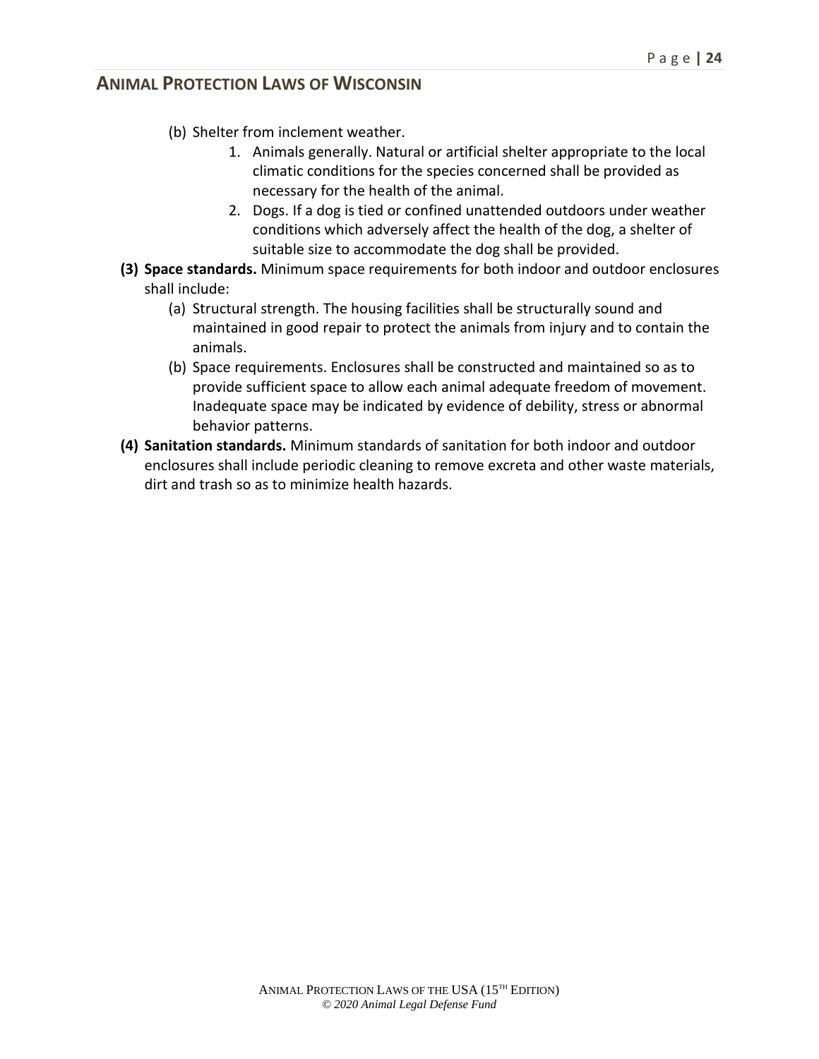(b) Shelter from inclement weather.

1. Animals generally. Natural or artificial shelter appropriate to the local climatic conditions for the species concerned shall be provided as necessary for the health of the animal.
2. Dogs. If a dog is tied or confined unattended outdoors under weather conditions which adversely affect the health of the dog, a shelter of suitable size to accommodate the dog shall be provided.

**(3) Space standards.** Minimum space requirements for both indoor and outdoor enclosures shall include:

(a) Structural strength. The housing facilities shall be structurally sound and maintained in good repair to protect the animals from injury and to contain the animals.

(b) Space requirements. Enclosures shall be constructed and maintained so as to provide sufficient space to allow each animal adequate freedom of movement. Inadequate space may be indicated by evidence of debility, stress or abnormal behavior patterns.

**(4) Sanitation standards.** Minimum standards of sanitation for both indoor and outdoor enclosures shall include periodic cleaning to remove excreta and other waste materials, dirt and trash so as to minimize health hazards.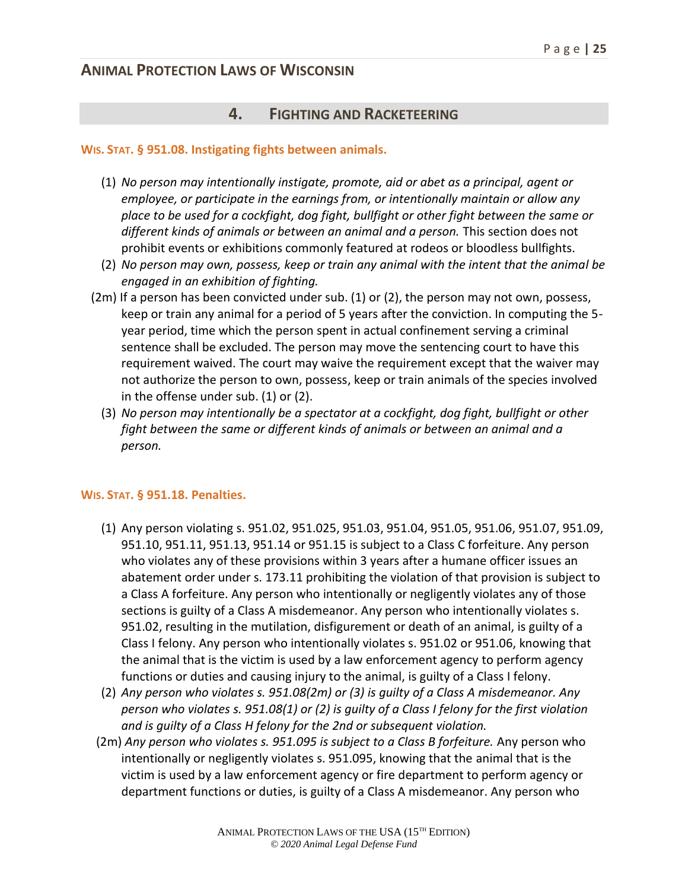# 4. Fighting and Racketeering

### Wis. Stat. § 951.08. Instigating fights between animals.

(1) *No person may intentionally instigate, promote, aid or abet as a principal, agent or employee, or participate in the earnings from, or intentionally maintain or allow any place to be used for a cockfight, dog fight, bullfight or other fight between the same or different kinds of animals or between an animal and a person.* This section does not prohibit events or exhibitions commonly featured at rodeos or bloodless bullfights.

(2) *No person may own, possess, keep or train any animal with the intent that the animal be engaged in an exhibition of fighting.*

(2m) If a person has been convicted under sub. (1) or (2), the person may not own, possess, keep or train any animal for a period of 5 years after the conviction. In computing the 5-year period, time which the person spent in actual confinement serving a criminal sentence shall be excluded. The person may move the sentencing court to have this requirement waived. The court may waive the requirement except that the waiver may not authorize the person to own, possess, keep or train animals of the species involved in the offense under sub. (1) or (2).

(3) *No person may intentionally be a spectator at a cockfight, dog fight, bullfight or other fight between the same or different kinds of animals or between an animal and a person.*

### Wis. Stat. § 951.18. Penalties.

(1) Any person violating s. 951.02, 951.025, 951.03, 951.04, 951.05, 951.06, 951.07, 951.09, 951.10, 951.11, 951.13, 951.14 or 951.15 is subject to a Class C forfeiture. Any person who violates any of these provisions within 3 years after a humane officer issues an abatement order under s. 173.11 prohibiting the violation of that provision is subject to a Class A forfeiture. Any person who intentionally or negligently violates any of those sections is guilty of a Class A misdemeanor. Any person who intentionally violates s. 951.02, resulting in the mutilation, disfigurement or death of an animal, is guilty of a Class I felony. Any person who intentionally violates s. 951.02 or 951.06, knowing that the animal that is the victim is used by a law enforcement agency to perform agency functions or duties and causing injury to the animal, is guilty of a Class I felony.

(2) *Any person who violates s. 951.08(2m) or (3) is guilty of a Class A misdemeanor. Any person who violates s. 951.08(1) or (2) is guilty of a Class I felony for the first violation and is guilty of a Class H felony for the 2nd or subsequent violation.*

(2m) *Any person who violates s. 951.095 is subject to a Class B forfeiture.* Any person who intentionally or negligently violates s. 951.095, knowing that the animal that is the victim is used by a law enforcement agency or fire department to perform agency or department functions or duties, is guilty of a Class A misdemeanor. Any person who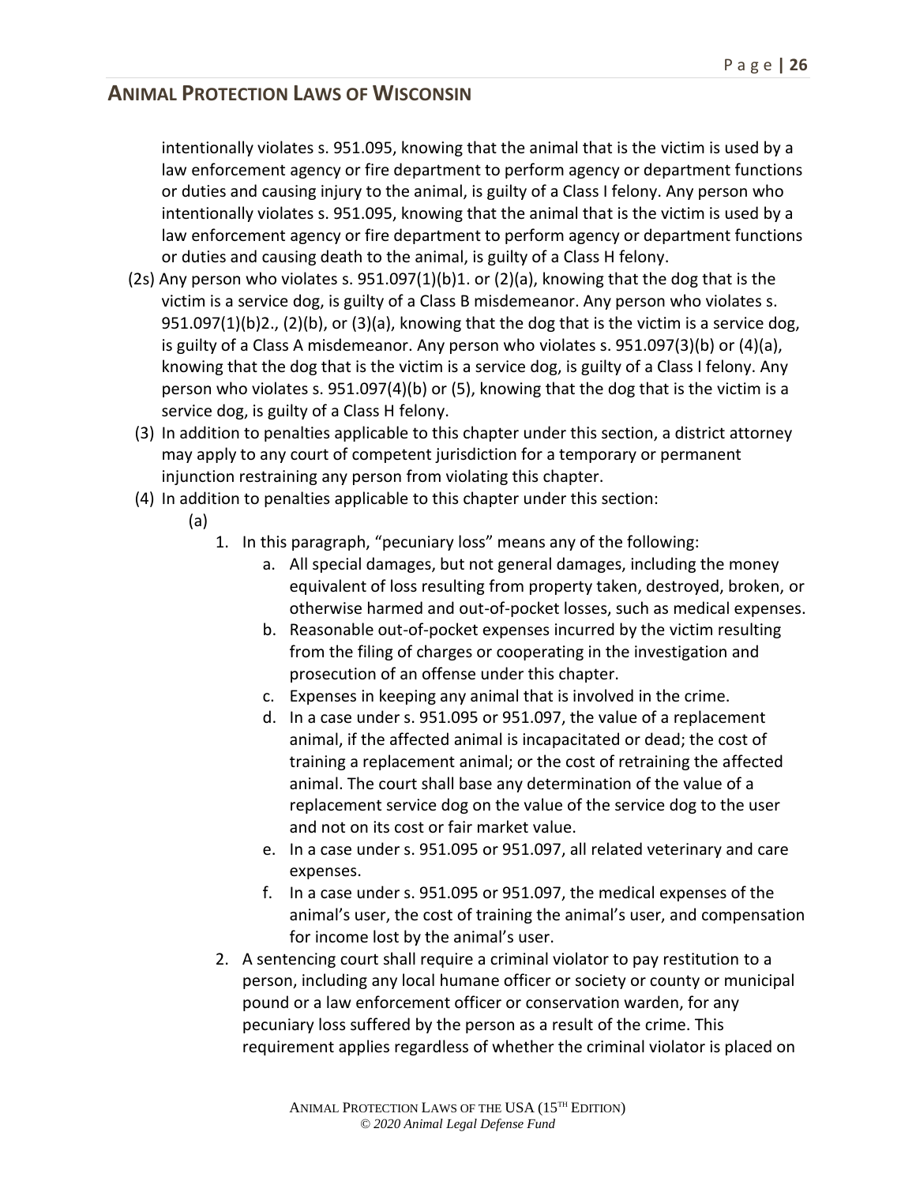intentionally violates s. 951.095, knowing that the animal that is the victim is used by a law enforcement agency or fire department to perform agency or department functions or duties and causing injury to the animal, is guilty of a Class I felony. Any person who intentionally violates s. 951.095, knowing that the animal that is the victim is used by a law enforcement agency or fire department to perform agency or department functions or duties and causing death to the animal, is guilty of a Class H felony.

(2s) Any person who violates s. 951.097(1)(b)1. or (2)(a), knowing that the dog that is the victim is a service dog, is guilty of a Class B misdemeanor. Any person who violates s. 951.097(1)(b)2., (2)(b), or (3)(a), knowing that the dog that is the victim is a service dog, is guilty of a Class A misdemeanor. Any person who violates s. 951.097(3)(b) or (4)(a), knowing that the dog that is the victim is a service dog, is guilty of a Class I felony. Any person who violates s. 951.097(4)(b) or (5), knowing that the dog that is the victim is a service dog, is guilty of a Class H felony.

(3) In addition to penalties applicable to this chapter under this section, a district attorney may apply to any court of competent jurisdiction for a temporary or permanent injunction restraining any person from violating this chapter.

(4) In addition to penalties applicable to this chapter under this section:

(a)

1. In this paragraph, "pecuniary loss" means any of the following:
    a. All special damages, but not general damages, including the money equivalent of loss resulting from property taken, destroyed, broken, or otherwise harmed and out-of-pocket losses, such as medical expenses.
    b. Reasonable out-of-pocket expenses incurred by the victim resulting from the filing of charges or cooperating in the investigation and prosecution of an offense under this chapter.
    c. Expenses in keeping any animal that is involved in the crime.
    d. In a case under s. 951.095 or 951.097, the value of a replacement animal, if the affected animal is incapacitated or dead; the cost of training a replacement animal; or the cost of retraining the affected animal. The court shall base any determination of the value of a replacement service dog on the value of the service dog to the user and not on its cost or fair market value.
    e. In a case under s. 951.095 or 951.097, all related veterinary and care expenses.
    f. In a case under s. 951.095 or 951.097, the medical expenses of the animal's user, the cost of training the animal's user, and compensation for income lost by the animal's user.
2. A sentencing court shall require a criminal violator to pay restitution to a person, including any local humane officer or society or county or municipal pound or a law enforcement officer or conservation warden, for any pecuniary loss suffered by the person as a result of the crime. This requirement applies regardless of whether the criminal violator is placed on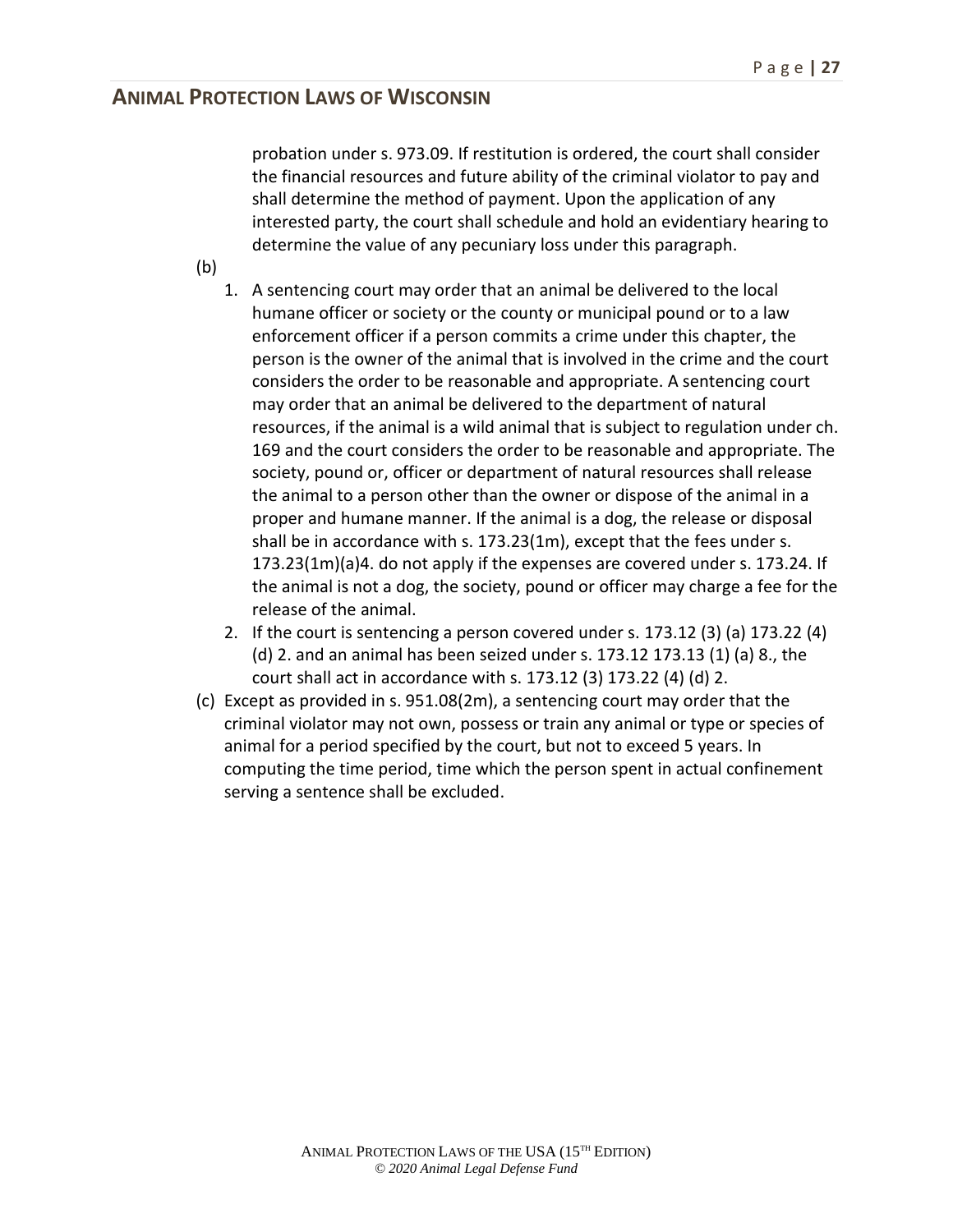probation under s. 973.09. If restitution is ordered, the court shall consider the financial resources and future ability of the criminal violator to pay and shall determine the method of payment. Upon the application of any interested party, the court shall schedule and hold an evidentiary hearing to determine the value of any pecuniary loss under this paragraph.

(b)

1. A sentencing court may order that an animal be delivered to the local humane officer or society or the county or municipal pound or to a law enforcement officer if a person commits a crime under this chapter, the person is the owner of the animal that is involved in the crime and the court considers the order to be reasonable and appropriate. A sentencing court may order that an animal be delivered to the department of natural resources, if the animal is a wild animal that is subject to regulation under ch. 169 and the court considers the order to be reasonable and appropriate. The society, pound or, officer or department of natural resources shall release the animal to a person other than the owner or dispose of the animal in a proper and humane manner. If the animal is a dog, the release or disposal shall be in accordance with s. 173.23(1m), except that the fees under s. 173.23(1m)(a)4. do not apply if the expenses are covered under s. 173.24. If the animal is not a dog, the society, pound or officer may charge a fee for the release of the animal.
2. If the court is sentencing a person covered under s. 173.12 (3) (a) 173.22 (4) (d) 2. and an animal has been seized under s. 173.12 173.13 (1) (a) 8., the court shall act in accordance with s. 173.12 (3) 173.22 (4) (d) 2.

(c) Except as provided in s. 951.08(2m), a sentencing court may order that the criminal violator may not own, possess or train any animal or type or species of animal for a period specified by the court, but not to exceed 5 years. In computing the time period, time which the person spent in actual confinement serving a sentence shall be excluded.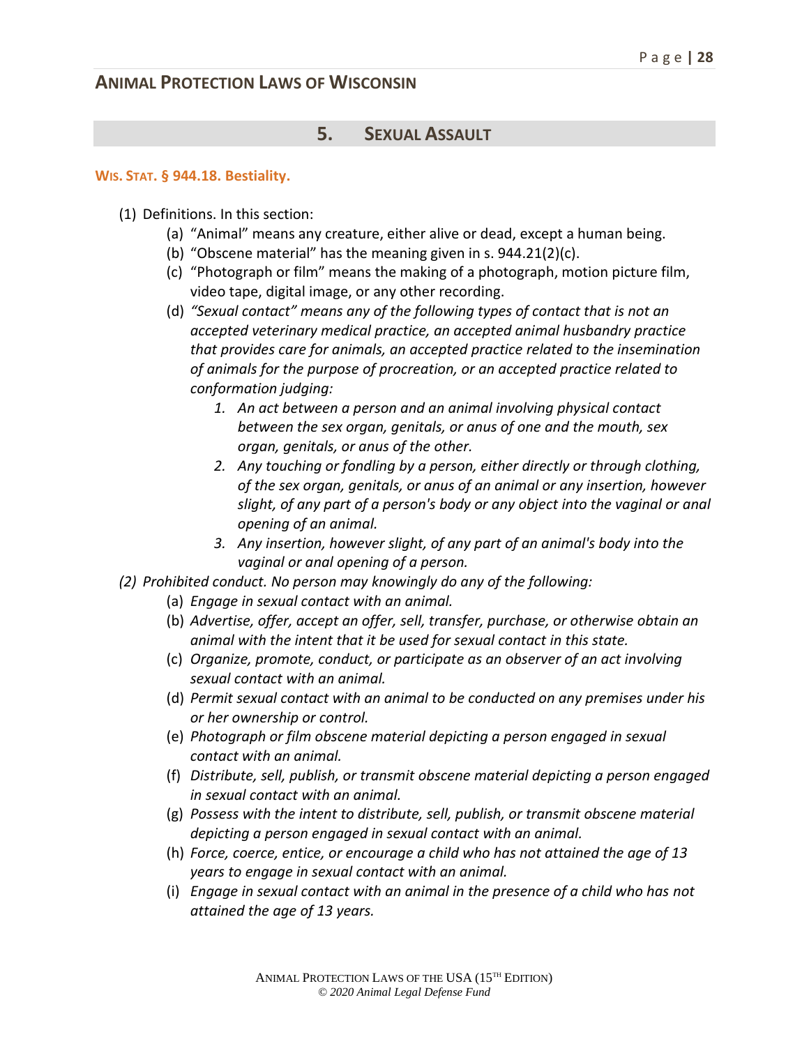## 5. Sexual Assault

### Wis. Stat. § 944.18. Bestiality.

(1) Definitions. In this section:

- (a) "Animal" means any creature, either alive or dead, except a human being.
- (b) "Obscene material" has the meaning given in s. 944.21(2)(c).
- (c) "Photograph or film" means the making of a photograph, motion picture film, video tape, digital image, or any other recording.
- (d) *"Sexual contact" means any of the following types of contact that is not an accepted veterinary medical practice, an accepted animal husbandry practice that provides care for animals, an accepted practice related to the insemination of animals for the purpose of procreation, or an accepted practice related to conformation judging:*
  1. *An act between a person and an animal involving physical contact between the sex organ, genitals, or anus of one and the mouth, sex organ, genitals, or anus of the other.*
  2. *Any touching or fondling by a person, either directly or through clothing, of the sex organ, genitals, or anus of an animal or any insertion, however slight, of any part of a person's body or any object into the vaginal or anal opening of an animal.*
  3. *Any insertion, however slight, of any part of an animal's body into the vaginal or anal opening of a person.*

*(2) Prohibited conduct. No person may knowingly do any of the following:*

- (a) *Engage in sexual contact with an animal.*
- (b) *Advertise, offer, accept an offer, sell, transfer, purchase, or otherwise obtain an animal with the intent that it be used for sexual contact in this state.*
- (c) *Organize, promote, conduct, or participate as an observer of an act involving sexual contact with an animal.*
- (d) *Permit sexual contact with an animal to be conducted on any premises under his or her ownership or control.*
- (e) *Photograph or film obscene material depicting a person engaged in sexual contact with an animal.*
- (f) *Distribute, sell, publish, or transmit obscene material depicting a person engaged in sexual contact with an animal.*
- (g) *Possess with the intent to distribute, sell, publish, or transmit obscene material depicting a person engaged in sexual contact with an animal.*
- (h) *Force, coerce, entice, or encourage a child who has not attained the age of 13 years to engage in sexual contact with an animal.*
- (i) *Engage in sexual contact with an animal in the presence of a child who has not attained the age of 13 years.*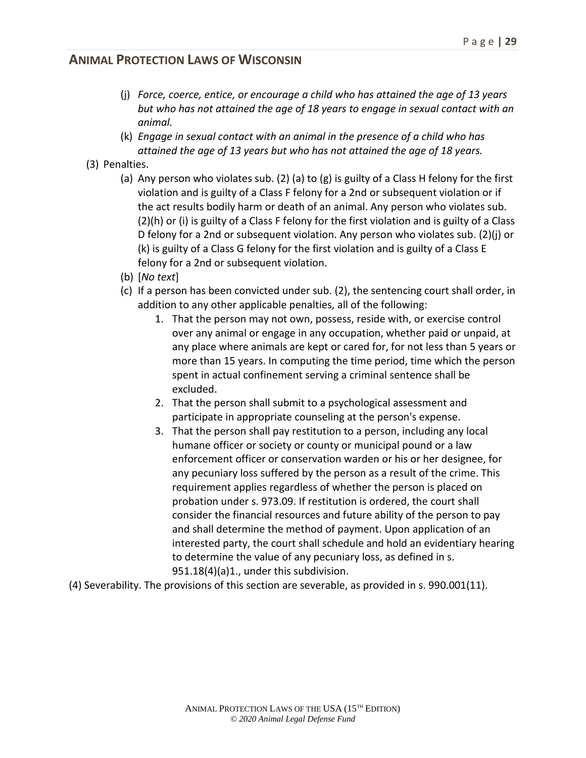(j) *Force, coerce, entice, or encourage a child who has attained the age of 13 years but who has not attained the age of 18 years to engage in sexual contact with an animal.*

(k) *Engage in sexual contact with an animal in the presence of a child who has attained the age of 13 years but who has not attained the age of 18 years.*

(3) Penalties.

(a) Any person who violates sub. (2) (a) to (g) is guilty of a Class H felony for the first violation and is guilty of a Class F felony for a 2nd or subsequent violation or if the act results bodily harm or death of an animal. Any person who violates sub. (2)(h) or (i) is guilty of a Class F felony for the first violation and is guilty of a Class D felony for a 2nd or subsequent violation. Any person who violates sub. (2)(j) or (k) is guilty of a Class G felony for the first violation and is guilty of a Class E felony for a 2nd or subsequent violation.

(b) [*No text*]

(c) If a person has been convicted under sub. (2), the sentencing court shall order, in addition to any other applicable penalties, all of the following:

1. That the person may not own, possess, reside with, or exercise control over any animal or engage in any occupation, whether paid or unpaid, at any place where animals are kept or cared for, for not less than 5 years or more than 15 years. In computing the time period, time which the person spent in actual confinement serving a criminal sentence shall be excluded.
2. That the person shall submit to a psychological assessment and participate in appropriate counseling at the person's expense.
3. That the person shall pay restitution to a person, including any local humane officer or society or county or municipal pound or a law enforcement officer or conservation warden or his or her designee, for any pecuniary loss suffered by the person as a result of the crime. This requirement applies regardless of whether the person is placed on probation under s. 973.09. If restitution is ordered, the court shall consider the financial resources and future ability of the person to pay and shall determine the method of payment. Upon application of an interested party, the court shall schedule and hold an evidentiary hearing to determine the value of any pecuniary loss, as defined in s. 951.18(4)(a)1., under this subdivision.

(4) Severability. The provisions of this section are severable, as provided in s. 990.001(11).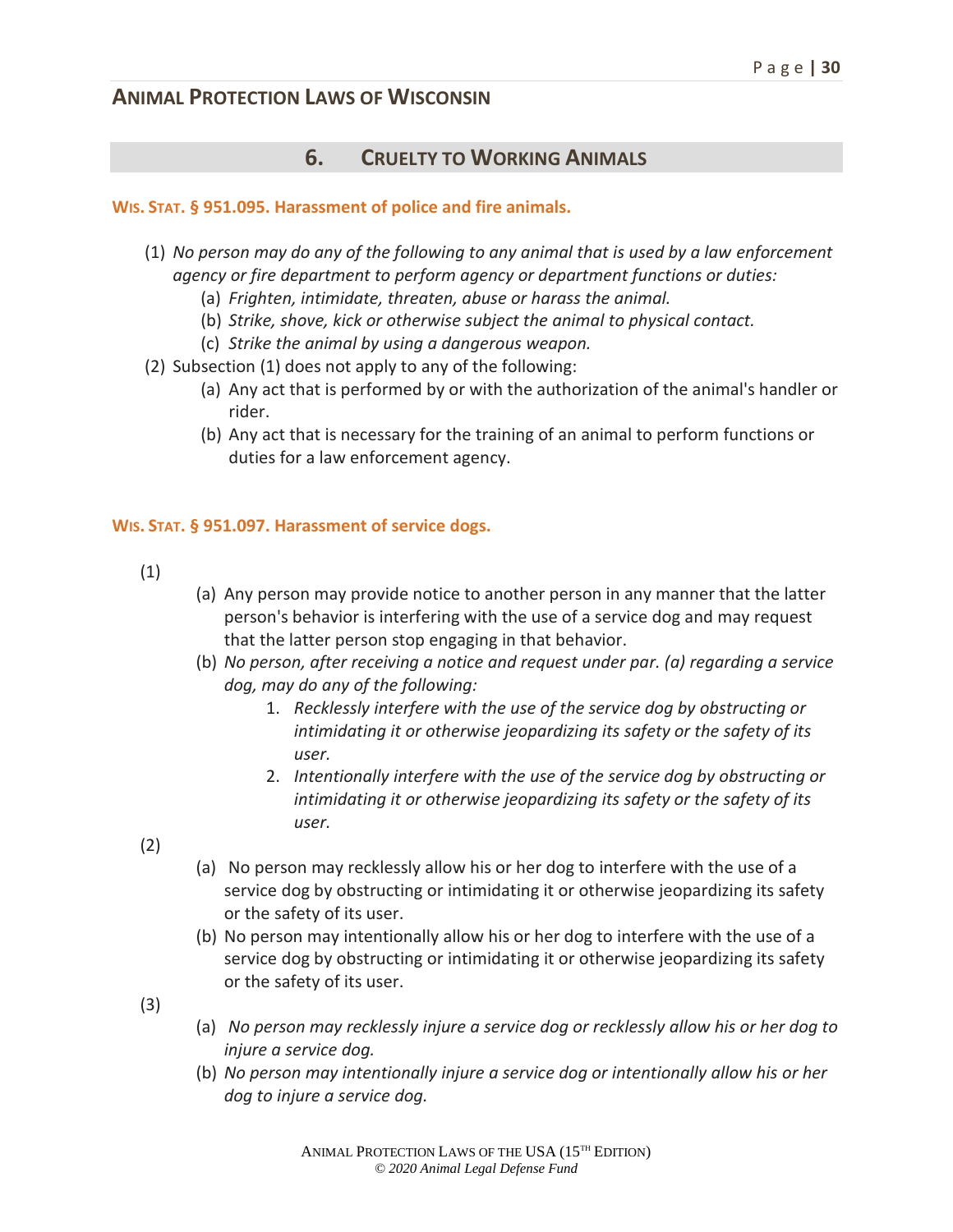## 6. Cruelty to Working Animals

**Wis. Stat. § 951.095. Harassment of police and fire animals.**

(1) *No person may do any of the following to any animal that is used by a law enforcement agency or fire department to perform agency or department functions or duties:*
  (a) *Frighten, intimidate, threaten, abuse or harass the animal.*
  (b) *Strike, shove, kick or otherwise subject the animal to physical contact.*
  (c) *Strike the animal by using a dangerous weapon.*

(2) Subsection (1) does not apply to any of the following:
  (a) Any act that is performed by or with the authorization of the animal's handler or rider.
  (b) Any act that is necessary for the training of an animal to perform functions or duties for a law enforcement agency.

**Wis. Stat. § 951.097. Harassment of service dogs.**

(1)
  (a) Any person may provide notice to another person in any manner that the latter person's behavior is interfering with the use of a service dog and may request that the latter person stop engaging in that behavior.
  (b) *No person, after receiving a notice and request under par. (a) regarding a service dog, may do any of the following:*
    1. *Recklessly interfere with the use of the service dog by obstructing or intimidating it or otherwise jeopardizing its safety or the safety of its user.*
    2. *Intentionally interfere with the use of the service dog by obstructing or intimidating it or otherwise jeopardizing its safety or the safety of its user.*

(2)
  (a) No person may recklessly allow his or her dog to interfere with the use of a service dog by obstructing or intimidating it or otherwise jeopardizing its safety or the safety of its user.
  (b) No person may intentionally allow his or her dog to interfere with the use of a service dog by obstructing or intimidating it or otherwise jeopardizing its safety or the safety of its user.

(3)
  (a) *No person may recklessly injure a service dog or recklessly allow his or her dog to injure a service dog.*
  (b) *No person may intentionally injure a service dog or intentionally allow his or her dog to injure a service dog.*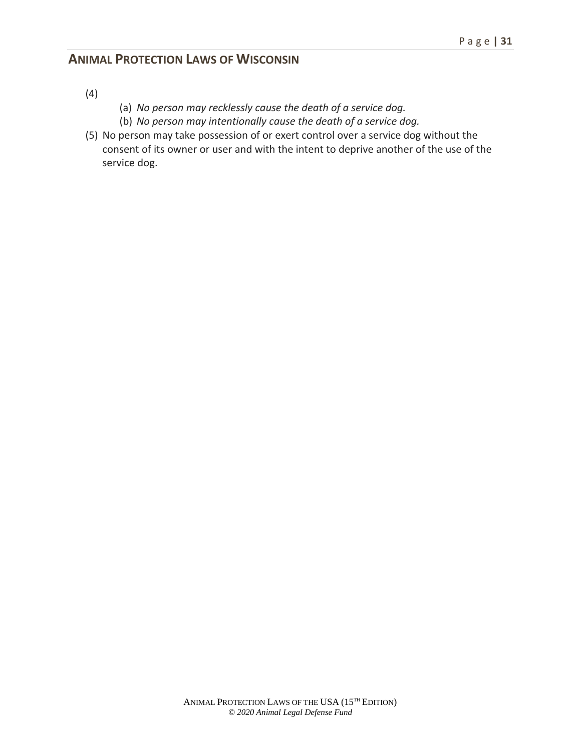(4)

(a) *No person may recklessly cause the death of a service dog.*

(b) *No person may intentionally cause the death of a service dog.*

(5) No person may take possession of or exert control over a service dog without the consent of its owner or user and with the intent to deprive another of the use of the service dog.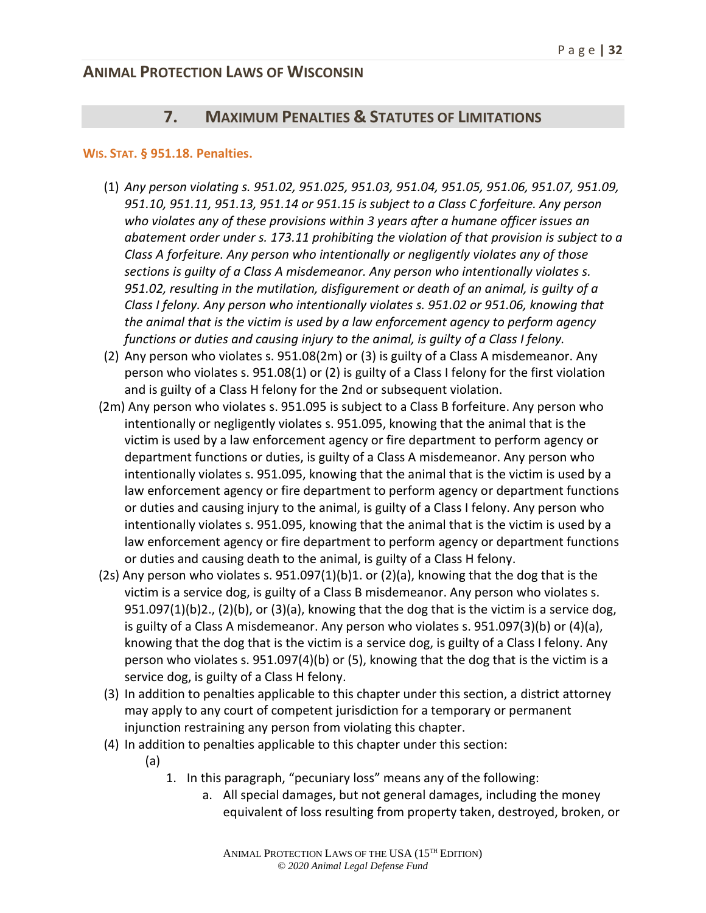## 7. Maximum Penalties & Statutes of Limitations

### Wis. Stat. § 951.18. Penalties.

(1) *Any person violating s. 951.02, 951.025, 951.03, 951.04, 951.05, 951.06, 951.07, 951.09, 951.10, 951.11, 951.13, 951.14 or 951.15 is subject to a Class C forfeiture. Any person who violates any of these provisions within 3 years after a humane officer issues an abatement order under s. 173.11 prohibiting the violation of that provision is subject to a Class A forfeiture. Any person who intentionally or negligently violates any of those sections is guilty of a Class A misdemeanor. Any person who intentionally violates s. 951.02, resulting in the mutilation, disfigurement or death of an animal, is guilty of a Class I felony. Any person who intentionally violates s. 951.02 or 951.06, knowing that the animal that is the victim is used by a law enforcement agency to perform agency functions or duties and causing injury to the animal, is guilty of a Class I felony.*

(2) Any person who violates s. 951.08(2m) or (3) is guilty of a Class A misdemeanor. Any person who violates s. 951.08(1) or (2) is guilty of a Class I felony for the first violation and is guilty of a Class H felony for the 2nd or subsequent violation.

(2m) Any person who violates s. 951.095 is subject to a Class B forfeiture. Any person who intentionally or negligently violates s. 951.095, knowing that the animal that is the victim is used by a law enforcement agency or fire department to perform agency or department functions or duties, is guilty of a Class A misdemeanor. Any person who intentionally violates s. 951.095, knowing that the animal that is the victim is used by a law enforcement agency or fire department to perform agency or department functions or duties and causing injury to the animal, is guilty of a Class I felony. Any person who intentionally violates s. 951.095, knowing that the animal that is the victim is used by a law enforcement agency or fire department to perform agency or department functions or duties and causing death to the animal, is guilty of a Class H felony.

(2s) Any person who violates s. 951.097(1)(b)1. or (2)(a), knowing that the dog that is the victim is a service dog, is guilty of a Class B misdemeanor. Any person who violates s. 951.097(1)(b)2., (2)(b), or (3)(a), knowing that the dog that is the victim is a service dog, is guilty of a Class A misdemeanor. Any person who violates s. 951.097(3)(b) or (4)(a), knowing that the dog that is the victim is a service dog, is guilty of a Class I felony. Any person who violates s. 951.097(4)(b) or (5), knowing that the dog that is the victim is a service dog, is guilty of a Class H felony.

(3) In addition to penalties applicable to this chapter under this section, a district attorney may apply to any court of competent jurisdiction for a temporary or permanent injunction restraining any person from violating this chapter.

(4) In addition to penalties applicable to this chapter under this section:

(a)

1. In this paragraph, "pecuniary loss" means any of the following:
    a. All special damages, but not general damages, including the money equivalent of loss resulting from property taken, destroyed, broken, or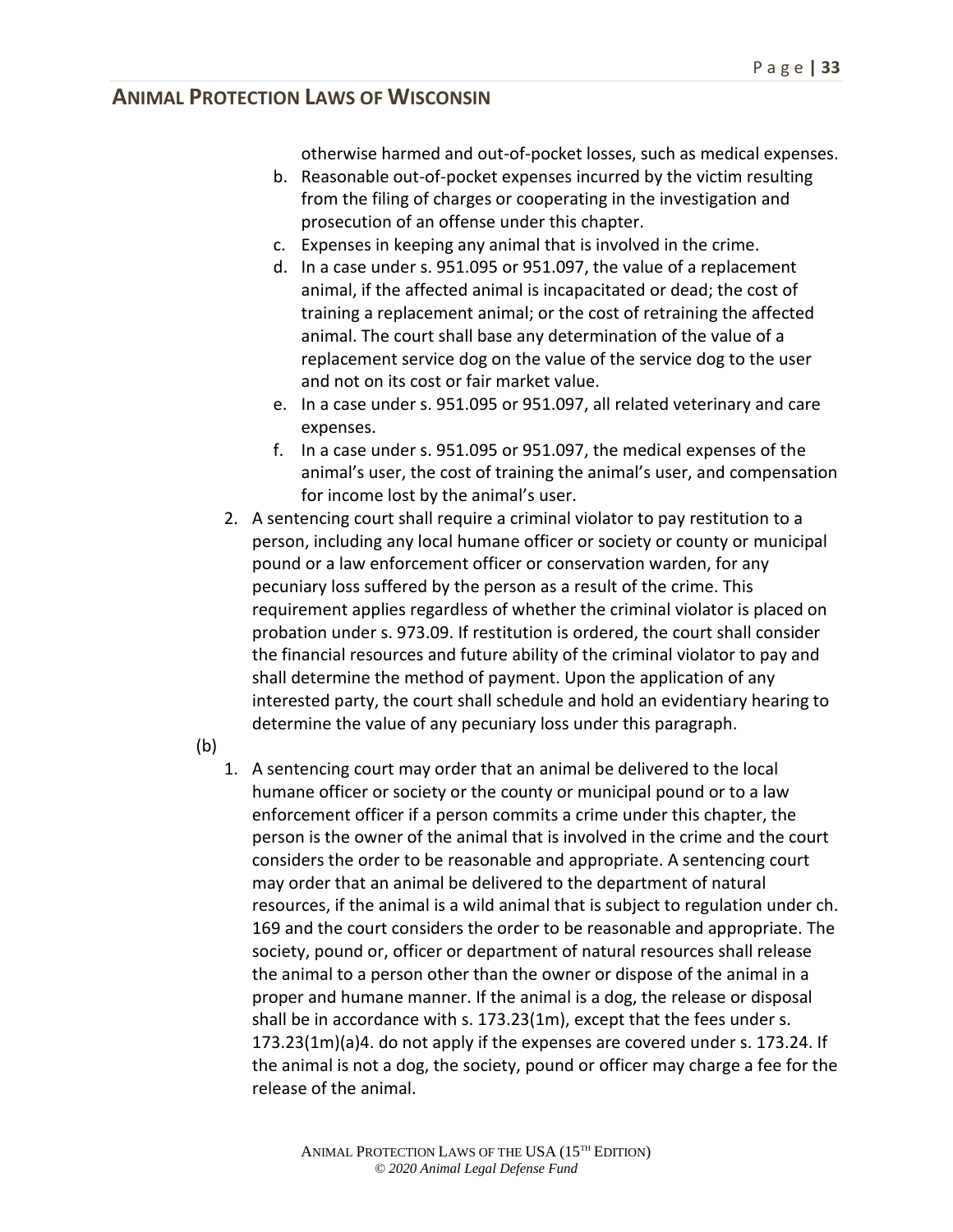otherwise harmed and out-of-pocket losses, such as medical expenses.

b. Reasonable out-of-pocket expenses incurred by the victim resulting from the filing of charges or cooperating in the investigation and prosecution of an offense under this chapter.
c. Expenses in keeping any animal that is involved in the crime.
d. In a case under s. 951.095 or 951.097, the value of a replacement animal, if the affected animal is incapacitated or dead; the cost of training a replacement animal; or the cost of retraining the affected animal. The court shall base any determination of the value of a replacement service dog on the value of the service dog to the user and not on its cost or fair market value.
e. In a case under s. 951.095 or 951.097, all related veterinary and care expenses.
f. In a case under s. 951.095 or 951.097, the medical expenses of the animal's user, the cost of training the animal's user, and compensation for income lost by the animal's user.

2. A sentencing court shall require a criminal violator to pay restitution to a person, including any local humane officer or society or county or municipal pound or a law enforcement officer or conservation warden, for any pecuniary loss suffered by the person as a result of the crime. This requirement applies regardless of whether the criminal violator is placed on probation under s. 973.09. If restitution is ordered, the court shall consider the financial resources and future ability of the criminal violator to pay and shall determine the method of payment. Upon the application of any interested party, the court shall schedule and hold an evidentiary hearing to determine the value of any pecuniary loss under this paragraph.

(b)

1. A sentencing court may order that an animal be delivered to the local humane officer or society or the county or municipal pound or to a law enforcement officer if a person commits a crime under this chapter, the person is the owner of the animal that is involved in the crime and the court considers the order to be reasonable and appropriate. A sentencing court may order that an animal be delivered to the department of natural resources, if the animal is a wild animal that is subject to regulation under ch. 169 and the court considers the order to be reasonable and appropriate. The society, pound or, officer or department of natural resources shall release the animal to a person other than the owner or dispose of the animal in a proper and humane manner. If the animal is a dog, the release or disposal shall be in accordance with s. 173.23(1m), except that the fees under s. 173.23(1m)(a)4. do not apply if the expenses are covered under s. 173.24. If the animal is not a dog, the society, pound or officer may charge a fee for the release of the animal.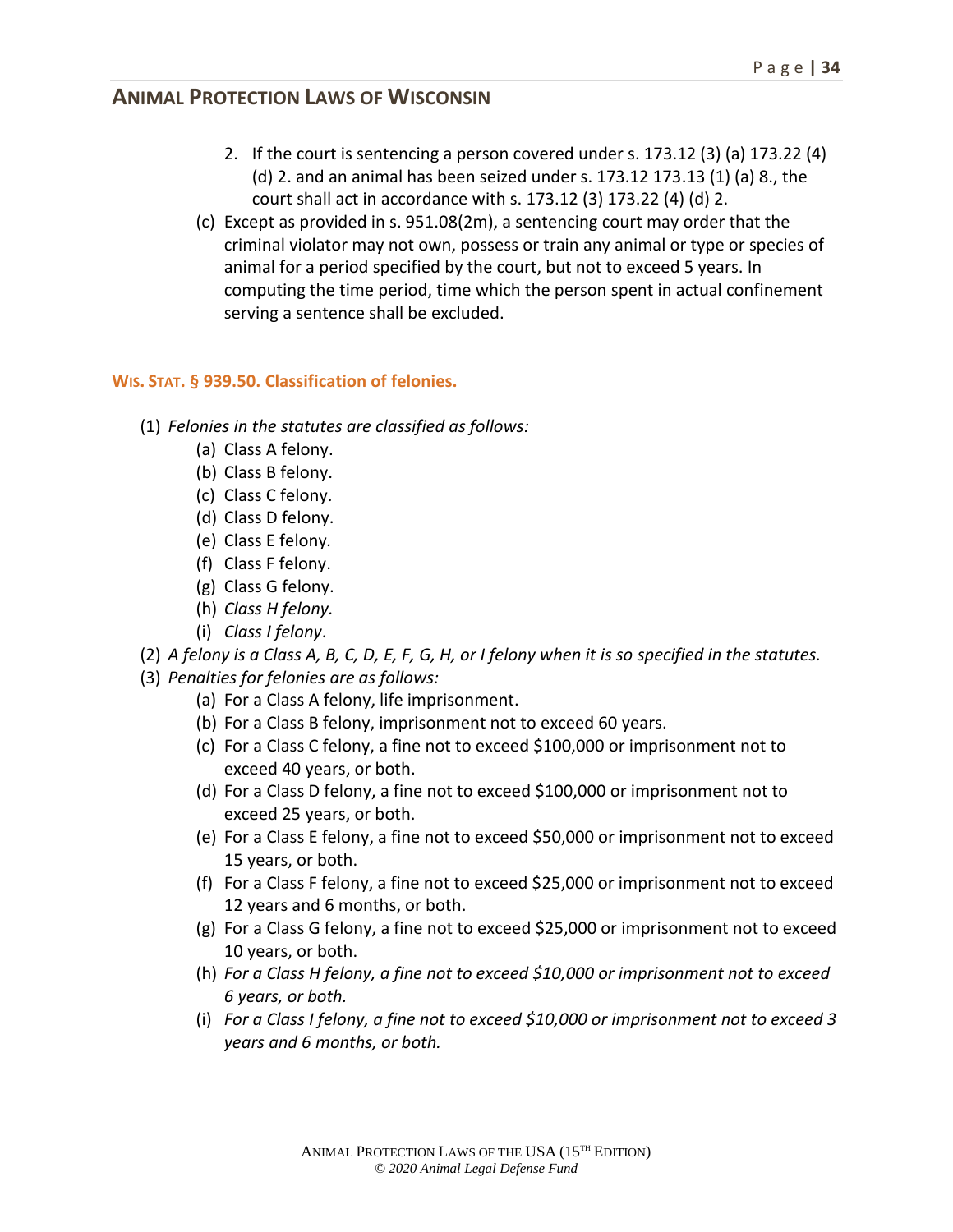2. If the court is sentencing a person covered under s. 173.12 (3) (a) 173.22 (4) (d) 2. and an animal has been seized under s. 173.12 173.13 (1) (a) 8., the court shall act in accordance with s. 173.12 (3) 173.22 (4) (d) 2.

(c) Except as provided in s. 951.08(2m), a sentencing court may order that the criminal violator may not own, possess or train any animal or type or species of animal for a period specified by the court, but not to exceed 5 years. In computing the time period, time which the person spent in actual confinement serving a sentence shall be excluded.

#### WIS. STAT. § 939.50. Classification of felonies.

(1) *Felonies in the statutes are classified as follows:*
   - (a) Class A felony.
   - (b) Class B felony.
   - (c) Class C felony.
   - (d) Class D felony.
   - (e) Class E felony.
   - (f) Class F felony.
   - (g) Class G felony.
   - (h) *Class H felony.*
   - (i) *Class I felony*.

(2) *A felony is a Class A, B, C, D, E, F, G, H, or I felony when it is so specified in the statutes.*

(3) *Penalties for felonies are as follows:*
   - (a) For a Class A felony, life imprisonment.
   - (b) For a Class B felony, imprisonment not to exceed 60 years.
   - (c) For a Class C felony, a fine not to exceed $100,000 or imprisonment not to exceed 40 years, or both.
   - (d) For a Class D felony, a fine not to exceed $100,000 or imprisonment not to exceed 25 years, or both.
   - (e) For a Class E felony, a fine not to exceed $50,000 or imprisonment not to exceed 15 years, or both.
   - (f) For a Class F felony, a fine not to exceed $25,000 or imprisonment not to exceed 12 years and 6 months, or both.
   - (g) For a Class G felony, a fine not to exceed $25,000 or imprisonment not to exceed 10 years, or both.
   - (h) *For a Class H felony, a fine not to exceed $10,000 or imprisonment not to exceed 6 years, or both.*
   - (i) *For a Class I felony, a fine not to exceed $10,000 or imprisonment not to exceed 3 years and 6 months, or both.*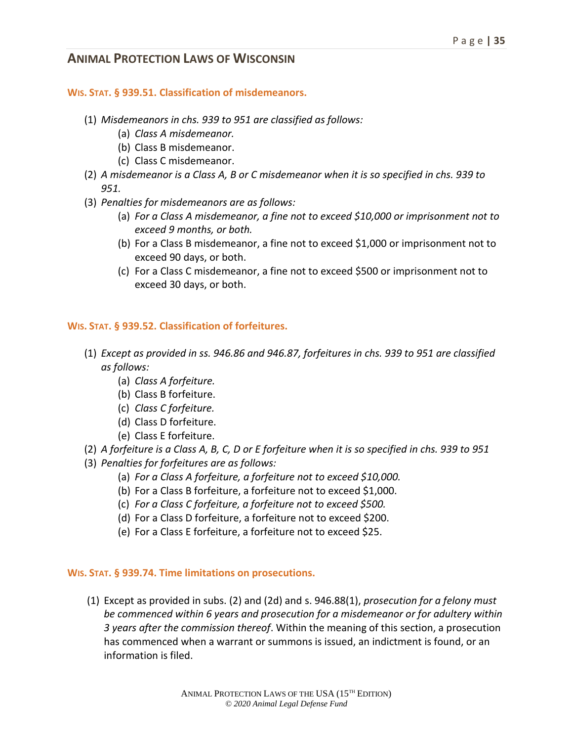**WIS. STAT. § 939.51. Classification of misdemeanors.**

(1) *Misdemeanors in chs. 939 to 951 are classified as follows:*
   - (a) *Class A misdemeanor.*
   - (b) Class B misdemeanor.
   - (c) Class C misdemeanor.

(2) *A misdemeanor is a Class A, B or C misdemeanor when it is so specified in chs. 939 to 951.*

(3) *Penalties for misdemeanors are as follows:*
   - (a) *For a Class A misdemeanor, a fine not to exceed $10,000 or imprisonment not to exceed 9 months, or both.*
   - (b) For a Class B misdemeanor, a fine not to exceed $1,000 or imprisonment not to exceed 90 days, or both.
   - (c) For a Class C misdemeanor, a fine not to exceed $500 or imprisonment not to exceed 30 days, or both.

**WIS. STAT. § 939.52. Classification of forfeitures.**

(1) *Except as provided in ss. 946.86 and 946.87, forfeitures in chs. 939 to 951 are classified as follows:*
   - (a) *Class A forfeiture.*
   - (b) Class B forfeiture.
   - (c) *Class C forfeiture.*
   - (d) Class D forfeiture.
   - (e) Class E forfeiture.

(2) *A forfeiture is a Class A, B, C, D or E forfeiture when it is so specified in chs. 939 to 951*

(3) *Penalties for forfeitures are as follows:*
   - (a) *For a Class A forfeiture, a forfeiture not to exceed $10,000.*
   - (b) For a Class B forfeiture, a forfeiture not to exceed $1,000.
   - (c) *For a Class C forfeiture, a forfeiture not to exceed $500.*
   - (d) For a Class D forfeiture, a forfeiture not to exceed $200.
   - (e) For a Class E forfeiture, a forfeiture not to exceed $25.

**WIS. STAT. § 939.74. Time limitations on prosecutions.**

(1) Except as provided in subs. (2) and (2d) and s. 946.88(1), *prosecution for a felony must be commenced within 6 years and prosecution for a misdemeanor or for adultery within 3 years after the commission thereof*. Within the meaning of this section, a prosecution has commenced when a warrant or summons is issued, an indictment is found, or an information is filed.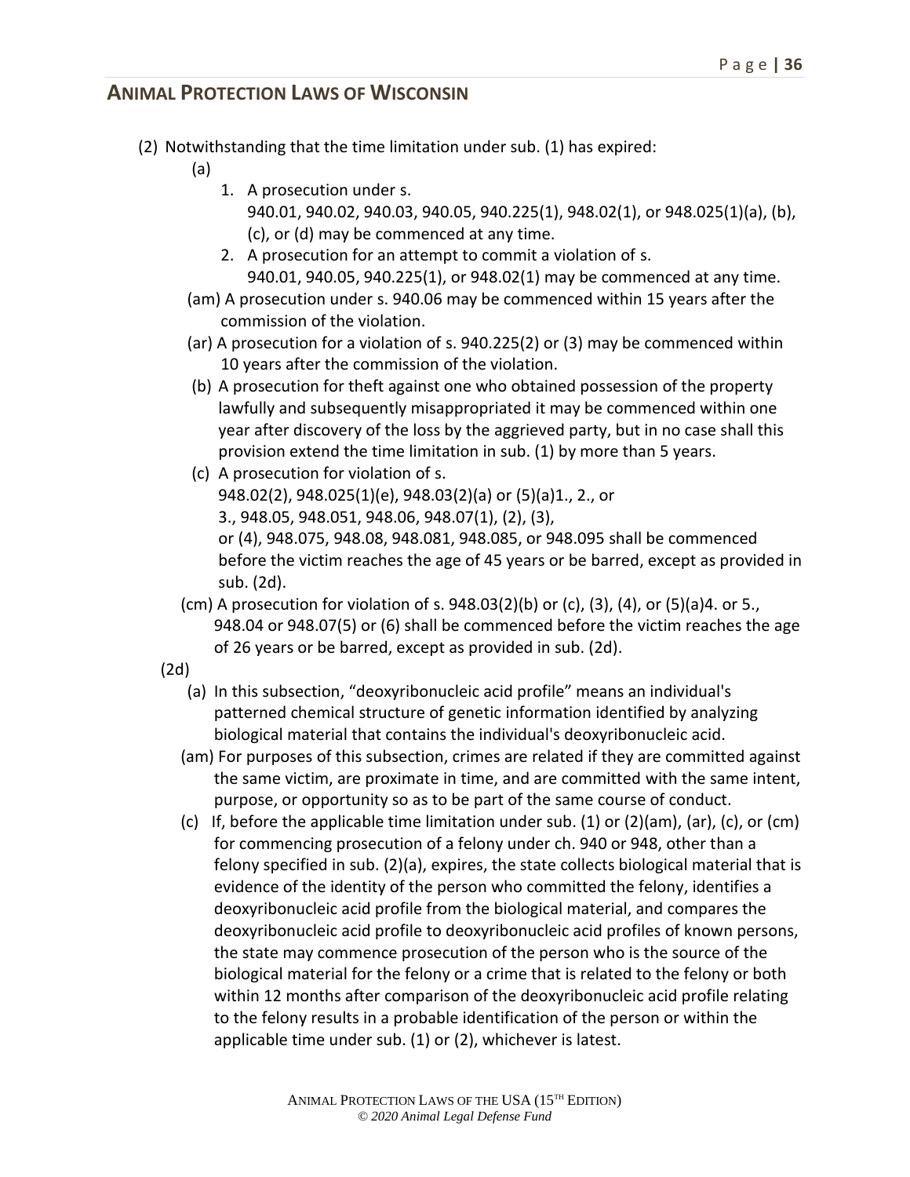(2) Notwithstanding that the time limitation under sub. (1) has expired:

(a)

1. A prosecution under s. 940.01, 940.02, 940.03, 940.05, 940.225(1), 948.02(1), or 948.025(1)(a), (b), (c), or (d) may be commenced at any time.
2. A prosecution for an attempt to commit a violation of s. 940.01, 940.05, 940.225(1), or 948.02(1) may be commenced at any time.

(am) A prosecution under s. 940.06 may be commenced within 15 years after the commission of the violation.

(ar) A prosecution for a violation of s. 940.225(2) or (3) may be commenced within 10 years after the commission of the violation.

(b) A prosecution for theft against one who obtained possession of the property lawfully and subsequently misappropriated it may be commenced within one year after discovery of the loss by the aggrieved party, but in no case shall this provision extend the time limitation in sub. (1) by more than 5 years.

(c) A prosecution for violation of s. 948.02(2), 948.025(1)(e), 948.03(2)(a) or (5)(a)1., 2., or 3., 948.05, 948.051, 948.06, 948.07(1), (2), (3), or (4), 948.075, 948.08, 948.081, 948.085, or 948.095 shall be commenced before the victim reaches the age of 45 years or be barred, except as provided in sub. (2d).

(cm) A prosecution for violation of s. 948.03(2)(b) or (c), (3), (4), or (5)(a)4. or 5., 948.04 or 948.07(5) or (6) shall be commenced before the victim reaches the age of 26 years or be barred, except as provided in sub. (2d).

(2d)

(a) In this subsection, "deoxyribonucleic acid profile" means an individual's patterned chemical structure of genetic information identified by analyzing biological material that contains the individual's deoxyribonucleic acid.

(am) For purposes of this subsection, crimes are related if they are committed against the same victim, are proximate in time, and are committed with the same intent, purpose, or opportunity so as to be part of the same course of conduct.

(c) If, before the applicable time limitation under sub. (1) or (2)(am), (ar), (c), or (cm) for commencing prosecution of a felony under ch. 940 or 948, other than a felony specified in sub. (2)(a), expires, the state collects biological material that is evidence of the identity of the person who committed the felony, identifies a deoxyribonucleic acid profile from the biological material, and compares the deoxyribonucleic acid profile to deoxyribonucleic acid profiles of known persons, the state may commence prosecution of the person who is the source of the biological material for the felony or a crime that is related to the felony or both within 12 months after comparison of the deoxyribonucleic acid profile relating to the felony results in a probable identification of the person or within the applicable time under sub. (1) or (2), whichever is latest.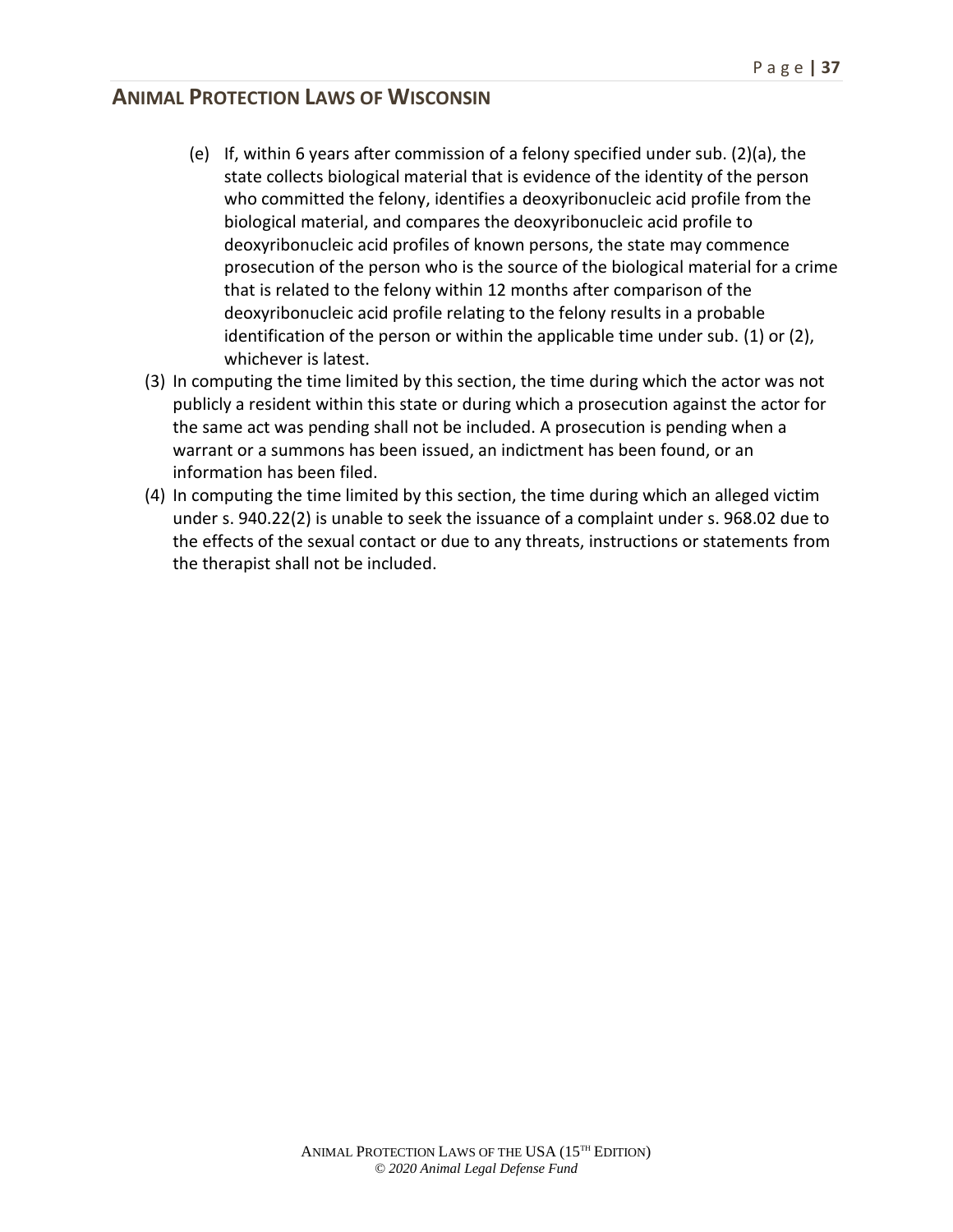(e) If, within 6 years after commission of a felony specified under sub. (2)(a), the state collects biological material that is evidence of the identity of the person who committed the felony, identifies a deoxyribonucleic acid profile from the biological material, and compares the deoxyribonucleic acid profile to deoxyribonucleic acid profiles of known persons, the state may commence prosecution of the person who is the source of the biological material for a crime that is related to the felony within 12 months after comparison of the deoxyribonucleic acid profile relating to the felony results in a probable identification of the person or within the applicable time under sub. (1) or (2), whichever is latest.

(3) In computing the time limited by this section, the time during which the actor was not publicly a resident within this state or during which a prosecution against the actor for the same act was pending shall not be included. A prosecution is pending when a warrant or a summons has been issued, an indictment has been found, or an information has been filed.

(4) In computing the time limited by this section, the time during which an alleged victim under s. 940.22(2) is unable to seek the issuance of a complaint under s. 968.02 due to the effects of the sexual contact or due to any threats, instructions or statements from the therapist shall not be included.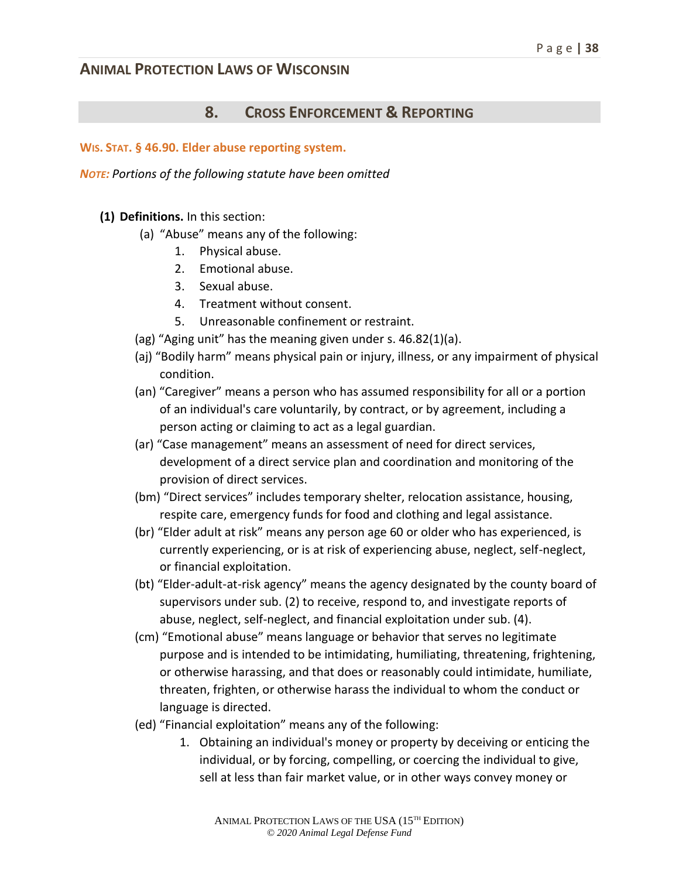## 8. Cross Enforcement & Reporting

**Wis. Stat. § 46.90. Elder abuse reporting system.**

***Note:*** *Portions of the following statute have been omitted*

**(1) Definitions.** In this section:

(a) "Abuse" means any of the following:

1. Physical abuse.
2. Emotional abuse.
3. Sexual abuse.
4. Treatment without consent.
5. Unreasonable confinement or restraint.

(ag) "Aging unit" has the meaning given under s. 46.82(1)(a).

(aj) "Bodily harm" means physical pain or injury, illness, or any impairment of physical condition.

(an) "Caregiver" means a person who has assumed responsibility for all or a portion of an individual's care voluntarily, by contract, or by agreement, including a person acting or claiming to act as a legal guardian.

(ar) "Case management" means an assessment of need for direct services, development of a direct service plan and coordination and monitoring of the provision of direct services.

(bm) "Direct services" includes temporary shelter, relocation assistance, housing, respite care, emergency funds for food and clothing and legal assistance.

(br) "Elder adult at risk" means any person age 60 or older who has experienced, is currently experiencing, or is at risk of experiencing abuse, neglect, self-neglect, or financial exploitation.

(bt) "Elder-adult-at-risk agency" means the agency designated by the county board of supervisors under sub. (2) to receive, respond to, and investigate reports of abuse, neglect, self-neglect, and financial exploitation under sub. (4).

(cm) "Emotional abuse" means language or behavior that serves no legitimate purpose and is intended to be intimidating, humiliating, threatening, frightening, or otherwise harassing, and that does or reasonably could intimidate, humiliate, threaten, frighten, or otherwise harass the individual to whom the conduct or language is directed.

(ed) "Financial exploitation" means any of the following:

1. Obtaining an individual's money or property by deceiving or enticing the individual, or by forcing, compelling, or coercing the individual to give, sell at less than fair market value, or in other ways convey money or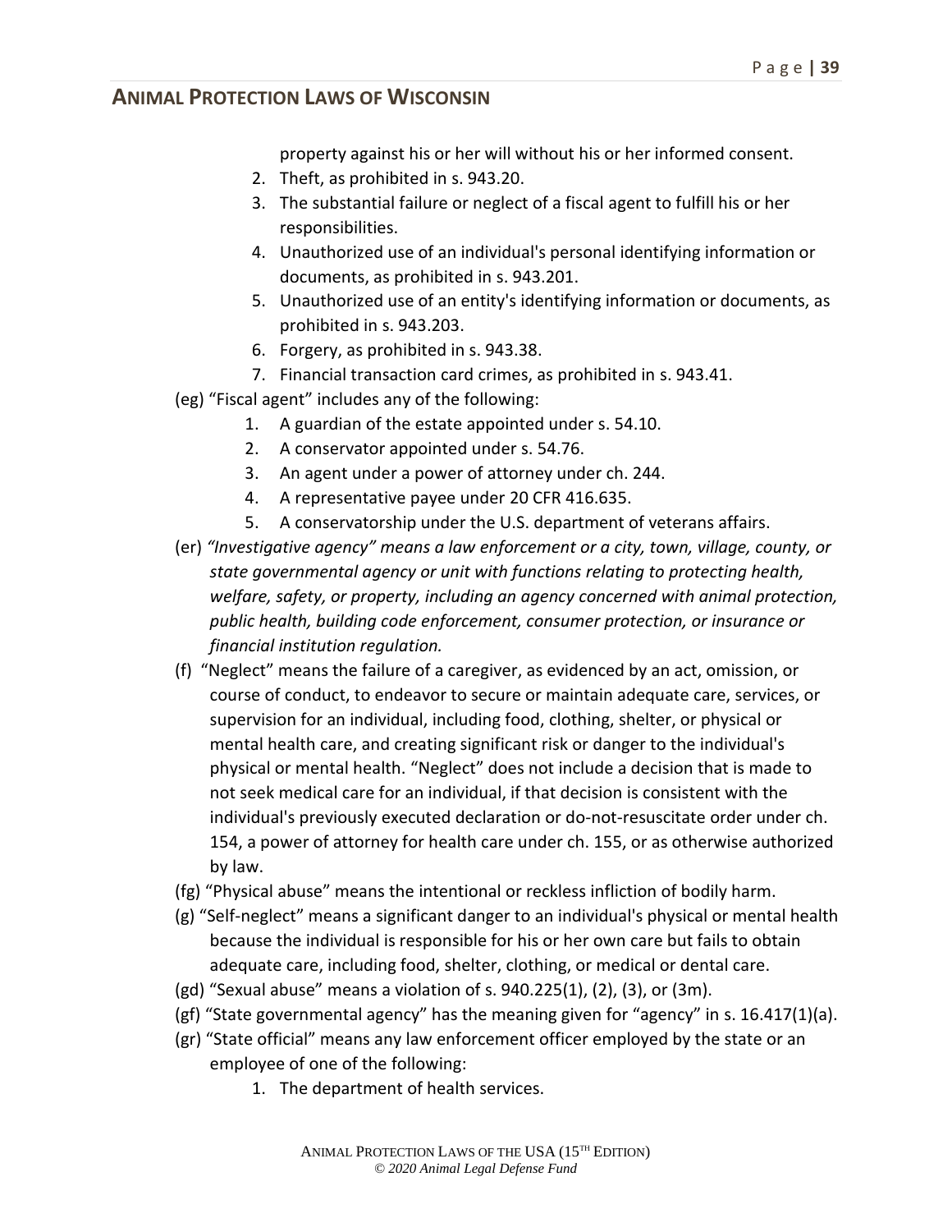property against his or her will without his or her informed consent.

2. Theft, as prohibited in s. 943.20.
3. The substantial failure or neglect of a fiscal agent to fulfill his or her responsibilities.
4. Unauthorized use of an individual's personal identifying information or documents, as prohibited in s. 943.201.
5. Unauthorized use of an entity's identifying information or documents, as prohibited in s. 943.203.
6. Forgery, as prohibited in s. 943.38.
7. Financial transaction card crimes, as prohibited in s. 943.41.

(eg) "Fiscal agent" includes any of the following:

1. A guardian of the estate appointed under s. 54.10.
2. A conservator appointed under s. 54.76.
3. An agent under a power of attorney under ch. 244.
4. A representative payee under 20 CFR 416.635.
5. A conservatorship under the U.S. department of veterans affairs.

(er) *"Investigative agency" means a law enforcement or a city, town, village, county, or state governmental agency or unit with functions relating to protecting health, welfare, safety, or property, including an agency concerned with animal protection, public health, building code enforcement, consumer protection, or insurance or financial institution regulation.*

(f) "Neglect" means the failure of a caregiver, as evidenced by an act, omission, or course of conduct, to endeavor to secure or maintain adequate care, services, or supervision for an individual, including food, clothing, shelter, or physical or mental health care, and creating significant risk or danger to the individual's physical or mental health. "Neglect" does not include a decision that is made to not seek medical care for an individual, if that decision is consistent with the individual's previously executed declaration or do-not-resuscitate order under ch. 154, a power of attorney for health care under ch. 155, or as otherwise authorized by law.

(fg) "Physical abuse" means the intentional or reckless infliction of bodily harm.

(g) "Self-neglect" means a significant danger to an individual's physical or mental health because the individual is responsible for his or her own care but fails to obtain adequate care, including food, shelter, clothing, or medical or dental care.

(gd) "Sexual abuse" means a violation of s. 940.225(1), (2), (3), or (3m).

(gf) "State governmental agency" has the meaning given for "agency" in s. 16.417(1)(a).

(gr) "State official" means any law enforcement officer employed by the state or an employee of one of the following:

1. The department of health services.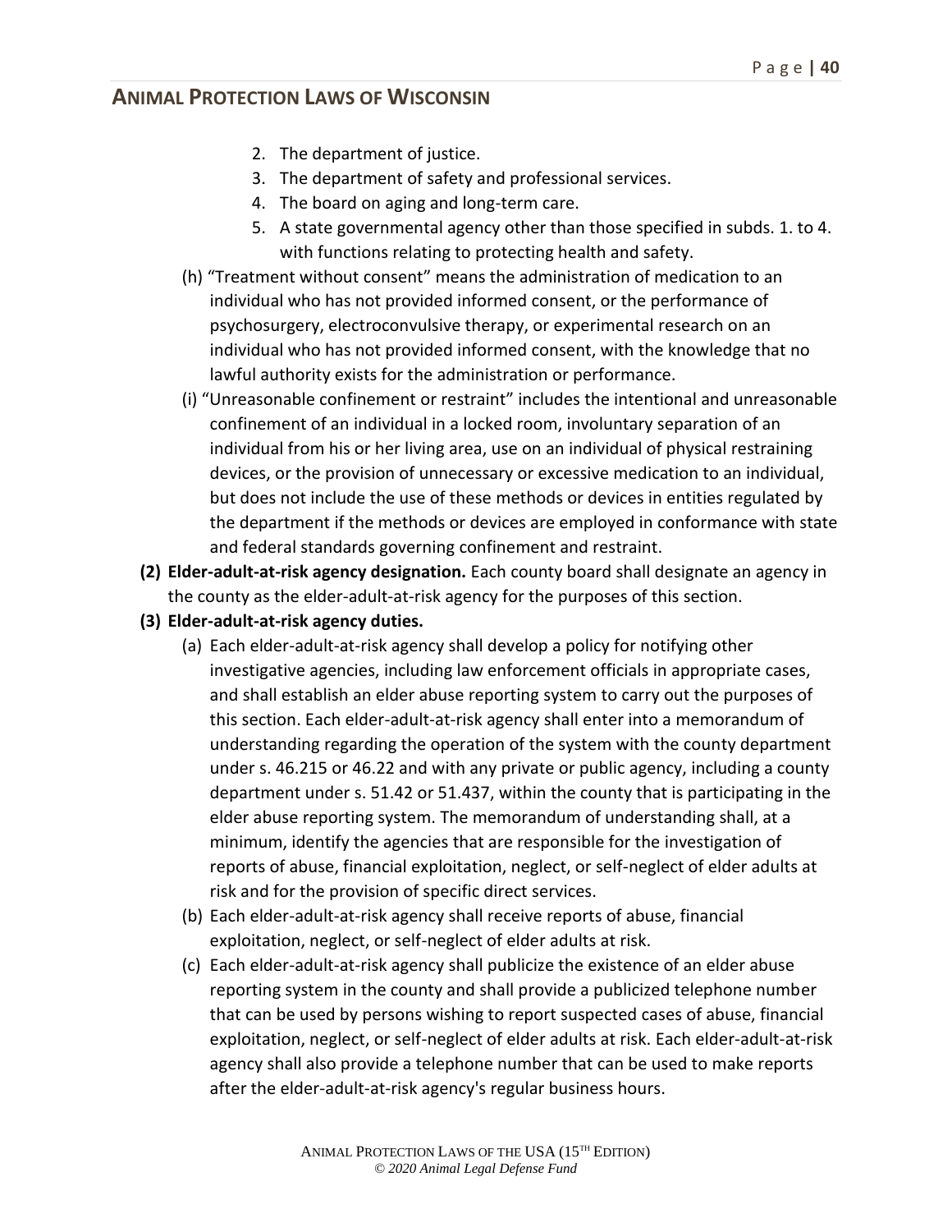2. The department of justice.
3. The department of safety and professional services.
4. The board on aging and long-term care.
5. A state governmental agency other than those specified in subds. 1. to 4. with functions relating to protecting health and safety.

(h) "Treatment without consent" means the administration of medication to an individual who has not provided informed consent, or the performance of psychosurgery, electroconvulsive therapy, or experimental research on an individual who has not provided informed consent, with the knowledge that no lawful authority exists for the administration or performance.

(i) "Unreasonable confinement or restraint" includes the intentional and unreasonable confinement of an individual in a locked room, involuntary separation of an individual from his or her living area, use on an individual of physical restraining devices, or the provision of unnecessary or excessive medication to an individual, but does not include the use of these methods or devices in entities regulated by the department if the methods or devices are employed in conformance with state and federal standards governing confinement and restraint.

**(2) Elder-adult-at-risk agency designation.** Each county board shall designate an agency in the county as the elder-adult-at-risk agency for the purposes of this section.

**(3) Elder-adult-at-risk agency duties.**

(a) Each elder-adult-at-risk agency shall develop a policy for notifying other investigative agencies, including law enforcement officials in appropriate cases, and shall establish an elder abuse reporting system to carry out the purposes of this section. Each elder-adult-at-risk agency shall enter into a memorandum of understanding regarding the operation of the system with the county department under s. 46.215 or 46.22 and with any private or public agency, including a county department under s. 51.42 or 51.437, within the county that is participating in the elder abuse reporting system. The memorandum of understanding shall, at a minimum, identify the agencies that are responsible for the investigation of reports of abuse, financial exploitation, neglect, or self-neglect of elder adults at risk and for the provision of specific direct services.

(b) Each elder-adult-at-risk agency shall receive reports of abuse, financial exploitation, neglect, or self-neglect of elder adults at risk.

(c) Each elder-adult-at-risk agency shall publicize the existence of an elder abuse reporting system in the county and shall provide a publicized telephone number that can be used by persons wishing to report suspected cases of abuse, financial exploitation, neglect, or self-neglect of elder adults at risk. Each elder-adult-at-risk agency shall also provide a telephone number that can be used to make reports after the elder-adult-at-risk agency's regular business hours.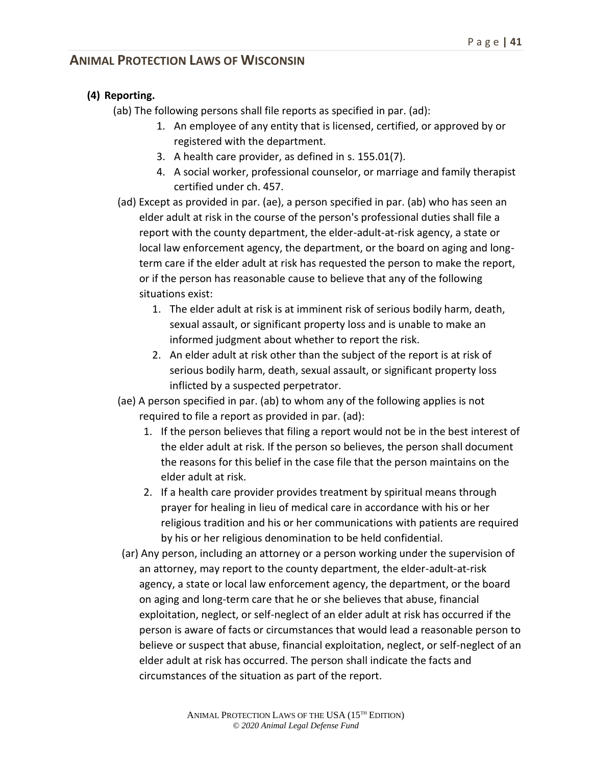**(4) Reporting.**

(ab) The following persons shall file reports as specified in par. (ad):

1. An employee of any entity that is licensed, certified, or approved by or registered with the department.
3. A health care provider, as defined in s. 155.01(7).
4. A social worker, professional counselor, or marriage and family therapist certified under ch. 457.

(ad) Except as provided in par. (ae), a person specified in par. (ab) who has seen an elder adult at risk in the course of the person's professional duties shall file a report with the county department, the elder-adult-at-risk agency, a state or local law enforcement agency, the department, or the board on aging and long-term care if the elder adult at risk has requested the person to make the report, or if the person has reasonable cause to believe that any of the following situations exist:

1. The elder adult at risk is at imminent risk of serious bodily harm, death, sexual assault, or significant property loss and is unable to make an informed judgment about whether to report the risk.
2. An elder adult at risk other than the subject of the report is at risk of serious bodily harm, death, sexual assault, or significant property loss inflicted by a suspected perpetrator.

(ae) A person specified in par. (ab) to whom any of the following applies is not required to file a report as provided in par. (ad):

1. If the person believes that filing a report would not be in the best interest of the elder adult at risk. If the person so believes, the person shall document the reasons for this belief in the case file that the person maintains on the elder adult at risk.
2. If a health care provider provides treatment by spiritual means through prayer for healing in lieu of medical care in accordance with his or her religious tradition and his or her communications with patients are required by his or her religious denomination to be held confidential.

(ar) Any person, including an attorney or a person working under the supervision of an attorney, may report to the county department, the elder-adult-at-risk agency, a state or local law enforcement agency, the department, or the board on aging and long-term care that he or she believes that abuse, financial exploitation, neglect, or self-neglect of an elder adult at risk has occurred if the person is aware of facts or circumstances that would lead a reasonable person to believe or suspect that abuse, financial exploitation, neglect, or self-neglect of an elder adult at risk has occurred. The person shall indicate the facts and circumstances of the situation as part of the report.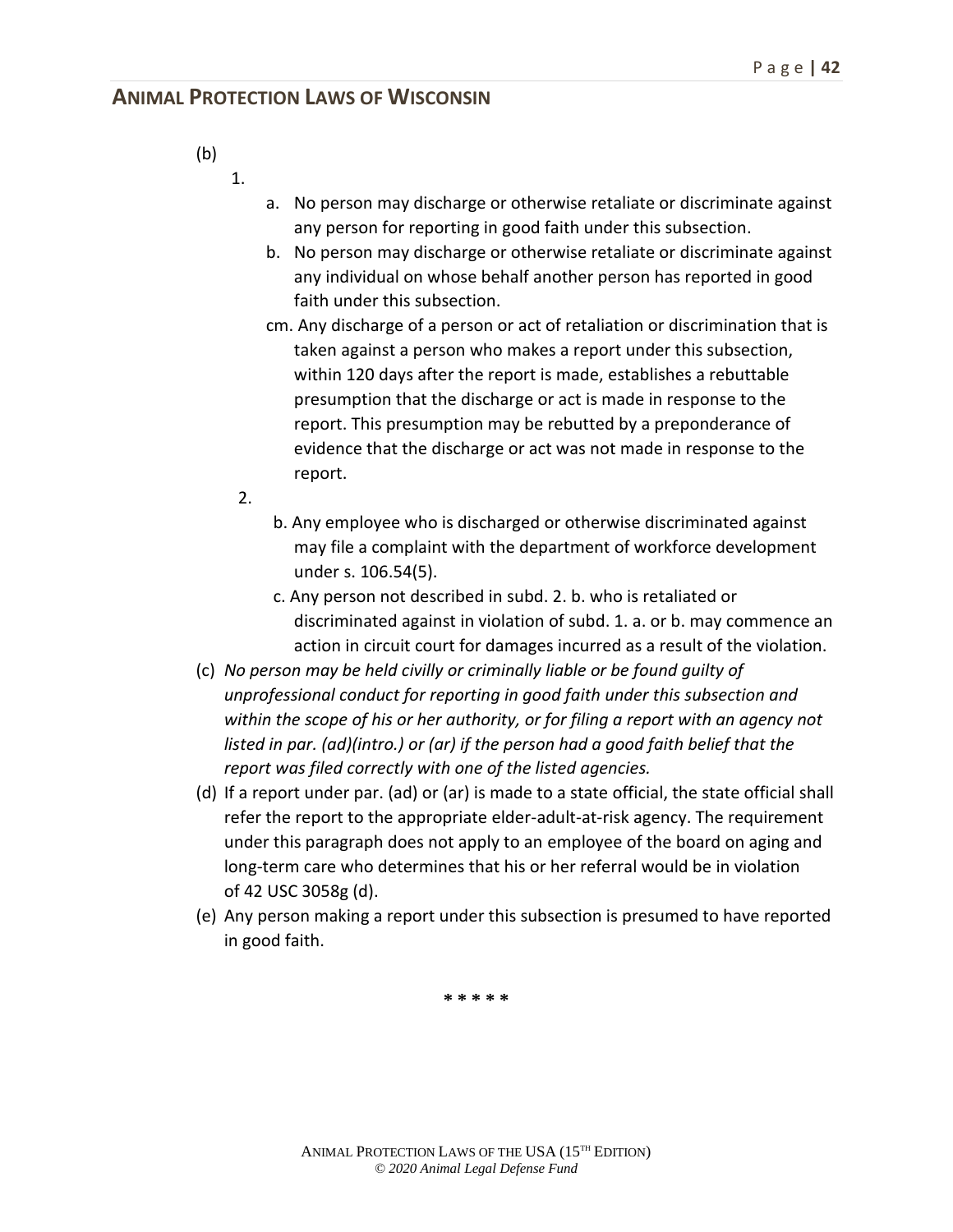(b)

1.

a. No person may discharge or otherwise retaliate or discriminate against any person for reporting in good faith under this subsection.

b. No person may discharge or otherwise retaliate or discriminate against any individual on whose behalf another person has reported in good faith under this subsection.

cm. Any discharge of a person or act of retaliation or discrimination that is taken against a person who makes a report under this subsection, within 120 days after the report is made, establishes a rebuttable presumption that the discharge or act is made in response to the report. This presumption may be rebutted by a preponderance of evidence that the discharge or act was not made in response to the report.

2.

b. Any employee who is discharged or otherwise discriminated against may file a complaint with the department of workforce development under s. 106.54(5).

c. Any person not described in subd. 2. b. who is retaliated or discriminated against in violation of subd. 1. a. or b. may commence an action in circuit court for damages incurred as a result of the violation.

(c) *No person may be held civilly or criminally liable or be found guilty of unprofessional conduct for reporting in good faith under this subsection and within the scope of his or her authority, or for filing a report with an agency not listed in par. (ad)(intro.) or (ar) if the person had a good faith belief that the report was filed correctly with one of the listed agencies.*

(d) If a report under par. (ad) or (ar) is made to a state official, the state official shall refer the report to the appropriate elder-adult-at-risk agency. The requirement under this paragraph does not apply to an employee of the board on aging and long-term care who determines that his or her referral would be in violation of 42 USC 3058g (d).

(e) Any person making a report under this subsection is presumed to have reported in good faith.

\* \* \* \* \*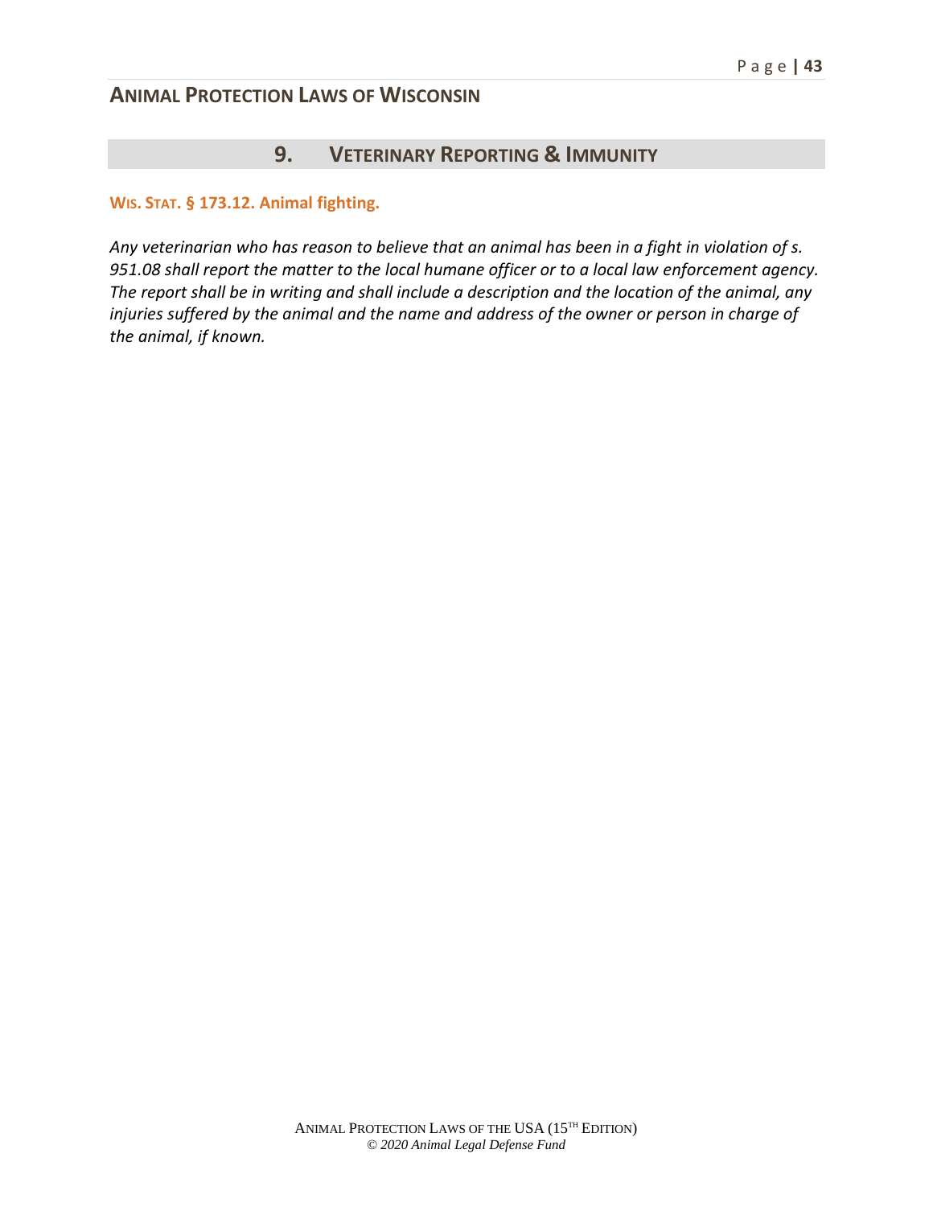## 9. Veterinary Reporting & Immunity

### Wis. Stat. § 173.12. Animal fighting.

*Any veterinarian who has reason to believe that an animal has been in a fight in violation of s. 951.08 shall report the matter to the local humane officer or to a local law enforcement agency. The report shall be in writing and shall include a description and the location of the animal, any injuries suffered by the animal and the name and address of the owner or person in charge of the animal, if known.*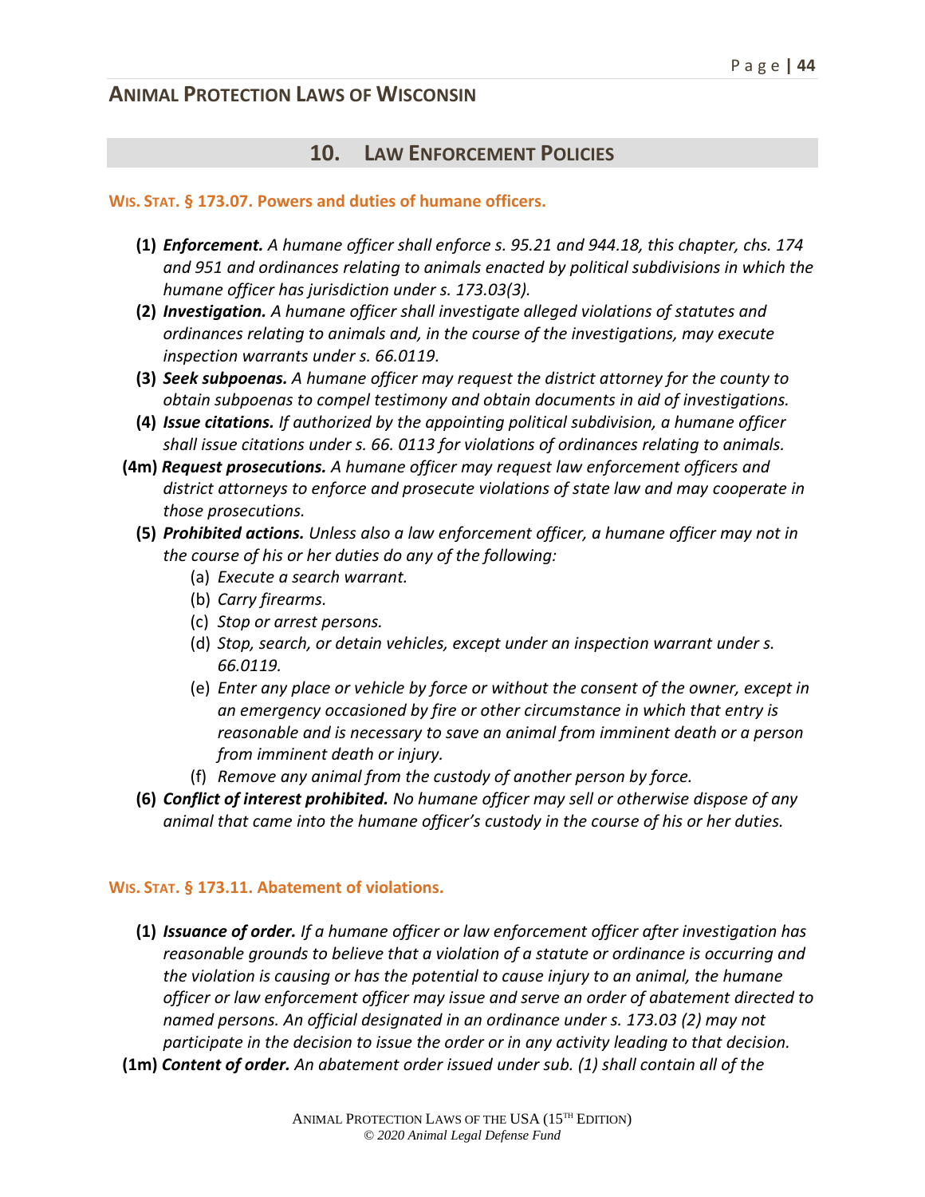## 10. Law Enforcement Policies

### Wis. Stat. § 173.07. Powers and duties of humane officers.

**(1)** ***Enforcement.*** *A humane officer shall enforce s. 95.21 and 944.18, this chapter, chs. 174 and 951 and ordinances relating to animals enacted by political subdivisions in which the humane officer has jurisdiction under s. 173.03(3).*

**(2)** ***Investigation.*** *A humane officer shall investigate alleged violations of statutes and ordinances relating to animals and, in the course of the investigations, may execute inspection warrants under s. 66.0119.*

**(3)** ***Seek subpoenas.*** *A humane officer may request the district attorney for the county to obtain subpoenas to compel testimony and obtain documents in aid of investigations.*

**(4)** ***Issue citations.*** *If authorized by the appointing political subdivision, a humane officer shall issue citations under s. 66. 0113 for violations of ordinances relating to animals.*

**(4m)** ***Request prosecutions.*** *A humane officer may request law enforcement officers and district attorneys to enforce and prosecute violations of state law and may cooperate in those prosecutions.*

**(5)** ***Prohibited actions.*** *Unless also a law enforcement officer, a humane officer may not in the course of his or her duties do any of the following:*

- (a) *Execute a search warrant.*
- (b) *Carry firearms.*
- (c) *Stop or arrest persons.*
- (d) *Stop, search, or detain vehicles, except under an inspection warrant under s. 66.0119.*
- (e) *Enter any place or vehicle by force or without the consent of the owner, except in an emergency occasioned by fire or other circumstance in which that entry is reasonable and is necessary to save an animal from imminent death or a person from imminent death or injury.*
- (f) *Remove any animal from the custody of another person by force.*

**(6)** ***Conflict of interest prohibited.*** *No humane officer may sell or otherwise dispose of any animal that came into the humane officer's custody in the course of his or her duties.*

### Wis. Stat. § 173.11. Abatement of violations.

**(1)** ***Issuance of order.*** *If a humane officer or law enforcement officer after investigation has reasonable grounds to believe that a violation of a statute or ordinance is occurring and the violation is causing or has the potential to cause injury to an animal, the humane officer or law enforcement officer may issue and serve an order of abatement directed to named persons. An official designated in an ordinance under s. 173.03 (2) may not participate in the decision to issue the order or in any activity leading to that decision.*

**(1m)** ***Content of order.*** *An abatement order issued under sub. (1) shall contain all of the*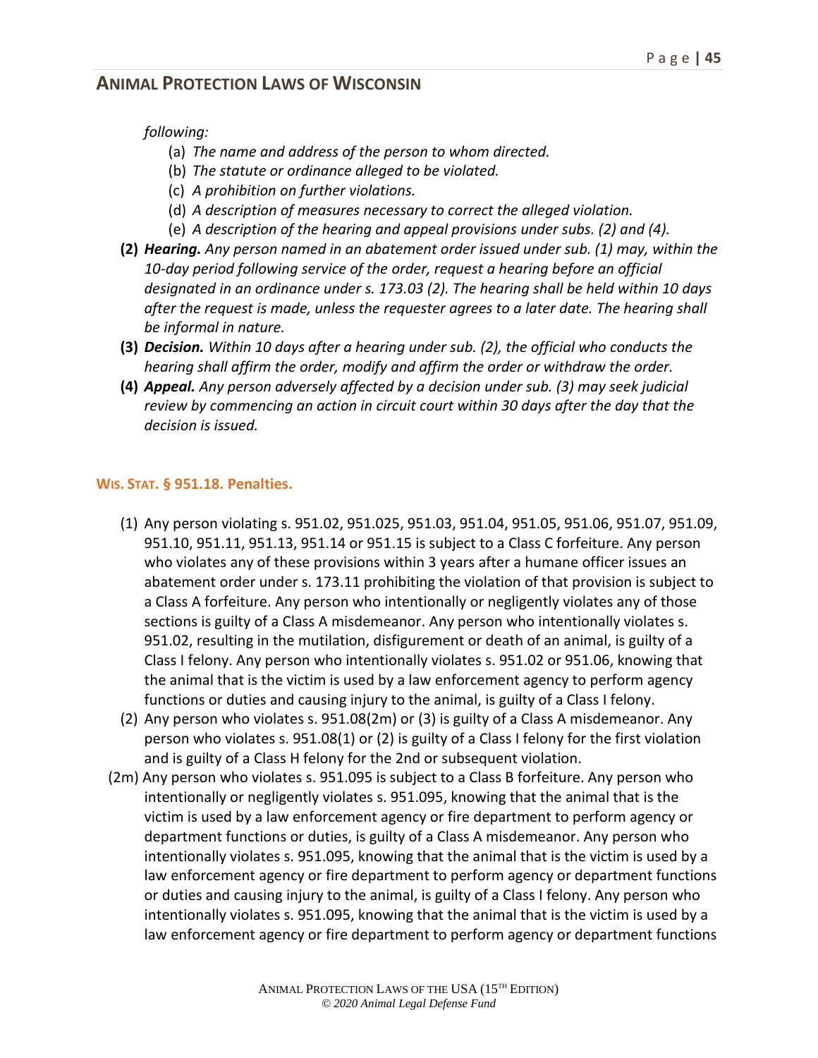*following:*

(a) *The name and address of the person to whom directed.*
(b) *The statute or ordinance alleged to be violated.*
(c) *A prohibition on further violations.*
(d) *A description of measures necessary to correct the alleged violation.*
(e) *A description of the hearing and appeal provisions under subs. (2) and (4).*

**(2)** ***Hearing.*** *Any person named in an abatement order issued under sub. (1) may, within the 10-day period following service of the order, request a hearing before an official designated in an ordinance under s. 173.03 (2). The hearing shall be held within 10 days after the request is made, unless the requester agrees to a later date. The hearing shall be informal in nature.*

**(3)** ***Decision.*** *Within 10 days after a hearing under sub. (2), the official who conducts the hearing shall affirm the order, modify and affirm the order or withdraw the order.*

**(4)** ***Appeal.*** *Any person adversely affected by a decision under sub. (3) may seek judicial review by commencing an action in circuit court within 30 days after the day that the decision is issued.*

### WIS. STAT. § 951.18. Penalties.

(1) Any person violating s. 951.02, 951.025, 951.03, 951.04, 951.05, 951.06, 951.07, 951.09, 951.10, 951.11, 951.13, 951.14 or 951.15 is subject to a Class C forfeiture. Any person who violates any of these provisions within 3 years after a humane officer issues an abatement order under s. 173.11 prohibiting the violation of that provision is subject to a Class A forfeiture. Any person who intentionally or negligently violates any of those sections is guilty of a Class A misdemeanor. Any person who intentionally violates s. 951.02, resulting in the mutilation, disfigurement or death of an animal, is guilty of a Class I felony. Any person who intentionally violates s. 951.02 or 951.06, knowing that the animal that is the victim is used by a law enforcement agency to perform agency functions or duties and causing injury to the animal, is guilty of a Class I felony.

(2) Any person who violates s. 951.08(2m) or (3) is guilty of a Class A misdemeanor. Any person who violates s. 951.08(1) or (2) is guilty of a Class I felony for the first violation and is guilty of a Class H felony for the 2nd or subsequent violation.

(2m) Any person who violates s. 951.095 is subject to a Class B forfeiture. Any person who intentionally or negligently violates s. 951.095, knowing that the animal that is the victim is used by a law enforcement agency or fire department to perform agency or department functions or duties, is guilty of a Class A misdemeanor. Any person who intentionally violates s. 951.095, knowing that the animal that is the victim is used by a law enforcement agency or fire department to perform agency or department functions or duties and causing injury to the animal, is guilty of a Class I felony. Any person who intentionally violates s. 951.095, knowing that the animal that is the victim is used by a law enforcement agency or fire department to perform agency or department functions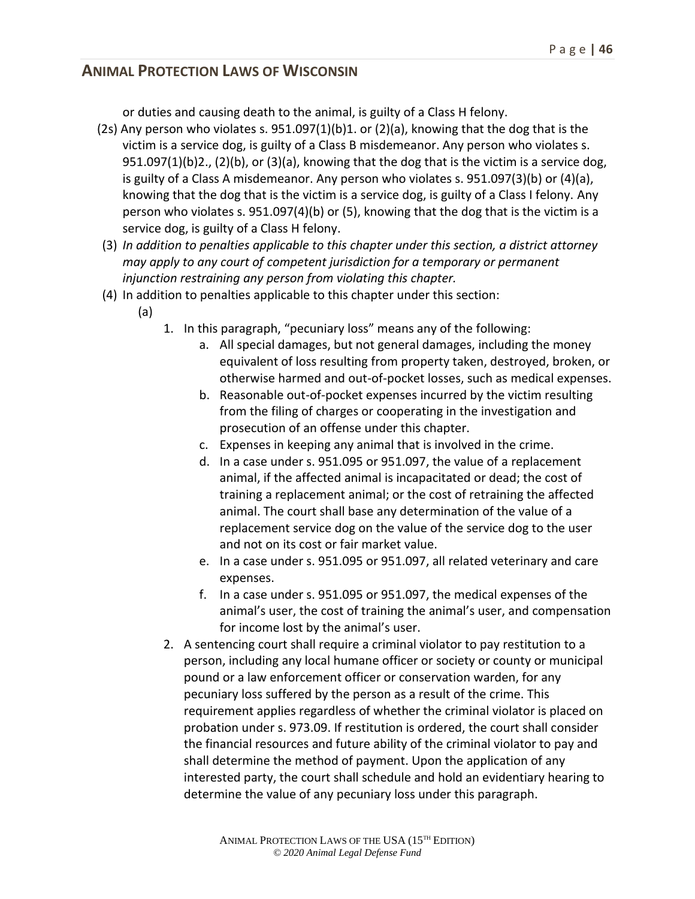or duties and causing death to the animal, is guilty of a Class H felony.

(2s) Any person who violates s. 951.097(1)(b)1. or (2)(a), knowing that the dog that is the victim is a service dog, is guilty of a Class B misdemeanor. Any person who violates s. 951.097(1)(b)2., (2)(b), or (3)(a), knowing that the dog that is the victim is a service dog, is guilty of a Class A misdemeanor. Any person who violates s. 951.097(3)(b) or (4)(a), knowing that the dog that is the victim is a service dog, is guilty of a Class I felony. Any person who violates s. 951.097(4)(b) or (5), knowing that the dog that is the victim is a service dog, is guilty of a Class H felony.

(3) *In addition to penalties applicable to this chapter under this section, a district attorney may apply to any court of competent jurisdiction for a temporary or permanent injunction restraining any person from violating this chapter.*

(4) In addition to penalties applicable to this chapter under this section:

(a)

1. In this paragraph, "pecuniary loss" means any of the following:
    a. All special damages, but not general damages, including the money equivalent of loss resulting from property taken, destroyed, broken, or otherwise harmed and out-of-pocket losses, such as medical expenses.
    b. Reasonable out-of-pocket expenses incurred by the victim resulting from the filing of charges or cooperating in the investigation and prosecution of an offense under this chapter.
    c. Expenses in keeping any animal that is involved in the crime.
    d. In a case under s. 951.095 or 951.097, the value of a replacement animal, if the affected animal is incapacitated or dead; the cost of training a replacement animal; or the cost of retraining the affected animal. The court shall base any determination of the value of a replacement service dog on the value of the service dog to the user and not on its cost or fair market value.
    e. In a case under s. 951.095 or 951.097, all related veterinary and care expenses.
    f. In a case under s. 951.095 or 951.097, the medical expenses of the animal's user, the cost of training the animal's user, and compensation for income lost by the animal's user.
2. A sentencing court shall require a criminal violator to pay restitution to a person, including any local humane officer or society or county or municipal pound or a law enforcement officer or conservation warden, for any pecuniary loss suffered by the person as a result of the crime. This requirement applies regardless of whether the criminal violator is placed on probation under s. 973.09. If restitution is ordered, the court shall consider the financial resources and future ability of the criminal violator to pay and shall determine the method of payment. Upon the application of any interested party, the court shall schedule and hold an evidentiary hearing to determine the value of any pecuniary loss under this paragraph.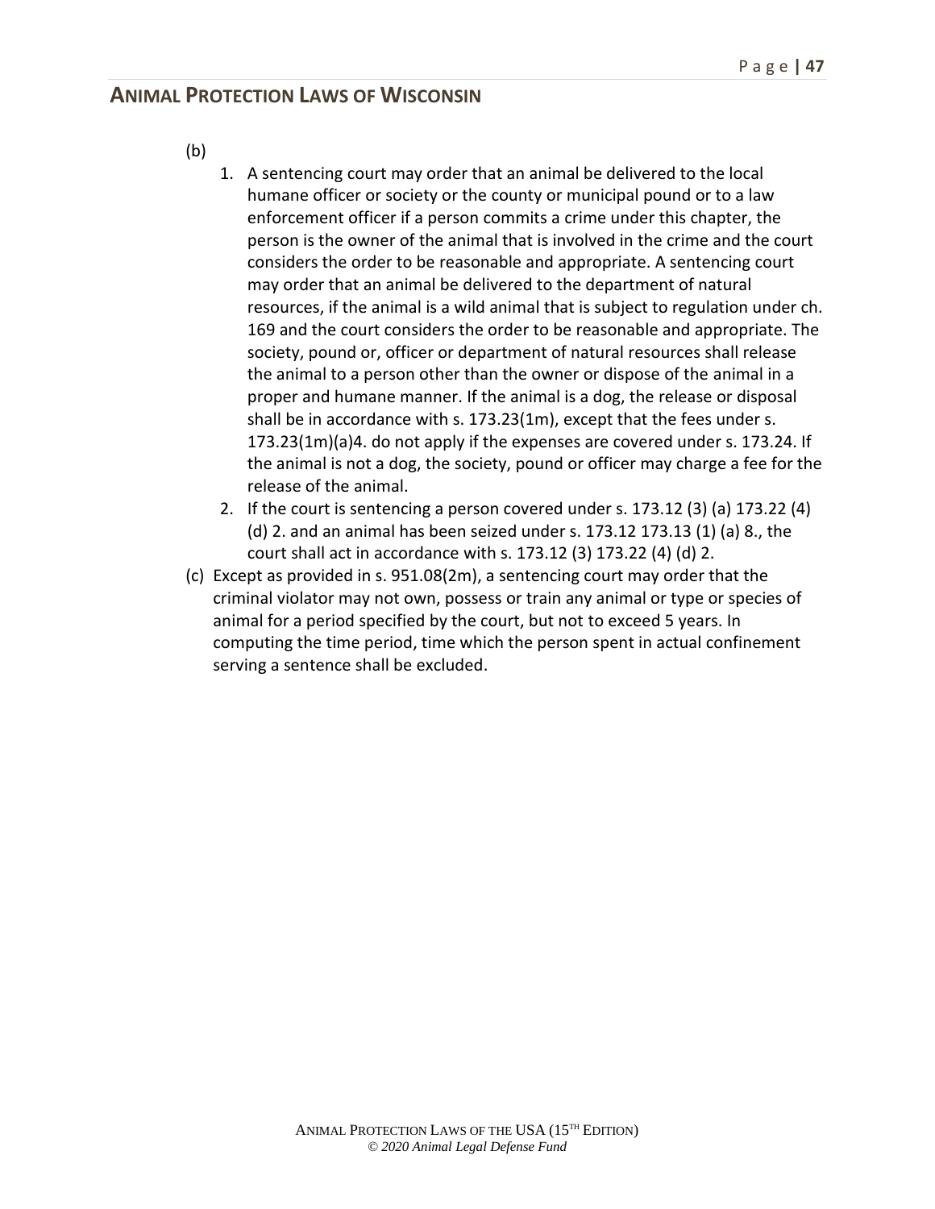(b)

1. A sentencing court may order that an animal be delivered to the local humane officer or society or the county or municipal pound or to a law enforcement officer if a person commits a crime under this chapter, the person is the owner of the animal that is involved in the crime and the court considers the order to be reasonable and appropriate. A sentencing court may order that an animal be delivered to the department of natural resources, if the animal is a wild animal that is subject to regulation under ch. 169 and the court considers the order to be reasonable and appropriate. The society, pound or, officer or department of natural resources shall release the animal to a person other than the owner or dispose of the animal in a proper and humane manner. If the animal is a dog, the release or disposal shall be in accordance with s. 173.23(1m), except that the fees under s. 173.23(1m)(a)4. do not apply if the expenses are covered under s. 173.24. If the animal is not a dog, the society, pound or officer may charge a fee for the release of the animal.
2. If the court is sentencing a person covered under s. 173.12 (3) (a) 173.22 (4) (d) 2. and an animal has been seized under s. 173.12 173.13 (1) (a) 8., the court shall act in accordance with s. 173.12 (3) 173.22 (4) (d) 2.

(c) Except as provided in s. 951.08(2m), a sentencing court may order that the criminal violator may not own, possess or train any animal or type or species of animal for a period specified by the court, but not to exceed 5 years. In computing the time period, time which the person spent in actual confinement serving a sentence shall be excluded.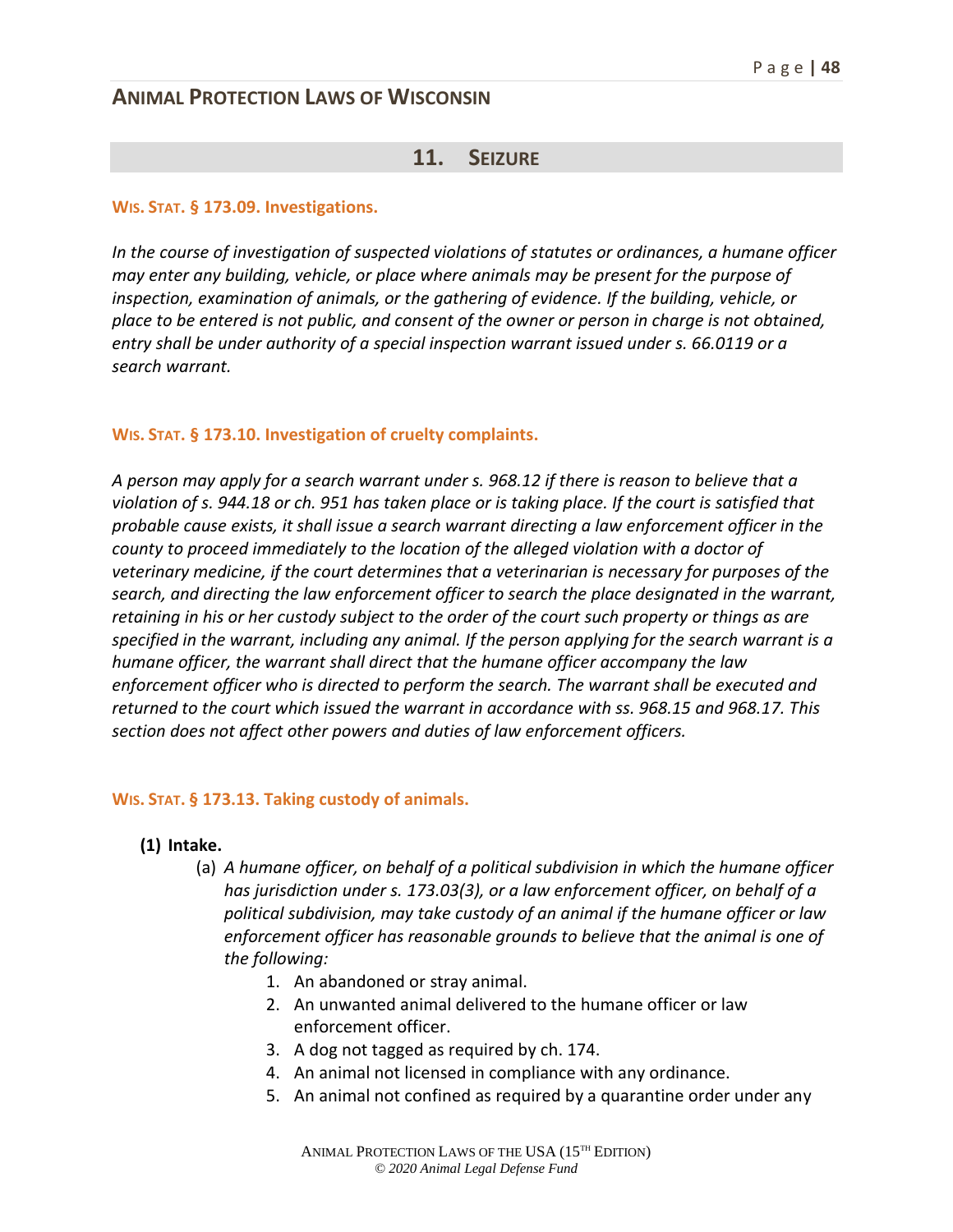## 11. SEIZURE

### WIS. STAT. § 173.09. Investigations.

*In the course of investigation of suspected violations of statutes or ordinances, a humane officer may enter any building, vehicle, or place where animals may be present for the purpose of inspection, examination of animals, or the gathering of evidence. If the building, vehicle, or place to be entered is not public, and consent of the owner or person in charge is not obtained, entry shall be under authority of a special inspection warrant issued under s. 66.0119 or a search warrant.*

### WIS. STAT. § 173.10. Investigation of cruelty complaints.

*A person may apply for a search warrant under s. 968.12 if there is reason to believe that a violation of s. 944.18 or ch. 951 has taken place or is taking place. If the court is satisfied that probable cause exists, it shall issue a search warrant directing a law enforcement officer in the county to proceed immediately to the location of the alleged violation with a doctor of veterinary medicine, if the court determines that a veterinarian is necessary for purposes of the search, and directing the law enforcement officer to search the place designated in the warrant, retaining in his or her custody subject to the order of the court such property or things as are specified in the warrant, including any animal. If the person applying for the search warrant is a humane officer, the warrant shall direct that the humane officer accompany the law enforcement officer who is directed to perform the search. The warrant shall be executed and returned to the court which issued the warrant in accordance with ss. 968.15 and 968.17. This section does not affect other powers and duties of law enforcement officers.*

### WIS. STAT. § 173.13. Taking custody of animals.

**(1) Intake.**

(a) *A humane officer, on behalf of a political subdivision in which the humane officer has jurisdiction under s. 173.03(3), or a law enforcement officer, on behalf of a political subdivision, may take custody of an animal if the humane officer or law enforcement officer has reasonable grounds to believe that the animal is one of the following:*

1. An abandoned or stray animal.
2. An unwanted animal delivered to the humane officer or law enforcement officer.
3. A dog not tagged as required by ch. 174.
4. An animal not licensed in compliance with any ordinance.
5. An animal not confined as required by a quarantine order under any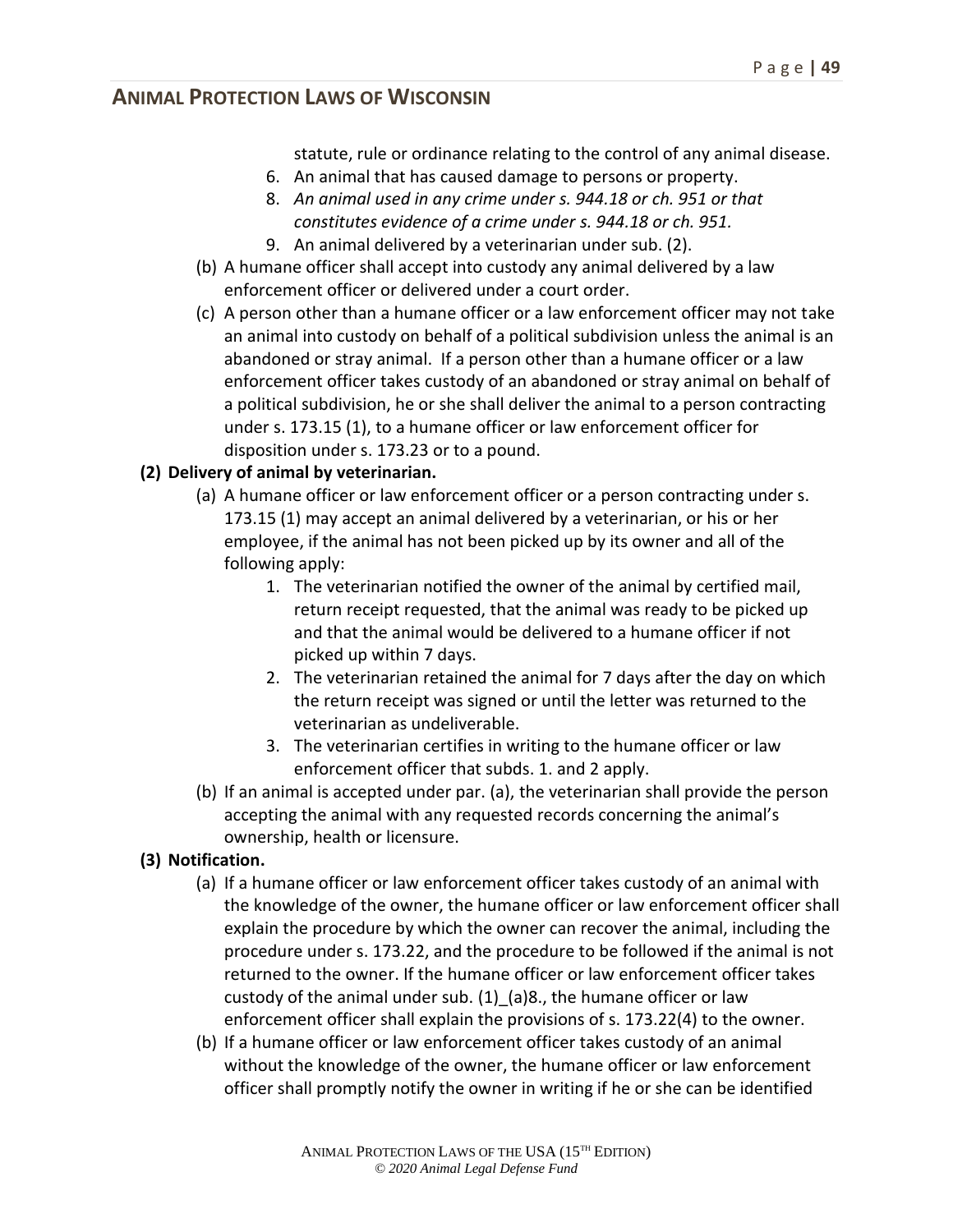statute, rule or ordinance relating to the control of any animal disease.

6. An animal that has caused damage to persons or property.
8. *An animal used in any crime under s. 944.18 or ch. 951 or that constitutes evidence of a crime under s. 944.18 or ch. 951.*
9. An animal delivered by a veterinarian under sub. (2).

(b) A humane officer shall accept into custody any animal delivered by a law enforcement officer or delivered under a court order.

(c) A person other than a humane officer or a law enforcement officer may not take an animal into custody on behalf of a political subdivision unless the animal is an abandoned or stray animal. If a person other than a humane officer or a law enforcement officer takes custody of an abandoned or stray animal on behalf of a political subdivision, he or she shall deliver the animal to a person contracting under s. 173.15 (1), to a humane officer or law enforcement officer for disposition under s. 173.23 or to a pound.

**(2) Delivery of animal by veterinarian.**

(a) A humane officer or law enforcement officer or a person contracting under s. 173.15 (1) may accept an animal delivered by a veterinarian, or his or her employee, if the animal has not been picked up by its owner and all of the following apply:

1. The veterinarian notified the owner of the animal by certified mail, return receipt requested, that the animal was ready to be picked up and that the animal would be delivered to a humane officer if not picked up within 7 days.
2. The veterinarian retained the animal for 7 days after the day on which the return receipt was signed or until the letter was returned to the veterinarian as undeliverable.
3. The veterinarian certifies in writing to the humane officer or law enforcement officer that subds. 1. and 2 apply.

(b) If an animal is accepted under par. (a), the veterinarian shall provide the person accepting the animal with any requested records concerning the animal's ownership, health or licensure.

**(3) Notification.**

(a) If a humane officer or law enforcement officer takes custody of an animal with the knowledge of the owner, the humane officer or law enforcement officer shall explain the procedure by which the owner can recover the animal, including the procedure under s. 173.22, and the procedure to be followed if the animal is not returned to the owner. If the humane officer or law enforcement officer takes custody of the animal under sub. (1)_(a)8., the humane officer or law enforcement officer shall explain the provisions of s. 173.22(4) to the owner.

(b) If a humane officer or law enforcement officer takes custody of an animal without the knowledge of the owner, the humane officer or law enforcement officer shall promptly notify the owner in writing if he or she can be identified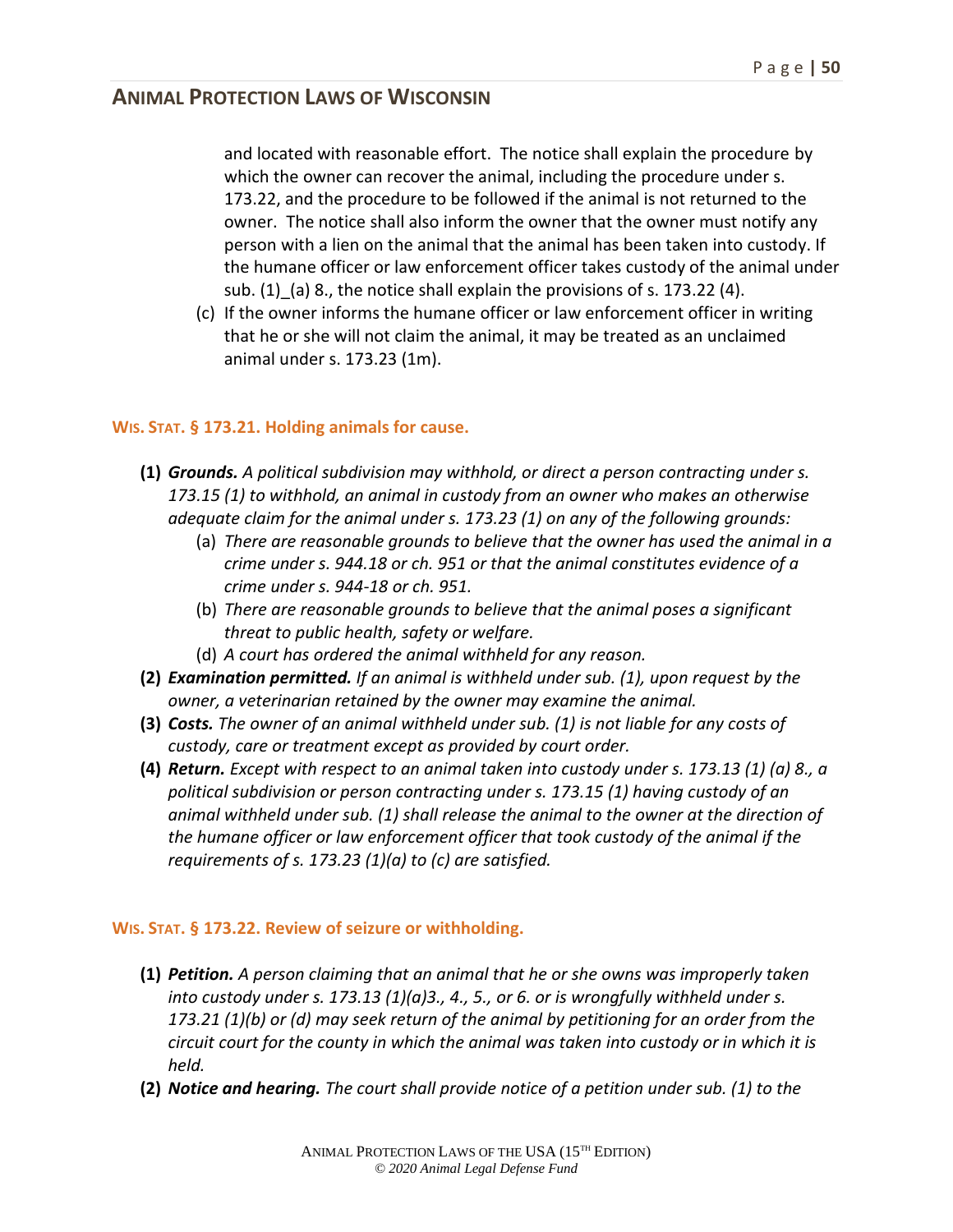and located with reasonable effort. The notice shall explain the procedure by which the owner can recover the animal, including the procedure under s. 173.22, and the procedure to be followed if the animal is not returned to the owner. The notice shall also inform the owner that the owner must notify any person with a lien on the animal that the animal has been taken into custody. If the humane officer or law enforcement officer takes custody of the animal under sub. (1)_(a) 8., the notice shall explain the provisions of s. 173.22 (4).

(c) If the owner informs the humane officer or law enforcement officer in writing that he or she will not claim the animal, it may be treated as an unclaimed animal under s. 173.23 (1m).

### WIS. STAT. § 173.21. Holding animals for cause.

**(1)** ***Grounds.*** *A political subdivision may withhold, or direct a person contracting under s. 173.15 (1) to withhold, an animal in custody from an owner who makes an otherwise adequate claim for the animal under s. 173.23 (1) on any of the following grounds:*

(a) *There are reasonable grounds to believe that the owner has used the animal in a crime under s. 944.18 or ch. 951 or that the animal constitutes evidence of a crime under s. 944-18 or ch. 951.*

(b) *There are reasonable grounds to believe that the animal poses a significant threat to public health, safety or welfare.*

(d) *A court has ordered the animal withheld for any reason.*

**(2)** ***Examination permitted.*** *If an animal is withheld under sub. (1), upon request by the owner, a veterinarian retained by the owner may examine the animal.*

**(3)** ***Costs.*** *The owner of an animal withheld under sub. (1) is not liable for any costs of custody, care or treatment except as provided by court order.*

**(4)** ***Return.*** *Except with respect to an animal taken into custody under s. 173.13 (1) (a) 8., a political subdivision or person contracting under s. 173.15 (1) having custody of an animal withheld under sub. (1) shall release the animal to the owner at the direction of the humane officer or law enforcement officer that took custody of the animal if the requirements of s. 173.23 (1)(a) to (c) are satisfied.*

### WIS. STAT. § 173.22. Review of seizure or withholding.

**(1)** ***Petition.*** *A person claiming that an animal that he or she owns was improperly taken into custody under s. 173.13 (1)(a)3., 4., 5., or 6. or is wrongfully withheld under s. 173.21 (1)(b) or (d) may seek return of the animal by petitioning for an order from the circuit court for the county in which the animal was taken into custody or in which it is held.*

**(2)** ***Notice and hearing.*** *The court shall provide notice of a petition under sub. (1) to the*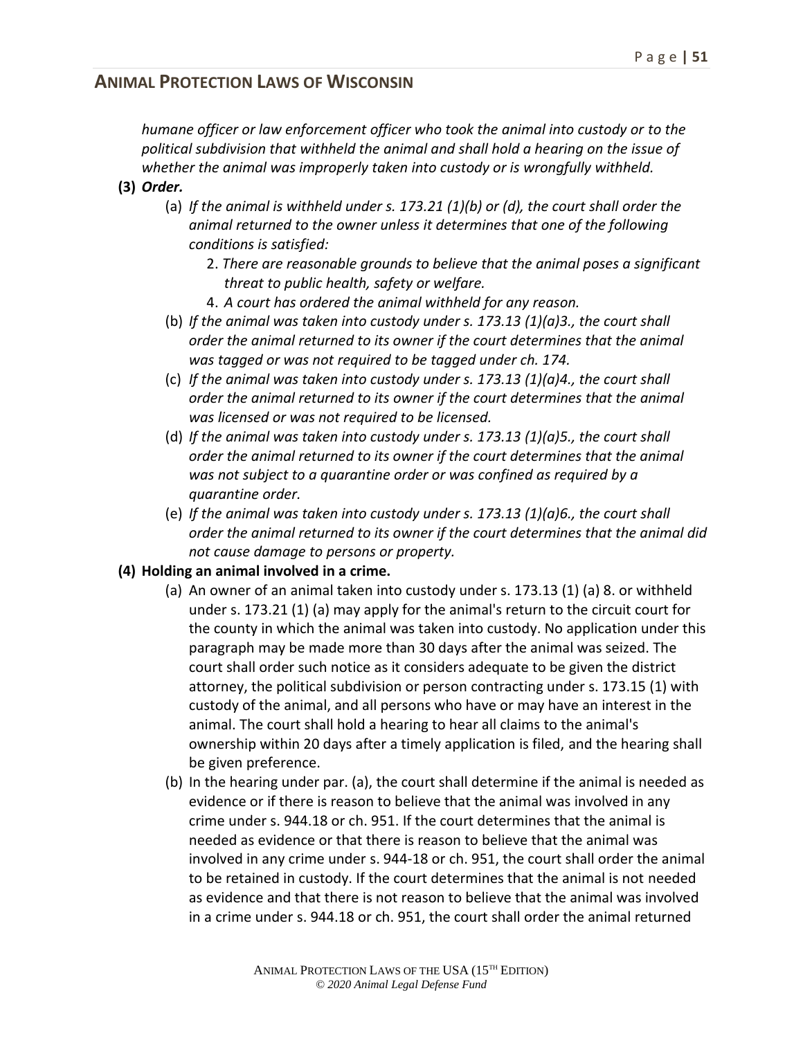*humane officer or law enforcement officer who took the animal into custody or to the political subdivision that withheld the animal and shall hold a hearing on the issue of whether the animal was improperly taken into custody or is wrongfully withheld.*

**(3)** ***Order.***

(a) *If the animal is withheld under s. 173.21 (1)(b) or (d), the court shall order the animal returned to the owner unless it determines that one of the following conditions is satisfied:*

2. *There are reasonable grounds to believe that the animal poses a significant threat to public health, safety or welfare.*

4. *A court has ordered the animal withheld for any reason.*

(b) *If the animal was taken into custody under s. 173.13 (1)(a)3., the court shall order the animal returned to its owner if the court determines that the animal was tagged or was not required to be tagged under ch. 174.*

(c) *If the animal was taken into custody under s. 173.13 (1)(a)4., the court shall order the animal returned to its owner if the court determines that the animal was licensed or was not required to be licensed.*

(d) *If the animal was taken into custody under s. 173.13 (1)(a)5., the court shall order the animal returned to its owner if the court determines that the animal was not subject to a quarantine order or was confined as required by a quarantine order.*

(e) *If the animal was taken into custody under s. 173.13 (1)(a)6., the court shall order the animal returned to its owner if the court determines that the animal did not cause damage to persons or property.*

**(4) Holding an animal involved in a crime.**

(a) An owner of an animal taken into custody under s. 173.13 (1) (a) 8. or withheld under s. 173.21 (1) (a) may apply for the animal's return to the circuit court for the county in which the animal was taken into custody. No application under this paragraph may be made more than 30 days after the animal was seized. The court shall order such notice as it considers adequate to be given the district attorney, the political subdivision or person contracting under s. 173.15 (1) with custody of the animal, and all persons who have or may have an interest in the animal. The court shall hold a hearing to hear all claims to the animal's ownership within 20 days after a timely application is filed, and the hearing shall be given preference.

(b) In the hearing under par. (a), the court shall determine if the animal is needed as evidence or if there is reason to believe that the animal was involved in any crime under s. 944.18 or ch. 951. If the court determines that the animal is needed as evidence or that there is reason to believe that the animal was involved in any crime under s. 944-18 or ch. 951, the court shall order the animal to be retained in custody. If the court determines that the animal is not needed as evidence and that there is not reason to believe that the animal was involved in a crime under s. 944.18 or ch. 951, the court shall order the animal returned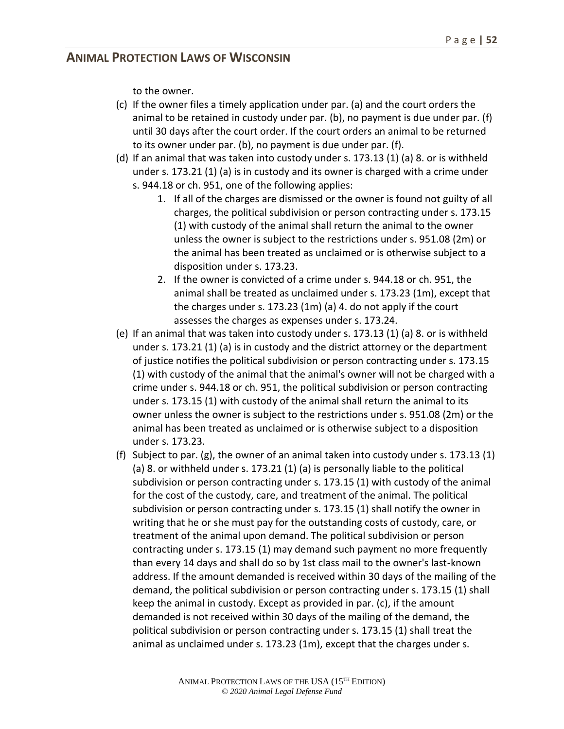to the owner.

(c) If the owner files a timely application under par. (a) and the court orders the animal to be retained in custody under par. (b), no payment is due under par. (f) until 30 days after the court order. If the court orders an animal to be returned to its owner under par. (b), no payment is due under par. (f).

(d) If an animal that was taken into custody under s. 173.13 (1) (a) 8. or is withheld under s. 173.21 (1) (a) is in custody and its owner is charged with a crime under s. 944.18 or ch. 951, one of the following applies:

1. If all of the charges are dismissed or the owner is found not guilty of all charges, the political subdivision or person contracting under s. 173.15 (1) with custody of the animal shall return the animal to the owner unless the owner is subject to the restrictions under s. 951.08 (2m) or the animal has been treated as unclaimed or is otherwise subject to a disposition under s. 173.23.
2. If the owner is convicted of a crime under s. 944.18 or ch. 951, the animal shall be treated as unclaimed under s. 173.23 (1m), except that the charges under s. 173.23 (1m) (a) 4. do not apply if the court assesses the charges as expenses under s. 173.24.

(e) If an animal that was taken into custody under s. 173.13 (1) (a) 8. or is withheld under s. 173.21 (1) (a) is in custody and the district attorney or the department of justice notifies the political subdivision or person contracting under s. 173.15 (1) with custody of the animal that the animal's owner will not be charged with a crime under s. 944.18 or ch. 951, the political subdivision or person contracting under s. 173.15 (1) with custody of the animal shall return the animal to its owner unless the owner is subject to the restrictions under s. 951.08 (2m) or the animal has been treated as unclaimed or is otherwise subject to a disposition under s. 173.23.

(f) Subject to par. (g), the owner of an animal taken into custody under s. 173.13 (1) (a) 8. or withheld under s. 173.21 (1) (a) is personally liable to the political subdivision or person contracting under s. 173.15 (1) with custody of the animal for the cost of the custody, care, and treatment of the animal. The political subdivision or person contracting under s. 173.15 (1) shall notify the owner in writing that he or she must pay for the outstanding costs of custody, care, or treatment of the animal upon demand. The political subdivision or person contracting under s. 173.15 (1) may demand such payment no more frequently than every 14 days and shall do so by 1st class mail to the owner's last-known address. If the amount demanded is received within 30 days of the mailing of the demand, the political subdivision or person contracting under s. 173.15 (1) shall keep the animal in custody. Except as provided in par. (c), if the amount demanded is not received within 30 days of the mailing of the demand, the political subdivision or person contracting under s. 173.15 (1) shall treat the animal as unclaimed under s. 173.23 (1m), except that the charges under s.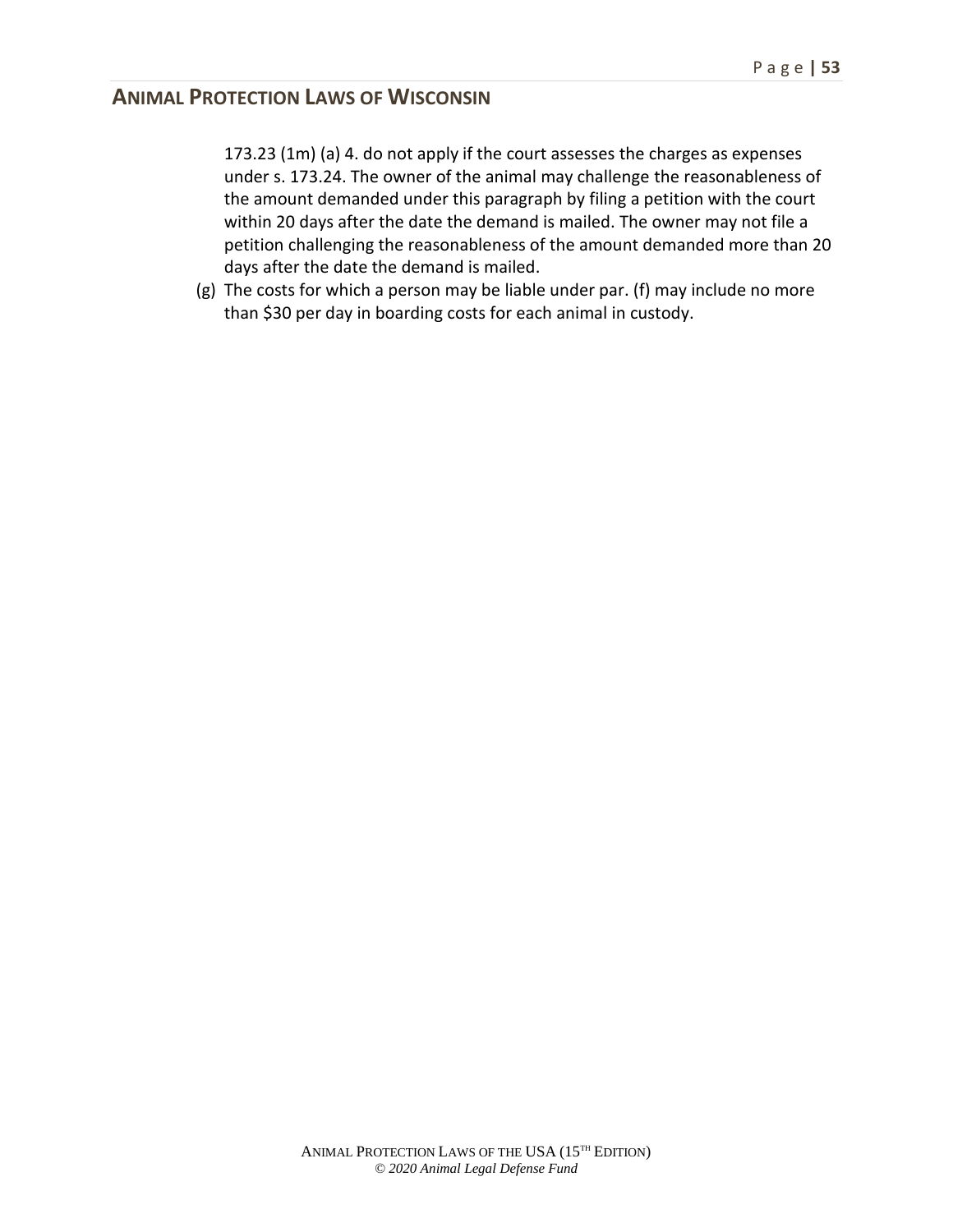173.23 (1m) (a) 4. do not apply if the court assesses the charges as expenses under s. 173.24. The owner of the animal may challenge the reasonableness of the amount demanded under this paragraph by filing a petition with the court within 20 days after the date the demand is mailed. The owner may not file a petition challenging the reasonableness of the amount demanded more than 20 days after the date the demand is mailed.

(g) The costs for which a person may be liable under par. (f) may include no more than $30 per day in boarding costs for each animal in custody.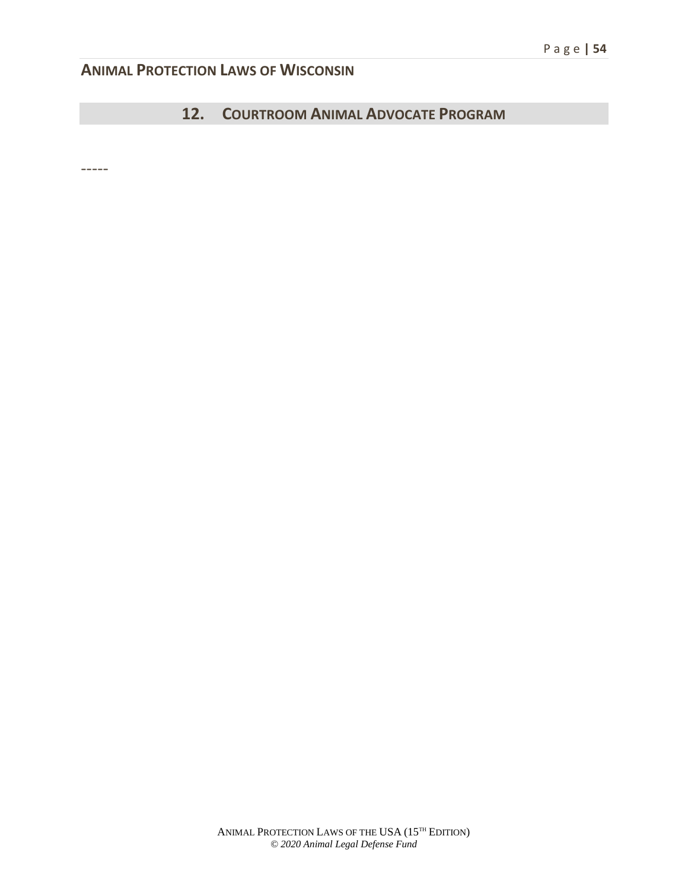## 12. COURTROOM ANIMAL ADVOCATE PROGRAM

-----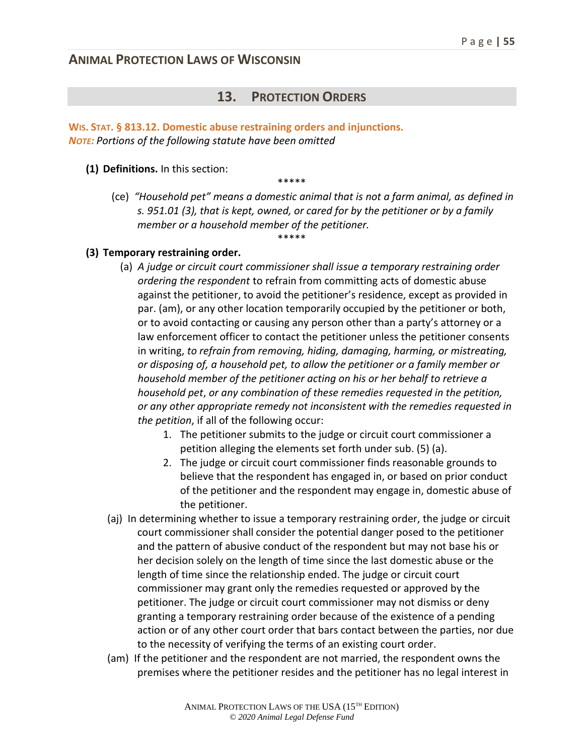## Animal Protection Laws of Wisconsin

### 13. Protection Orders

**Wis. Stat. § 813.12. Domestic abuse restraining orders and injunctions.**
***Note:*** *Portions of the following statute have been omitted*

**(1) Definitions.** In this section:

\*\*\*\*\*

(ce) *"Household pet" means a domestic animal that is not a farm animal, as defined in s. 951.01 (3), that is kept, owned, or cared for by the petitioner or by a family member or a household member of the petitioner.*

\*\*\*\*\*

**(3) Temporary restraining order.**

(a) *A judge or circuit court commissioner shall issue a temporary restraining order ordering the respondent* to refrain from committing acts of domestic abuse against the petitioner, to avoid the petitioner's residence, except as provided in par. (am), or any other location temporarily occupied by the petitioner or both, or to avoid contacting or causing any person other than a party's attorney or a law enforcement officer to contact the petitioner unless the petitioner consents in writing, *to refrain from removing, hiding, damaging, harming, or mistreating, or disposing of, a household pet, to allow the petitioner or a family member or household member of the petitioner acting on his or her behalf to retrieve a household pet*, *or any combination of these remedies requested in the petition, or any other appropriate remedy not inconsistent with the remedies requested in the petition*, if all of the following occur:

1. The petitioner submits to the judge or circuit court commissioner a petition alleging the elements set forth under sub. (5) (a).
2. The judge or circuit court commissioner finds reasonable grounds to believe that the respondent has engaged in, or based on prior conduct of the petitioner and the respondent may engage in, domestic abuse of the petitioner.

(aj) In determining whether to issue a temporary restraining order, the judge or circuit court commissioner shall consider the potential danger posed to the petitioner and the pattern of abusive conduct of the respondent but may not base his or her decision solely on the length of time since the last domestic abuse or the length of time since the relationship ended. The judge or circuit court commissioner may grant only the remedies requested or approved by the petitioner. The judge or circuit court commissioner may not dismiss or deny granting a temporary restraining order because of the existence of a pending action or of any other court order that bars contact between the parties, nor due to the necessity of verifying the terms of an existing court order.

(am) If the petitioner and the respondent are not married, the respondent owns the premises where the petitioner resides and the petitioner has no legal interest in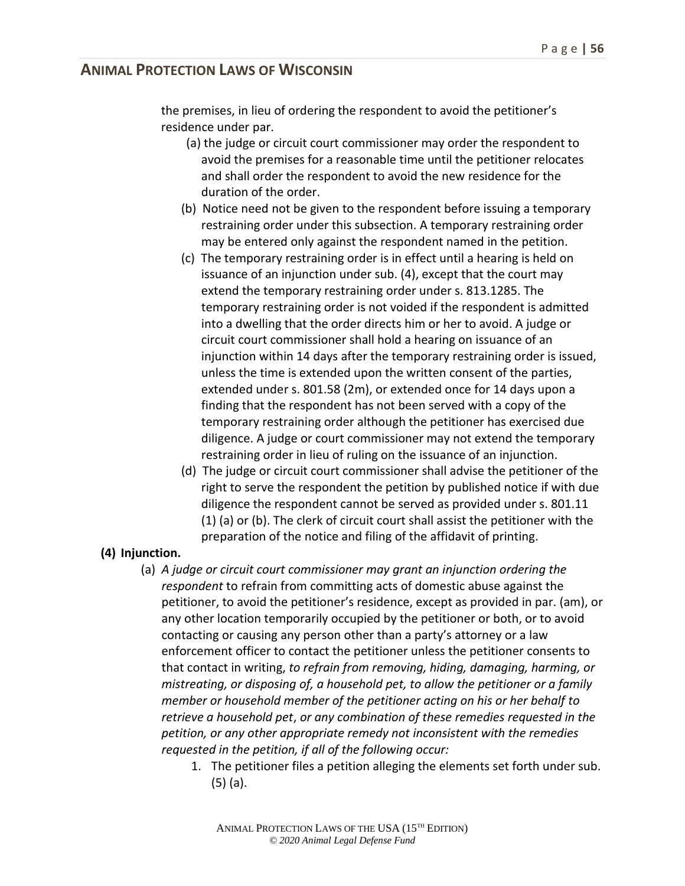the premises, in lieu of ordering the respondent to avoid the petitioner's residence under par.

(a) the judge or circuit court commissioner may order the respondent to avoid the premises for a reasonable time until the petitioner relocates and shall order the respondent to avoid the new residence for the duration of the order.

(b) Notice need not be given to the respondent before issuing a temporary restraining order under this subsection. A temporary restraining order may be entered only against the respondent named in the petition.

(c) The temporary restraining order is in effect until a hearing is held on issuance of an injunction under sub. (4), except that the court may extend the temporary restraining order under s. 813.1285. The temporary restraining order is not voided if the respondent is admitted into a dwelling that the order directs him or her to avoid. A judge or circuit court commissioner shall hold a hearing on issuance of an injunction within 14 days after the temporary restraining order is issued, unless the time is extended upon the written consent of the parties, extended under s. 801.58 (2m), or extended once for 14 days upon a finding that the respondent has not been served with a copy of the temporary restraining order although the petitioner has exercised due diligence. A judge or court commissioner may not extend the temporary restraining order in lieu of ruling on the issuance of an injunction.

(d) The judge or circuit court commissioner shall advise the petitioner of the right to serve the respondent the petition by published notice if with due diligence the respondent cannot be served as provided under s. 801.11 (1) (a) or (b). The clerk of circuit court shall assist the petitioner with the preparation of the notice and filing of the affidavit of printing.

**(4) Injunction.**

(a) *A judge or circuit court commissioner may grant an injunction ordering the respondent* to refrain from committing acts of domestic abuse against the petitioner, to avoid the petitioner's residence, except as provided in par. (am), or any other location temporarily occupied by the petitioner or both, or to avoid contacting or causing any person other than a party's attorney or a law enforcement officer to contact the petitioner unless the petitioner consents to that contact in writing, *to refrain from removing, hiding, damaging, harming, or mistreating, or disposing of, a household pet, to allow the petitioner or a family member or household member of the petitioner acting on his or her behalf to retrieve a household pet*, *or any combination of these remedies requested in the petition, or any other appropriate remedy not inconsistent with the remedies requested in the petition, if all of the following occur:*

1. The petitioner files a petition alleging the elements set forth under sub. (5) (a).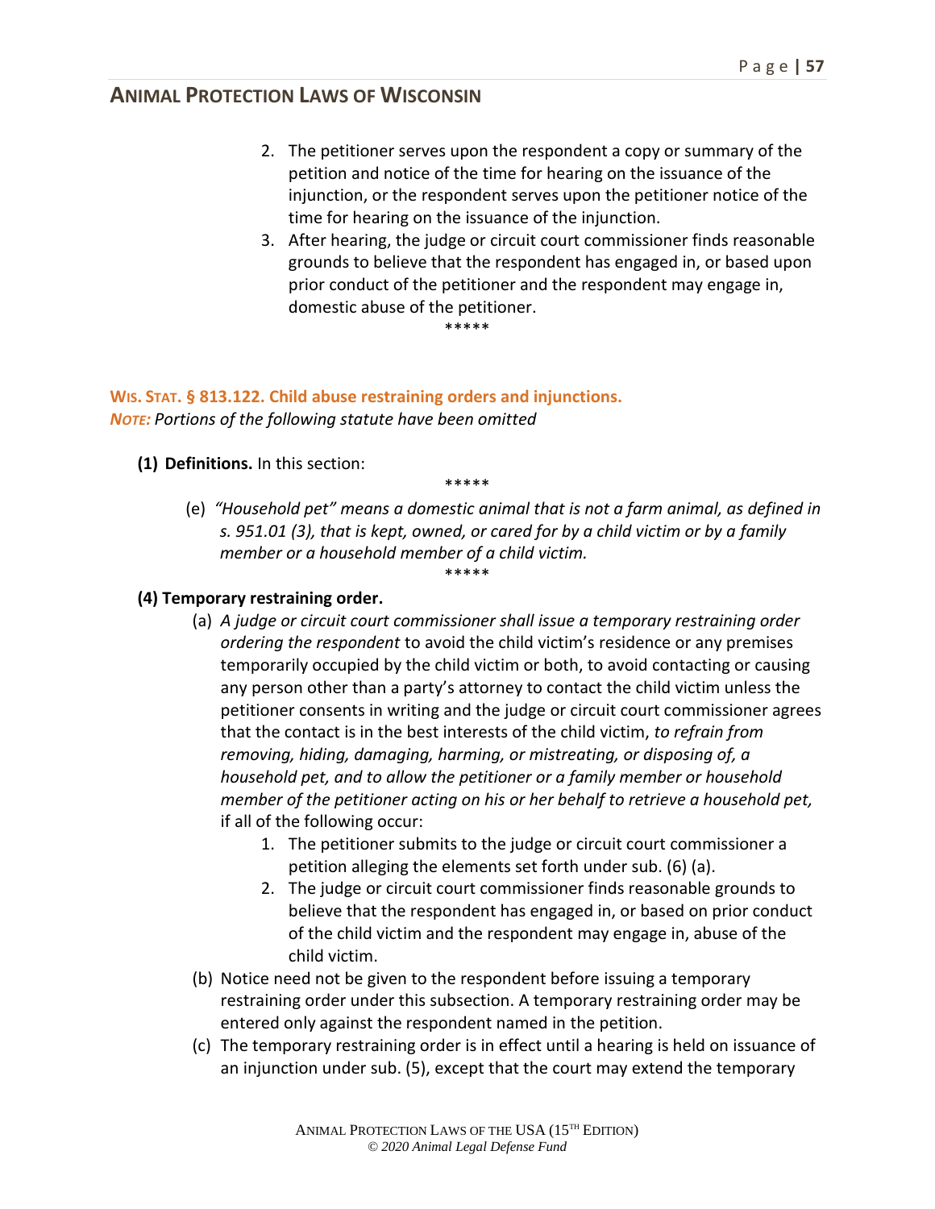2. The petitioner serves upon the respondent a copy or summary of the petition and notice of the time for hearing on the issuance of the injunction, or the respondent serves upon the petitioner notice of the time for hearing on the issuance of the injunction.
3. After hearing, the judge or circuit court commissioner finds reasonable grounds to believe that the respondent has engaged in, or based upon prior conduct of the petitioner and the respondent may engage in, domestic abuse of the petitioner.

*****

**WIS. STAT. § 813.122. Child abuse restraining orders and injunctions.**

***NOTE:*** *Portions of the following statute have been omitted*

**(1) Definitions.** In this section:

*****

(e) *"Household pet" means a domestic animal that is not a farm animal, as defined in s. 951.01 (3), that is kept, owned, or cared for by a child victim or by a family member or a household member of a child victim.*

*****

**(4) Temporary restraining order.**

(a) *A judge or circuit court commissioner shall issue a temporary restraining order ordering the respondent* to avoid the child victim's residence or any premises temporarily occupied by the child victim or both, to avoid contacting or causing any person other than a party's attorney to contact the child victim unless the petitioner consents in writing and the judge or circuit court commissioner agrees that the contact is in the best interests of the child victim, *to refrain from removing, hiding, damaging, harming, or mistreating, or disposing of, a household pet, and to allow the petitioner or a family member or household member of the petitioner acting on his or her behalf to retrieve a household pet,* if all of the following occur:

1. The petitioner submits to the judge or circuit court commissioner a petition alleging the elements set forth under sub. (6) (a).
2. The judge or circuit court commissioner finds reasonable grounds to believe that the respondent has engaged in, or based on prior conduct of the child victim and the respondent may engage in, abuse of the child victim.

(b) Notice need not be given to the respondent before issuing a temporary restraining order under this subsection. A temporary restraining order may be entered only against the respondent named in the petition.

(c) The temporary restraining order is in effect until a hearing is held on issuance of an injunction under sub. (5), except that the court may extend the temporary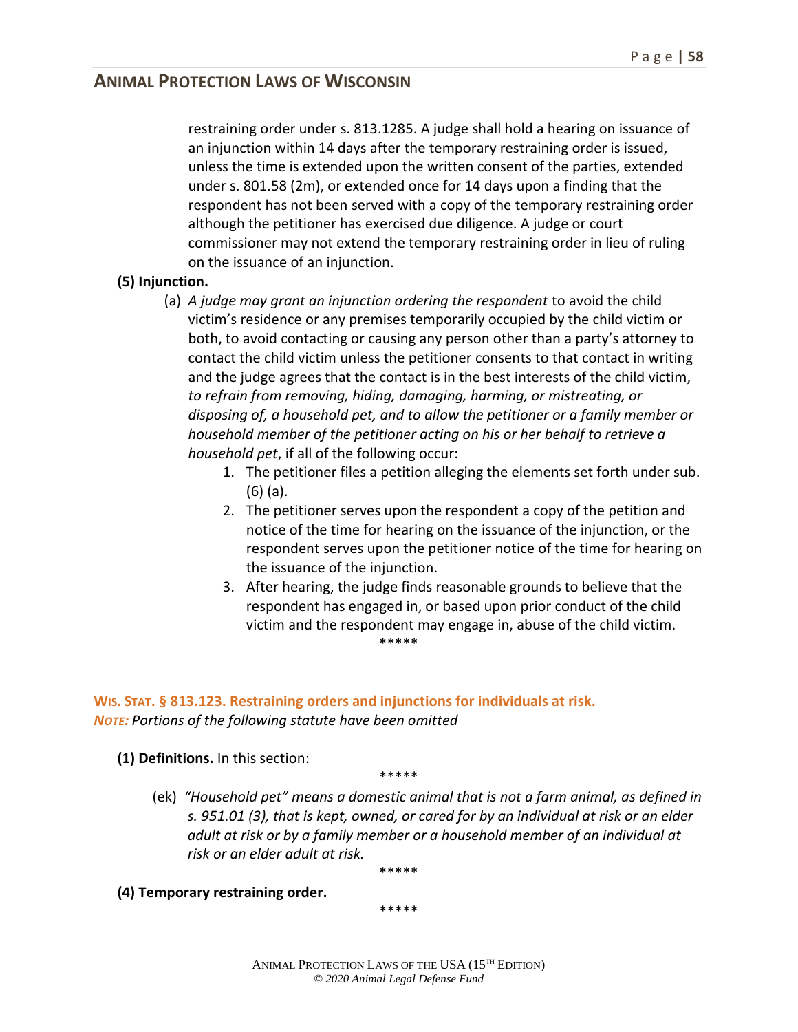restraining order under s. 813.1285. A judge shall hold a hearing on issuance of an injunction within 14 days after the temporary restraining order is issued, unless the time is extended upon the written consent of the parties, extended under s. 801.58 (2m), or extended once for 14 days upon a finding that the respondent has not been served with a copy of the temporary restraining order although the petitioner has exercised due diligence. A judge or court commissioner may not extend the temporary restraining order in lieu of ruling on the issuance of an injunction.

**(5) Injunction.**

(a) *A judge may grant an injunction ordering the respondent* to avoid the child victim's residence or any premises temporarily occupied by the child victim or both, to avoid contacting or causing any person other than a party's attorney to contact the child victim unless the petitioner consents to that contact in writing and the judge agrees that the contact is in the best interests of the child victim, *to refrain from removing, hiding, damaging, harming, or mistreating, or disposing of, a household pet, and to allow the petitioner or a family member or household member of the petitioner acting on his or her behalf to retrieve a household pet*, if all of the following occur:

1. The petitioner files a petition alleging the elements set forth under sub. (6) (a).
2. The petitioner serves upon the respondent a copy of the petition and notice of the time for hearing on the issuance of the injunction, or the respondent serves upon the petitioner notice of the time for hearing on the issuance of the injunction.
3. After hearing, the judge finds reasonable grounds to believe that the respondent has engaged in, or based upon prior conduct of the child victim and the respondent may engage in, abuse of the child victim.

\*\*\*\*\*

## WIS. STAT. § 813.123. Restraining orders and injunctions for individuals at risk.

***NOTE:*** *Portions of the following statute have been omitted*

**(1) Definitions.** In this section:

\*\*\*\*\*

(ek) *"Household pet" means a domestic animal that is not a farm animal, as defined in s. 951.01 (3), that is kept, owned, or cared for by an individual at risk or an elder adult at risk or by a family member or a household member of an individual at risk or an elder adult at risk.*

\*\*\*\*\*

**(4) Temporary restraining order.**

\*\*\*\*\*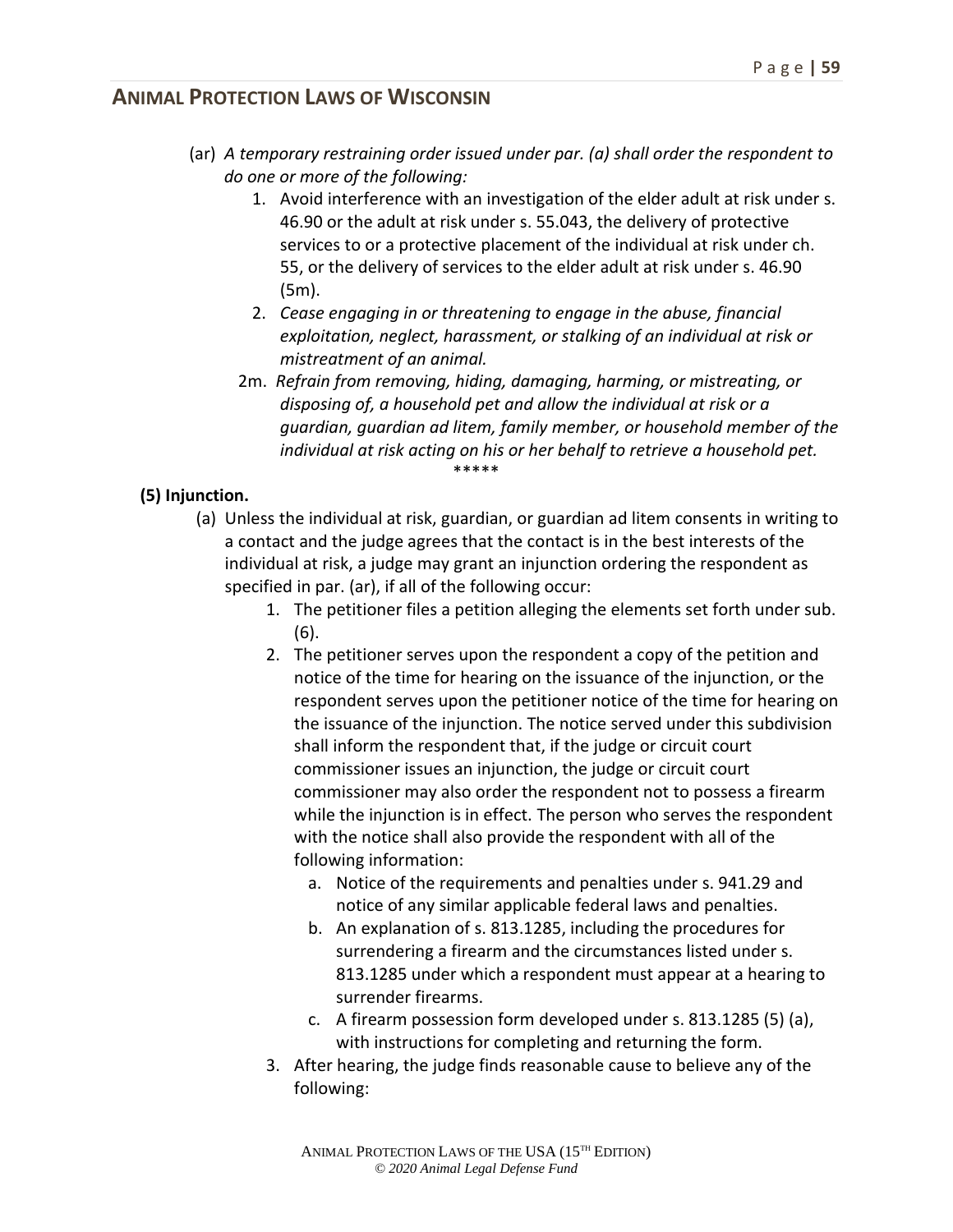(ar) *A temporary restraining order issued under par. (a) shall order the respondent to do one or more of the following:*

1. Avoid interference with an investigation of the elder adult at risk under s. 46.90 or the adult at risk under s. 55.043, the delivery of protective services to or a protective placement of the individual at risk under ch. 55, or the delivery of services to the elder adult at risk under s. 46.90 (5m).
2. *Cease engaging in or threatening to engage in the abuse, financial exploitation, neglect, harassment, or stalking of an individual at risk or mistreatment of an animal.*

2m. *Refrain from removing, hiding, damaging, harming, or mistreating, or disposing of, a household pet and allow the individual at risk or a guardian, guardian ad litem, family member, or household member of the individual at risk acting on his or her behalf to retrieve a household pet.*

*****

**(5) Injunction.**

(a) Unless the individual at risk, guardian, or guardian ad litem consents in writing to a contact and the judge agrees that the contact is in the best interests of the individual at risk, a judge may grant an injunction ordering the respondent as specified in par. (ar), if all of the following occur:

1. The petitioner files a petition alleging the elements set forth under sub. (6).
2. The petitioner serves upon the respondent a copy of the petition and notice of the time for hearing on the issuance of the injunction, or the respondent serves upon the petitioner notice of the time for hearing on the issuance of the injunction. The notice served under this subdivision shall inform the respondent that, if the judge or circuit court commissioner issues an injunction, the judge or circuit court commissioner may also order the respondent not to possess a firearm while the injunction is in effect. The person who serves the respondent with the notice shall also provide the respondent with all of the following information:
   a. Notice of the requirements and penalties under s. 941.29 and notice of any similar applicable federal laws and penalties.
   b. An explanation of s. 813.1285, including the procedures for surrendering a firearm and the circumstances listed under s. 813.1285 under which a respondent must appear at a hearing to surrender firearms.
   c. A firearm possession form developed under s. 813.1285 (5) (a), with instructions for completing and returning the form.
3. After hearing, the judge finds reasonable cause to believe any of the following: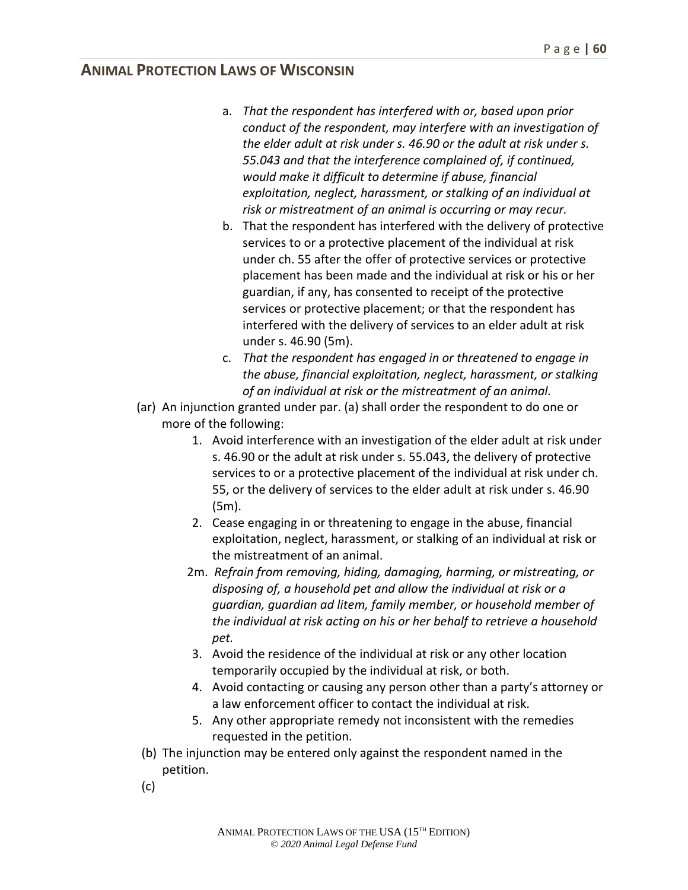a. *That the respondent has interfered with or, based upon prior conduct of the respondent, may interfere with an investigation of the elder adult at risk under s. 46.90 or the adult at risk under s. 55.043 and that the interference complained of, if continued, would make it difficult to determine if abuse, financial exploitation, neglect, harassment, or stalking of an individual at risk or mistreatment of an animal is occurring or may recur.*

b. That the respondent has interfered with the delivery of protective services to or a protective placement of the individual at risk under ch. 55 after the offer of protective services or protective placement has been made and the individual at risk or his or her guardian, if any, has consented to receipt of the protective services or protective placement; or that the respondent has interfered with the delivery of services to an elder adult at risk under s. 46.90 (5m).

c. *That the respondent has engaged in or threatened to engage in the abuse, financial exploitation, neglect, harassment, or stalking of an individual at risk or the mistreatment of an animal.*

(ar) An injunction granted under par. (a) shall order the respondent to do one or more of the following:

1. Avoid interference with an investigation of the elder adult at risk under s. 46.90 or the adult at risk under s. 55.043, the delivery of protective services to or a protective placement of the individual at risk under ch. 55, or the delivery of services to the elder adult at risk under s. 46.90 (5m).
2. Cease engaging in or threatening to engage in the abuse, financial exploitation, neglect, harassment, or stalking of an individual at risk or the mistreatment of an animal.

2m. *Refrain from removing, hiding, damaging, harming, or mistreating, or disposing of, a household pet and allow the individual at risk or a guardian, guardian ad litem, family member, or household member of the individual at risk acting on his or her behalf to retrieve a household pet.*

3. Avoid the residence of the individual at risk or any other location temporarily occupied by the individual at risk, or both.
4. Avoid contacting or causing any person other than a party's attorney or a law enforcement officer to contact the individual at risk.
5. Any other appropriate remedy not inconsistent with the remedies requested in the petition.

(b) The injunction may be entered only against the respondent named in the petition.

(c)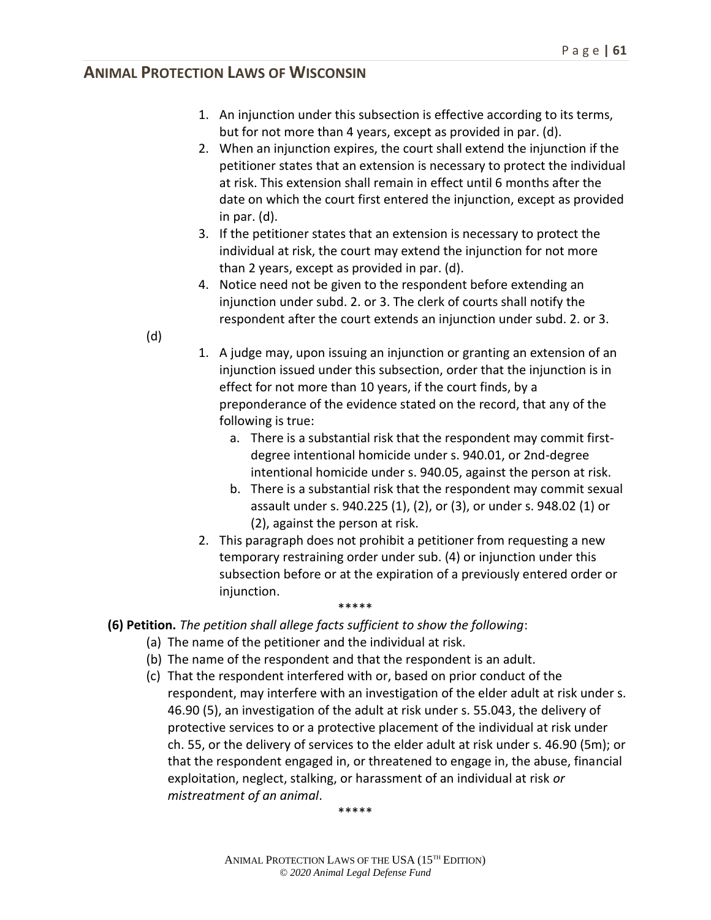1. An injunction under this subsection is effective according to its terms, but for not more than 4 years, except as provided in par. (d).
2. When an injunction expires, the court shall extend the injunction if the petitioner states that an extension is necessary to protect the individual at risk. This extension shall remain in effect until 6 months after the date on which the court first entered the injunction, except as provided in par. (d).
3. If the petitioner states that an extension is necessary to protect the individual at risk, the court may extend the injunction for not more than 2 years, except as provided in par. (d).
4. Notice need not be given to the respondent before extending an injunction under subd. 2. or 3. The clerk of courts shall notify the respondent after the court extends an injunction under subd. 2. or 3.

(d)

1. A judge may, upon issuing an injunction or granting an extension of an injunction issued under this subsection, order that the injunction is in effect for not more than 10 years, if the court finds, by a preponderance of the evidence stated on the record, that any of the following is true:
   a. There is a substantial risk that the respondent may commit first-degree intentional homicide under s. 940.01, or 2nd-degree intentional homicide under s. 940.05, against the person at risk.
   b. There is a substantial risk that the respondent may commit sexual assault under s. 940.225 (1), (2), or (3), or under s. 948.02 (1) or (2), against the person at risk.
2. This paragraph does not prohibit a petitioner from requesting a new temporary restraining order under sub. (4) or injunction under this subsection before or at the expiration of a previously entered order or injunction.

*****

**(6) Petition.** *The petition shall allege facts sufficient to show the following*:

(a) The name of the petitioner and the individual at risk.

(b) The name of the respondent and that the respondent is an adult.

(c) That the respondent interfered with or, based on prior conduct of the respondent, may interfere with an investigation of the elder adult at risk under s. 46.90 (5), an investigation of the adult at risk under s. 55.043, the delivery of protective services to or a protective placement of the individual at risk under ch. 55, or the delivery of services to the elder adult at risk under s. 46.90 (5m); or that the respondent engaged in, or threatened to engage in, the abuse, financial exploitation, neglect, stalking, or harassment of an individual at risk *or mistreatment of an animal*.

*****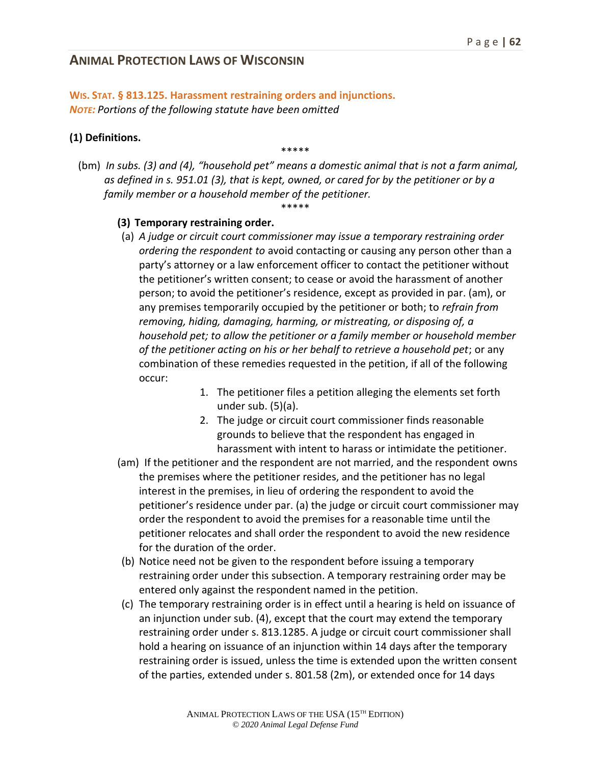## Animal Protection Laws of Wisconsin

**Wis. Stat. § 813.125. Harassment restraining orders and injunctions.**
***Note:*** *Portions of the following statute have been omitted*

**(1) Definitions.**

*****

(bm) *In subs. (3) and (4), "household pet" means a domestic animal that is not a farm animal, as defined in s. 951.01 (3), that is kept, owned, or cared for by the petitioner or by a family member or a household member of the petitioner.*

*****

**(3) Temporary restraining order.**

(a) *A judge or circuit court commissioner may issue a temporary restraining order ordering the respondent to* avoid contacting or causing any person other than a party's attorney or a law enforcement officer to contact the petitioner without the petitioner's written consent; to cease or avoid the harassment of another person; to avoid the petitioner's residence, except as provided in par. (am), or any premises temporarily occupied by the petitioner or both; to *refrain from removing, hiding, damaging, harming, or mistreating, or disposing of, a household pet; to allow the petitioner or a family member or household member of the petitioner acting on his or her behalf to retrieve a household pet*; or any combination of these remedies requested in the petition, if all of the following occur:

1. The petitioner files a petition alleging the elements set forth under sub. (5)(a).
2. The judge or circuit court commissioner finds reasonable grounds to believe that the respondent has engaged in harassment with intent to harass or intimidate the petitioner.

(am) If the petitioner and the respondent are not married, and the respondent owns the premises where the petitioner resides, and the petitioner has no legal interest in the premises, in lieu of ordering the respondent to avoid the petitioner's residence under par. (a) the judge or circuit court commissioner may order the respondent to avoid the premises for a reasonable time until the petitioner relocates and shall order the respondent to avoid the new residence for the duration of the order.

(b) Notice need not be given to the respondent before issuing a temporary restraining order under this subsection. A temporary restraining order may be entered only against the respondent named in the petition.

(c) The temporary restraining order is in effect until a hearing is held on issuance of an injunction under sub. (4), except that the court may extend the temporary restraining order under s. 813.1285. A judge or circuit court commissioner shall hold a hearing on issuance of an injunction within 14 days after the temporary restraining order is issued, unless the time is extended upon the written consent of the parties, extended under s. 801.58 (2m), or extended once for 14 days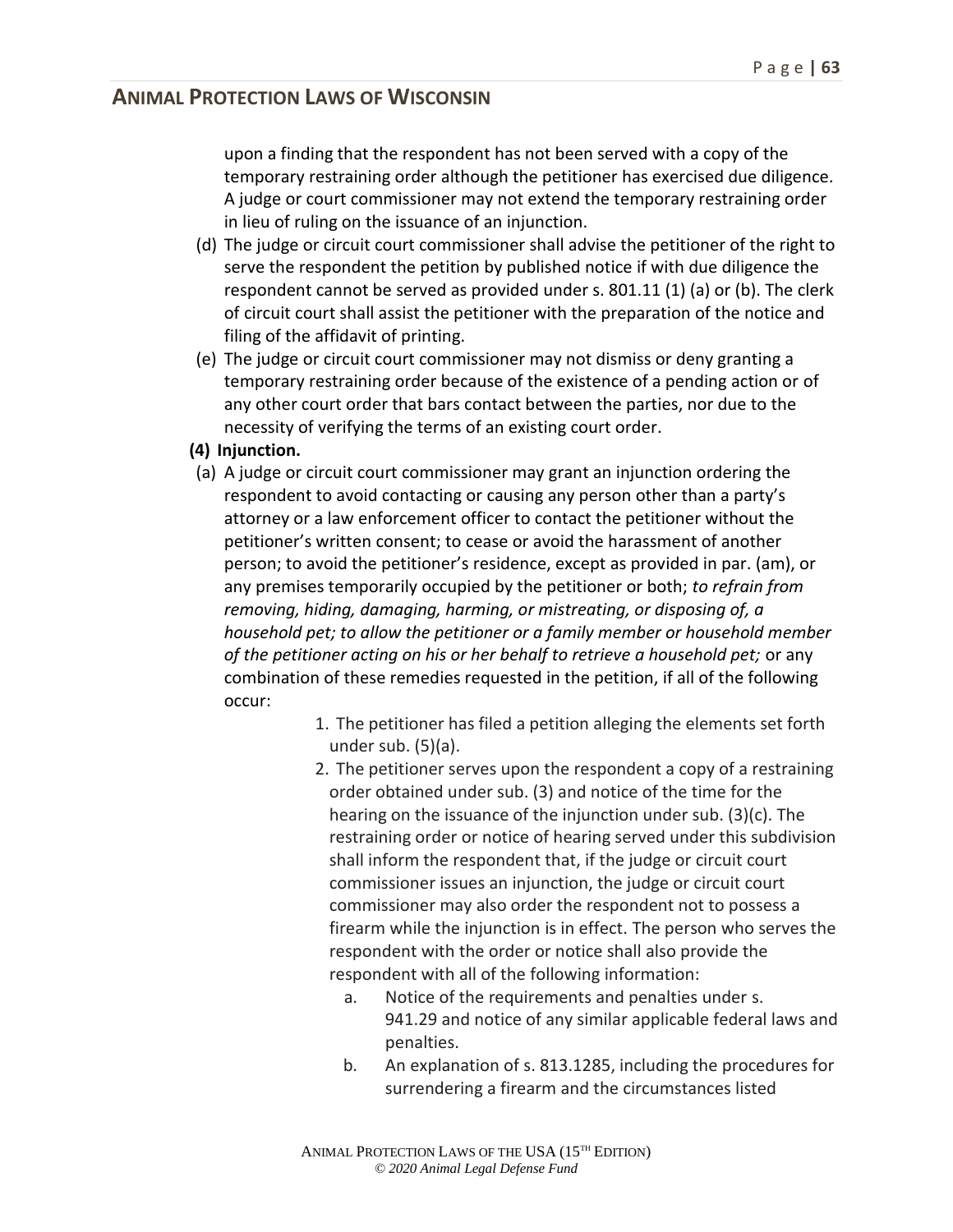upon a finding that the respondent has not been served with a copy of the temporary restraining order although the petitioner has exercised due diligence. A judge or court commissioner may not extend the temporary restraining order in lieu of ruling on the issuance of an injunction.

(d) The judge or circuit court commissioner shall advise the petitioner of the right to serve the respondent the petition by published notice if with due diligence the respondent cannot be served as provided under s. 801.11 (1) (a) or (b). The clerk of circuit court shall assist the petitioner with the preparation of the notice and filing of the affidavit of printing.

(e) The judge or circuit court commissioner may not dismiss or deny granting a temporary restraining order because of the existence of a pending action or of any other court order that bars contact between the parties, nor due to the necessity of verifying the terms of an existing court order.

**(4) Injunction.**

(a) A judge or circuit court commissioner may grant an injunction ordering the respondent to avoid contacting or causing any person other than a party's attorney or a law enforcement officer to contact the petitioner without the petitioner's written consent; to cease or avoid the harassment of another person; to avoid the petitioner's residence, except as provided in par. (am), or any premises temporarily occupied by the petitioner or both; *to refrain from removing, hiding, damaging, harming, or mistreating, or disposing of, a household pet; to allow the petitioner or a family member or household member of the petitioner acting on his or her behalf to retrieve a household pet;* or any combination of these remedies requested in the petition, if all of the following occur:

1. The petitioner has filed a petition alleging the elements set forth under sub. (5)(a).
2. The petitioner serves upon the respondent a copy of a restraining order obtained under sub. (3) and notice of the time for the hearing on the issuance of the injunction under sub. (3)(c). The restraining order or notice of hearing served under this subdivision shall inform the respondent that, if the judge or circuit court commissioner issues an injunction, the judge or circuit court commissioner may also order the respondent not to possess a firearm while the injunction is in effect. The person who serves the respondent with the order or notice shall also provide the respondent with all of the following information:
   a. Notice of the requirements and penalties under s. 941.29 and notice of any similar applicable federal laws and penalties.
   b. An explanation of s. 813.1285, including the procedures for surrendering a firearm and the circumstances listed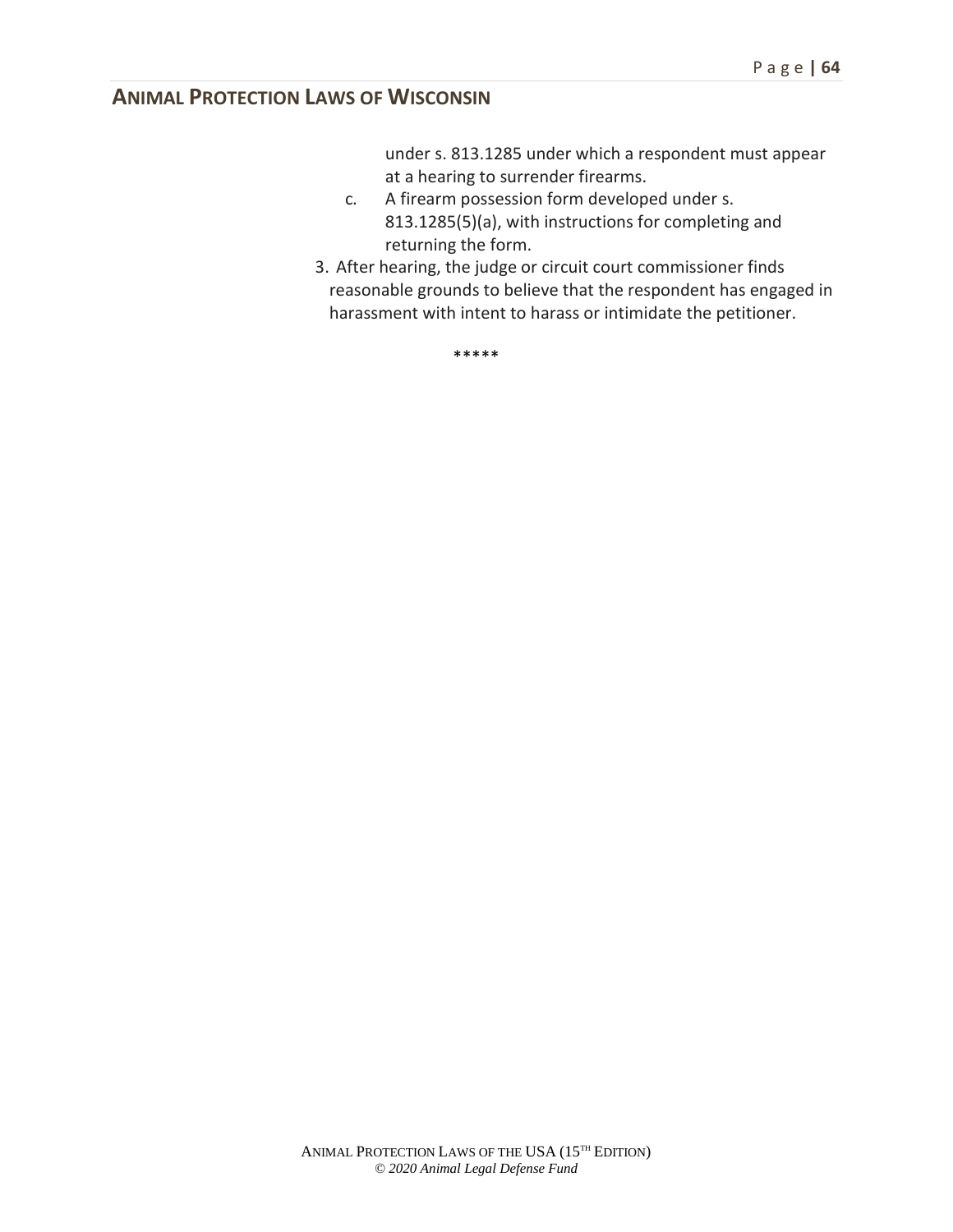under s. 813.1285 under which a respondent must appear at a hearing to surrender firearms.

c. A firearm possession form developed under s. 813.1285(5)(a), with instructions for completing and returning the form.

3. After hearing, the judge or circuit court commissioner finds reasonable grounds to believe that the respondent has engaged in harassment with intent to harass or intimidate the petitioner.

*****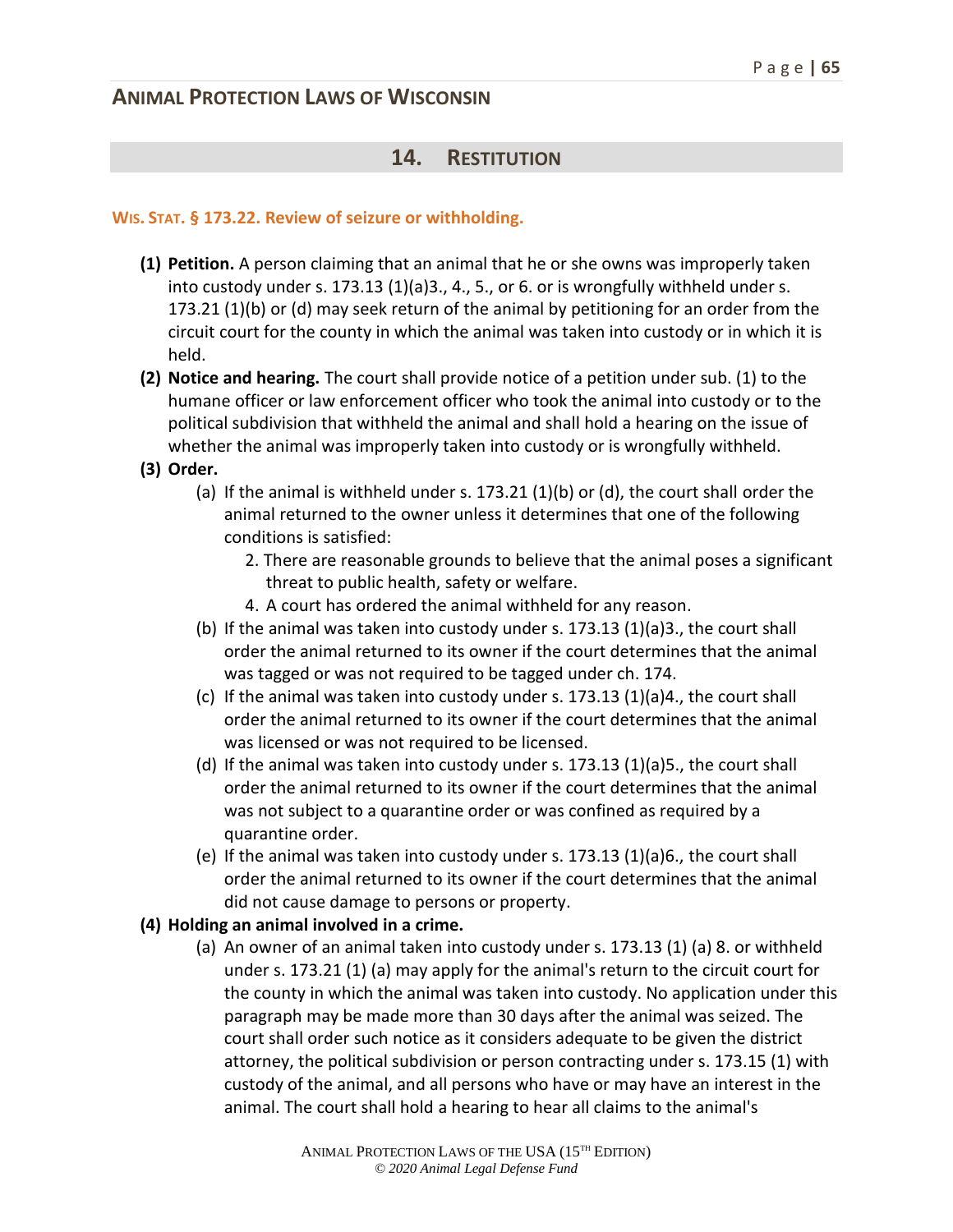## 14. RESTITUTION

### WIS. STAT. § 173.22. Review of seizure or withholding.

**(1) Petition.** A person claiming that an animal that he or she owns was improperly taken into custody under s. 173.13 (1)(a)3., 4., 5., or 6. or is wrongfully withheld under s. 173.21 (1)(b) or (d) may seek return of the animal by petitioning for an order from the circuit court for the county in which the animal was taken into custody or in which it is held.

**(2) Notice and hearing.** The court shall provide notice of a petition under sub. (1) to the humane officer or law enforcement officer who took the animal into custody or to the political subdivision that withheld the animal and shall hold a hearing on the issue of whether the animal was improperly taken into custody or is wrongfully withheld.

**(3) Order.**

(a) If the animal is withheld under s. 173.21 (1)(b) or (d), the court shall order the animal returned to the owner unless it determines that one of the following conditions is satisfied:

2. There are reasonable grounds to believe that the animal poses a significant threat to public health, safety or welfare.

4. A court has ordered the animal withheld for any reason.

(b) If the animal was taken into custody under s. 173.13 (1)(a)3., the court shall order the animal returned to its owner if the court determines that the animal was tagged or was not required to be tagged under ch. 174.

(c) If the animal was taken into custody under s. 173.13 (1)(a)4., the court shall order the animal returned to its owner if the court determines that the animal was licensed or was not required to be licensed.

(d) If the animal was taken into custody under s. 173.13 (1)(a)5., the court shall order the animal returned to its owner if the court determines that the animal was not subject to a quarantine order or was confined as required by a quarantine order.

(e) If the animal was taken into custody under s. 173.13 (1)(a)6., the court shall order the animal returned to its owner if the court determines that the animal did not cause damage to persons or property.

**(4) Holding an animal involved in a crime.**

(a) An owner of an animal taken into custody under s. 173.13 (1) (a) 8. or withheld under s. 173.21 (1) (a) may apply for the animal's return to the circuit court for the county in which the animal was taken into custody. No application under this paragraph may be made more than 30 days after the animal was seized. The court shall order such notice as it considers adequate to be given the district attorney, the political subdivision or person contracting under s. 173.15 (1) with custody of the animal, and all persons who have or may have an interest in the animal. The court shall hold a hearing to hear all claims to the animal's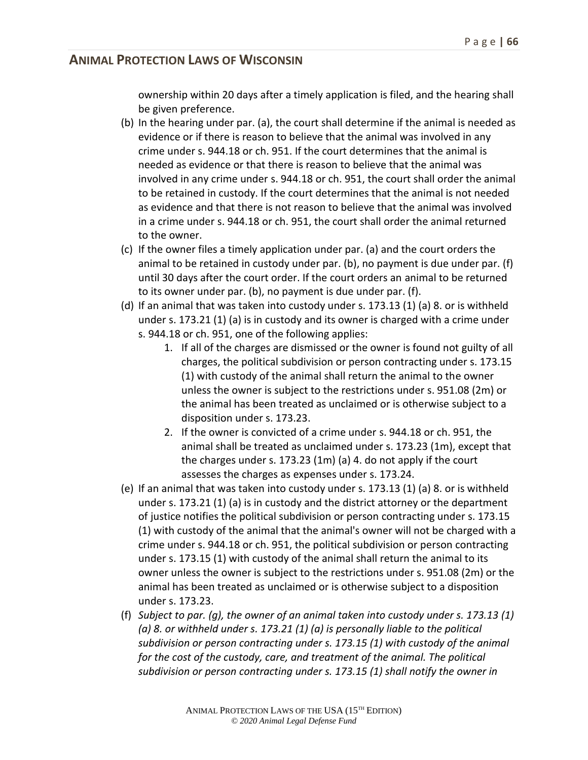ownership within 20 days after a timely application is filed, and the hearing shall be given preference.

(b) In the hearing under par. (a), the court shall determine if the animal is needed as evidence or if there is reason to believe that the animal was involved in any crime under s. 944.18 or ch. 951. If the court determines that the animal is needed as evidence or that there is reason to believe that the animal was involved in any crime under s. 944.18 or ch. 951, the court shall order the animal to be retained in custody. If the court determines that the animal is not needed as evidence and that there is not reason to believe that the animal was involved in a crime under s. 944.18 or ch. 951, the court shall order the animal returned to the owner.

(c) If the owner files a timely application under par. (a) and the court orders the animal to be retained in custody under par. (b), no payment is due under par. (f) until 30 days after the court order. If the court orders an animal to be returned to its owner under par. (b), no payment is due under par. (f).

(d) If an animal that was taken into custody under s. 173.13 (1) (a) 8. or is withheld under s. 173.21 (1) (a) is in custody and its owner is charged with a crime under s. 944.18 or ch. 951, one of the following applies:

1. If all of the charges are dismissed or the owner is found not guilty of all charges, the political subdivision or person contracting under s. 173.15 (1) with custody of the animal shall return the animal to the owner unless the owner is subject to the restrictions under s. 951.08 (2m) or the animal has been treated as unclaimed or is otherwise subject to a disposition under s. 173.23.
2. If the owner is convicted of a crime under s. 944.18 or ch. 951, the animal shall be treated as unclaimed under s. 173.23 (1m), except that the charges under s. 173.23 (1m) (a) 4. do not apply if the court assesses the charges as expenses under s. 173.24.

(e) If an animal that was taken into custody under s. 173.13 (1) (a) 8. or is withheld under s. 173.21 (1) (a) is in custody and the district attorney or the department of justice notifies the political subdivision or person contracting under s. 173.15 (1) with custody of the animal that the animal's owner will not be charged with a crime under s. 944.18 or ch. 951, the political subdivision or person contracting under s. 173.15 (1) with custody of the animal shall return the animal to its owner unless the owner is subject to the restrictions under s. 951.08 (2m) or the animal has been treated as unclaimed or is otherwise subject to a disposition under s. 173.23.

(f) *Subject to par. (g), the owner of an animal taken into custody under s. 173.13 (1) (a) 8. or withheld under s. 173.21 (1) (a) is personally liable to the political subdivision or person contracting under s. 173.15 (1) with custody of the animal for the cost of the custody, care, and treatment of the animal. The political subdivision or person contracting under s. 173.15 (1) shall notify the owner in*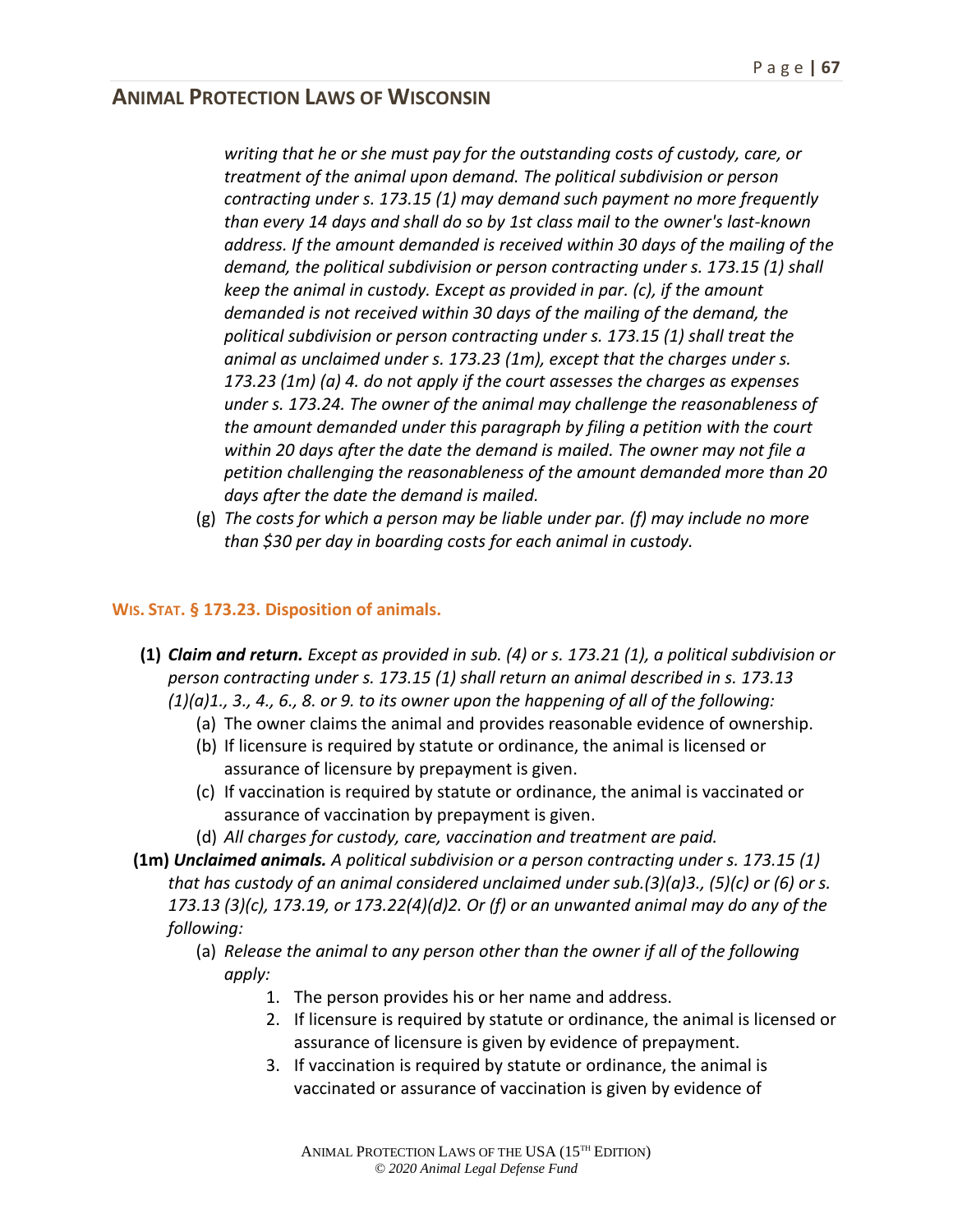*writing that he or she must pay for the outstanding costs of custody, care, or treatment of the animal upon demand. The political subdivision or person contracting under s. 173.15 (1) may demand such payment no more frequently than every 14 days and shall do so by 1st class mail to the owner's last-known address. If the amount demanded is received within 30 days of the mailing of the demand, the political subdivision or person contracting under s. 173.15 (1) shall keep the animal in custody. Except as provided in par. (c), if the amount demanded is not received within 30 days of the mailing of the demand, the political subdivision or person contracting under s. 173.15 (1) shall treat the animal as unclaimed under s. 173.23 (1m), except that the charges under s. 173.23 (1m) (a) 4. do not apply if the court assesses the charges as expenses under s. 173.24. The owner of the animal may challenge the reasonableness of the amount demanded under this paragraph by filing a petition with the court within 20 days after the date the demand is mailed. The owner may not file a petition challenging the reasonableness of the amount demanded more than 20 days after the date the demand is mailed.*

(g) *The costs for which a person may be liable under par. (f) may include no more than $30 per day in boarding costs for each animal in custody.*

### WIS. STAT. § 173.23. Disposition of animals.

**(1)** ***Claim and return.*** *Except as provided in sub. (4) or s. 173.21 (1), a political subdivision or person contracting under s. 173.15 (1) shall return an animal described in s. 173.13 (1)(a)1., 3., 4., 6., 8. or 9. to its owner upon the happening of all of the following:*

(a) The owner claims the animal and provides reasonable evidence of ownership.

(b) If licensure is required by statute or ordinance, the animal is licensed or assurance of licensure by prepayment is given.

(c) If vaccination is required by statute or ordinance, the animal is vaccinated or assurance of vaccination by prepayment is given.

(d) *All charges for custody, care, vaccination and treatment are paid.*

**(1m)** ***Unclaimed animals.*** *A political subdivision or a person contracting under s. 173.15 (1) that has custody of an animal considered unclaimed under sub.(3)(a)3., (5)(c) or (6) or s. 173.13 (3)(c), 173.19, or 173.22(4)(d)2. Or (f) or an unwanted animal may do any of the following:*

(a) *Release the animal to any person other than the owner if all of the following apply:*

1. The person provides his or her name and address.
2. If licensure is required by statute or ordinance, the animal is licensed or assurance of licensure is given by evidence of prepayment.
3. If vaccination is required by statute or ordinance, the animal is vaccinated or assurance of vaccination is given by evidence of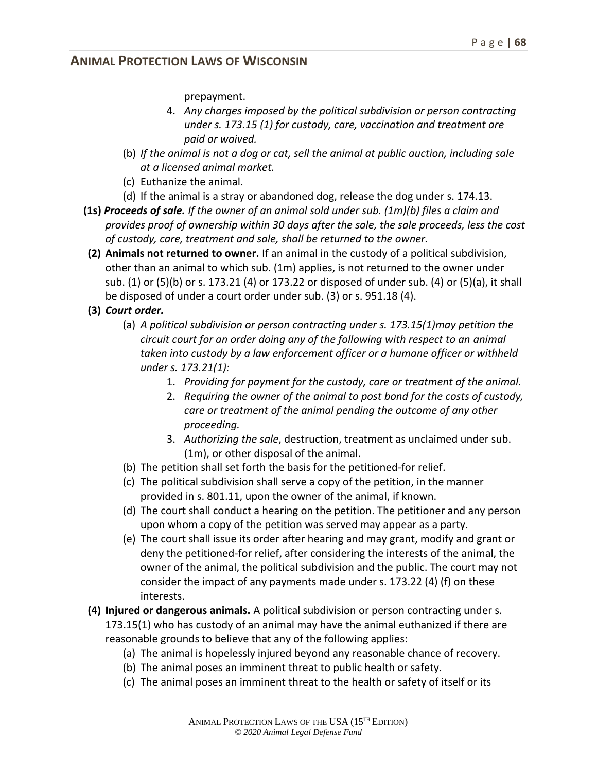prepayment.

4. *Any charges imposed by the political subdivision or person contracting under s. 173.15 (1) for custody, care, vaccination and treatment are paid or waived.*

(b) *If the animal is not a dog or cat, sell the animal at public auction, including sale at a licensed animal market.*

(c) Euthanize the animal.

(d) If the animal is a stray or abandoned dog, release the dog under s. 174.13.

**(1s)** ***Proceeds of sale.*** *If the owner of an animal sold under sub. (1m)(b) files a claim and provides proof of ownership within 30 days after the sale, the sale proceeds, less the cost of custody, care, treatment and sale, shall be returned to the owner.*

**(2) Animals not returned to owner.** If an animal in the custody of a political subdivision, other than an animal to which sub. (1m) applies, is not returned to the owner under sub. (1) or (5)(b) or s. 173.21 (4) or 173.22 or disposed of under sub. (4) or (5)(a), it shall be disposed of under a court order under sub. (3) or s. 951.18 (4).

**(3)** ***Court order.***

(a) *A political subdivision or person contracting under s. 173.15(1)may petition the circuit court for an order doing any of the following with respect to an animal taken into custody by a law enforcement officer or a humane officer or withheld under s. 173.21(1):*

1. *Providing for payment for the custody, care or treatment of the animal.*
2. *Requiring the owner of the animal to post bond for the costs of custody, care or treatment of the animal pending the outcome of any other proceeding.*
3. *Authorizing the sale*, destruction, treatment as unclaimed under sub. (1m), or other disposal of the animal.

(b) The petition shall set forth the basis for the petitioned-for relief.

(c) The political subdivision shall serve a copy of the petition, in the manner provided in s. 801.11, upon the owner of the animal, if known.

(d) The court shall conduct a hearing on the petition. The petitioner and any person upon whom a copy of the petition was served may appear as a party.

(e) The court shall issue its order after hearing and may grant, modify and grant or deny the petitioned-for relief, after considering the interests of the animal, the owner of the animal, the political subdivision and the public. The court may not consider the impact of any payments made under s. 173.22 (4) (f) on these interests.

**(4) Injured or dangerous animals.** A political subdivision or person contracting under s. 173.15(1) who has custody of an animal may have the animal euthanized if there are reasonable grounds to believe that any of the following applies:

(a) The animal is hopelessly injured beyond any reasonable chance of recovery.

(b) The animal poses an imminent threat to public health or safety.

(c) The animal poses an imminent threat to the health or safety of itself or its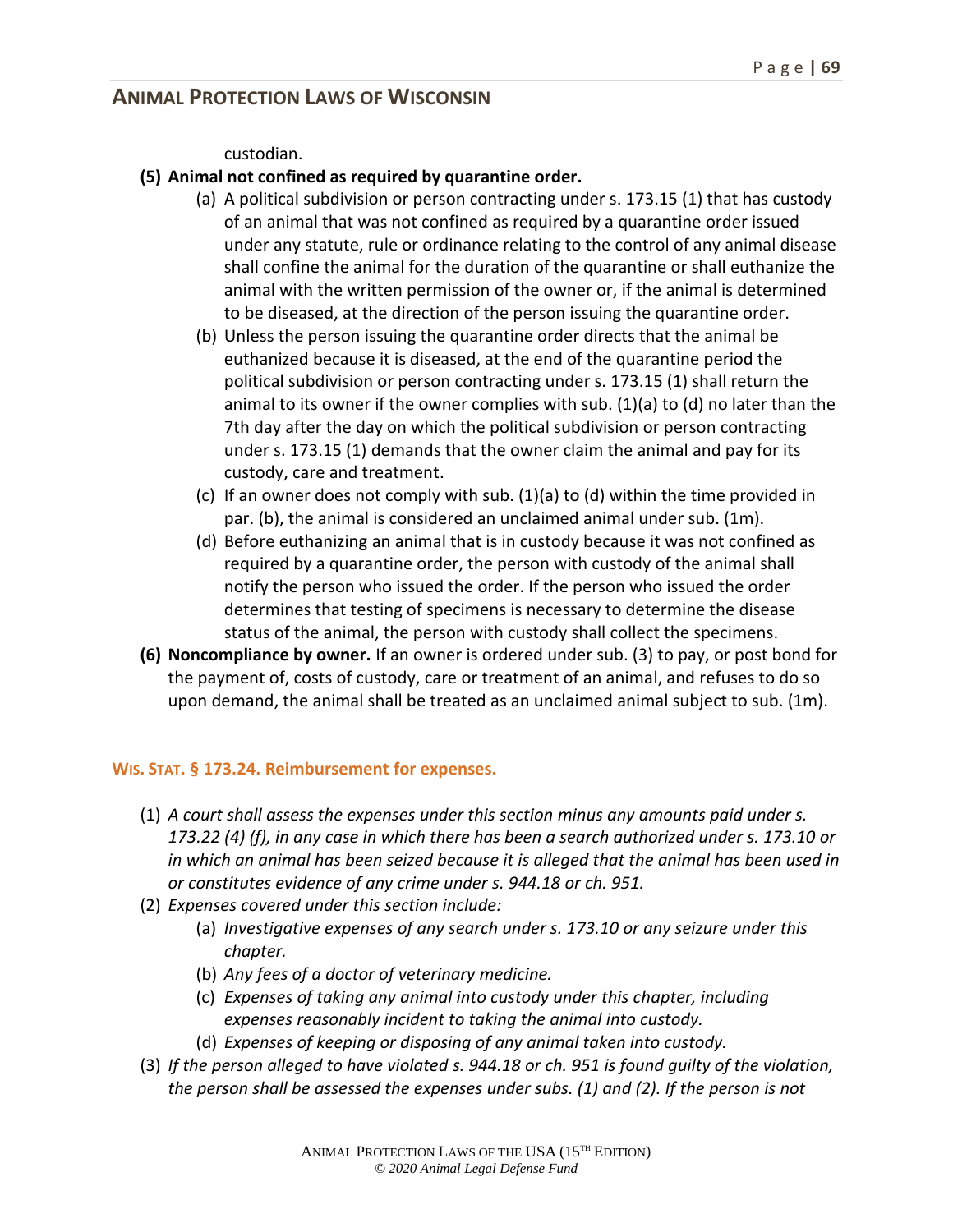custodian.

**(5) Animal not confined as required by quarantine order.**

(a) A political subdivision or person contracting under s. 173.15 (1) that has custody of an animal that was not confined as required by a quarantine order issued under any statute, rule or ordinance relating to the control of any animal disease shall confine the animal for the duration of the quarantine or shall euthanize the animal with the written permission of the owner or, if the animal is determined to be diseased, at the direction of the person issuing the quarantine order.

(b) Unless the person issuing the quarantine order directs that the animal be euthanized because it is diseased, at the end of the quarantine period the political subdivision or person contracting under s. 173.15 (1) shall return the animal to its owner if the owner complies with sub. (1)(a) to (d) no later than the 7th day after the day on which the political subdivision or person contracting under s. 173.15 (1) demands that the owner claim the animal and pay for its custody, care and treatment.

(c) If an owner does not comply with sub. (1)(a) to (d) within the time provided in par. (b), the animal is considered an unclaimed animal under sub. (1m).

(d) Before euthanizing an animal that is in custody because it was not confined as required by a quarantine order, the person with custody of the animal shall notify the person who issued the order. If the person who issued the order determines that testing of specimens is necessary to determine the disease status of the animal, the person with custody shall collect the specimens.

**(6) Noncompliance by owner.** If an owner is ordered under sub. (3) to pay, or post bond for the payment of, costs of custody, care or treatment of an animal, and refuses to do so upon demand, the animal shall be treated as an unclaimed animal subject to sub. (1m).

### WIS. STAT. § 173.24. Reimbursement for expenses.

(1) *A court shall assess the expenses under this section minus any amounts paid under s. 173.22 (4) (f), in any case in which there has been a search authorized under s. 173.10 or in which an animal has been seized because it is alleged that the animal has been used in or constitutes evidence of any crime under s. 944.18 or ch. 951.*

(2) *Expenses covered under this section include:*

(a) *Investigative expenses of any search under s. 173.10 or any seizure under this chapter.*

(b) *Any fees of a doctor of veterinary medicine.*

(c) *Expenses of taking any animal into custody under this chapter, including expenses reasonably incident to taking the animal into custody.*

(d) *Expenses of keeping or disposing of any animal taken into custody.*

(3) *If the person alleged to have violated s. 944.18 or ch. 951 is found guilty of the violation, the person shall be assessed the expenses under subs. (1) and (2). If the person is not*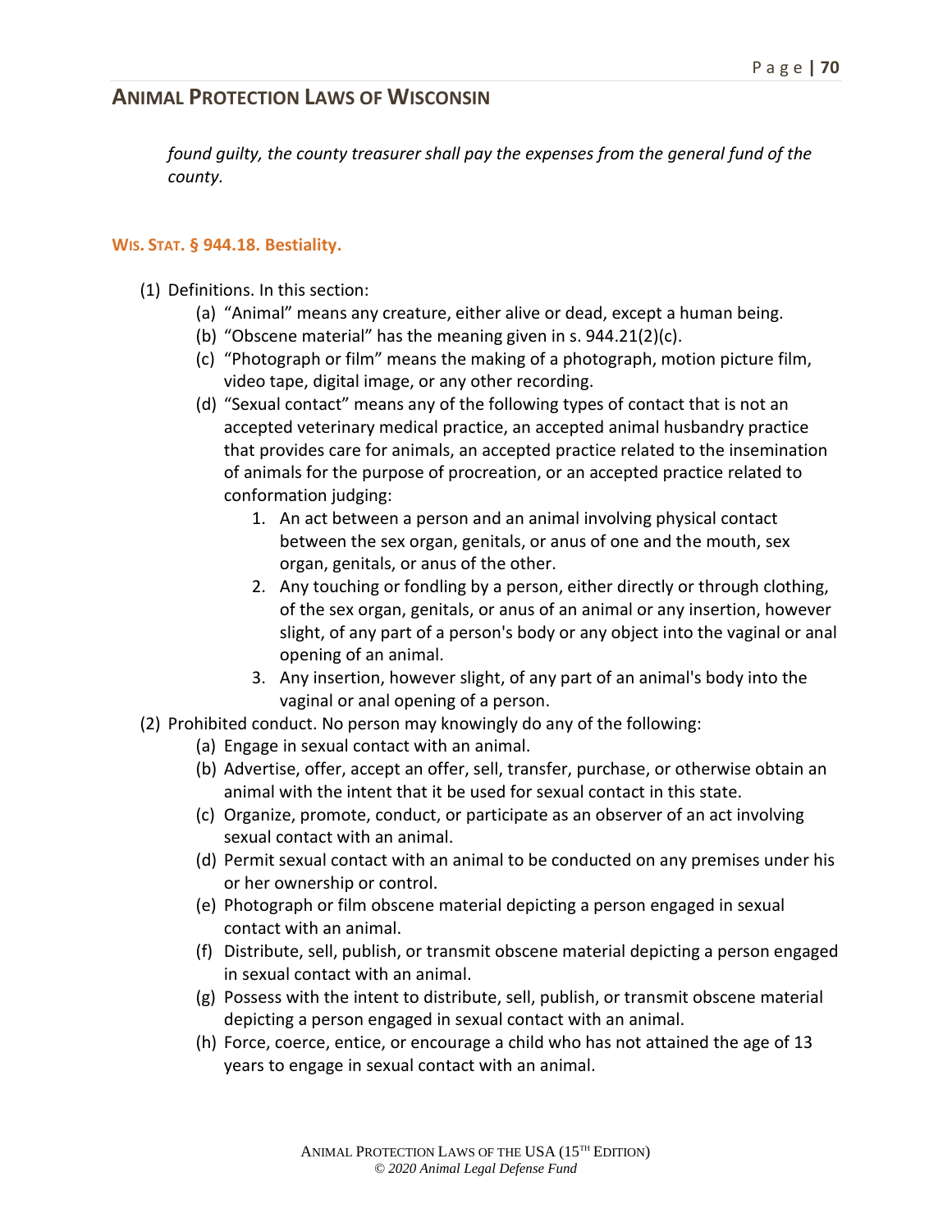*found guilty, the county treasurer shall pay the expenses from the general fund of the county.*

### WIS. STAT. § 944.18. Bestiality.

(1) Definitions. In this section:

  (a) "Animal" means any creature, either alive or dead, except a human being.

  (b) "Obscene material" has the meaning given in s. 944.21(2)(c).

  (c) "Photograph or film" means the making of a photograph, motion picture film, video tape, digital image, or any other recording.

  (d) "Sexual contact" means any of the following types of contact that is not an accepted veterinary medical practice, an accepted animal husbandry practice that provides care for animals, an accepted practice related to the insemination of animals for the purpose of procreation, or an accepted practice related to conformation judging:

    1. An act between a person and an animal involving physical contact between the sex organ, genitals, or anus of one and the mouth, sex organ, genitals, or anus of the other.

    2. Any touching or fondling by a person, either directly or through clothing, of the sex organ, genitals, or anus of an animal or any insertion, however slight, of any part of a person's body or any object into the vaginal or anal opening of an animal.

    3. Any insertion, however slight, of any part of an animal's body into the vaginal or anal opening of a person.

(2) Prohibited conduct. No person may knowingly do any of the following:

  (a) Engage in sexual contact with an animal.

  (b) Advertise, offer, accept an offer, sell, transfer, purchase, or otherwise obtain an animal with the intent that it be used for sexual contact in this state.

  (c) Organize, promote, conduct, or participate as an observer of an act involving sexual contact with an animal.

  (d) Permit sexual contact with an animal to be conducted on any premises under his or her ownership or control.

  (e) Photograph or film obscene material depicting a person engaged in sexual contact with an animal.

  (f) Distribute, sell, publish, or transmit obscene material depicting a person engaged in sexual contact with an animal.

  (g) Possess with the intent to distribute, sell, publish, or transmit obscene material depicting a person engaged in sexual contact with an animal.

  (h) Force, coerce, entice, or encourage a child who has not attained the age of 13 years to engage in sexual contact with an animal.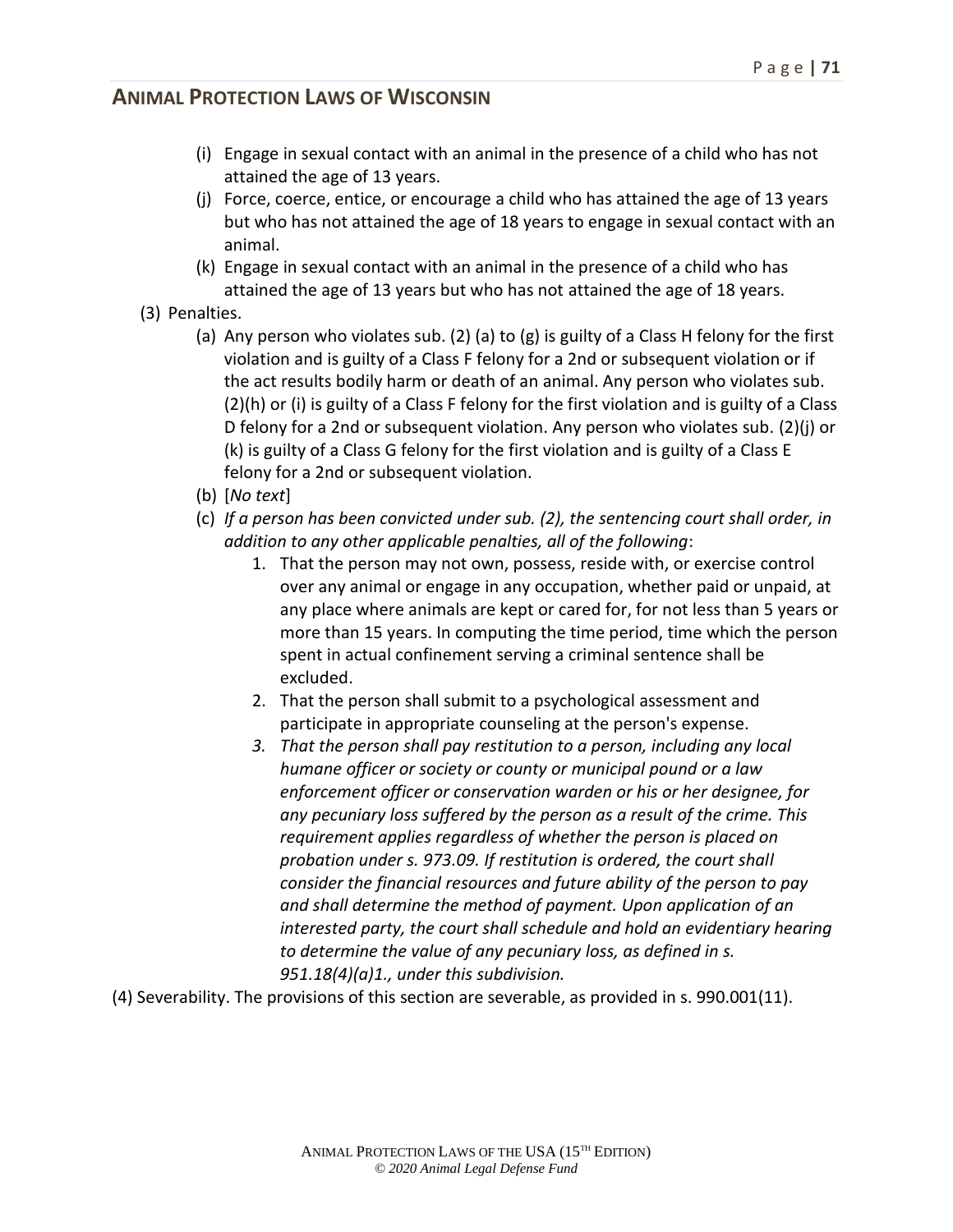(i) Engage in sexual contact with an animal in the presence of a child who has not attained the age of 13 years.

(j) Force, coerce, entice, or encourage a child who has attained the age of 13 years but who has not attained the age of 18 years to engage in sexual contact with an animal.

(k) Engage in sexual contact with an animal in the presence of a child who has attained the age of 13 years but who has not attained the age of 18 years.

(3) Penalties.

(a) Any person who violates sub. (2) (a) to (g) is guilty of a Class H felony for the first violation and is guilty of a Class F felony for a 2nd or subsequent violation or if the act results bodily harm or death of an animal. Any person who violates sub. (2)(h) or (i) is guilty of a Class F felony for the first violation and is guilty of a Class D felony for a 2nd or subsequent violation. Any person who violates sub. (2)(j) or (k) is guilty of a Class G felony for the first violation and is guilty of a Class E felony for a 2nd or subsequent violation.

(b) [*No text*]

(c) *If a person has been convicted under sub. (2), the sentencing court shall order, in addition to any other applicable penalties, all of the following*:

1. That the person may not own, possess, reside with, or exercise control over any animal or engage in any occupation, whether paid or unpaid, at any place where animals are kept or cared for, for not less than 5 years or more than 15 years. In computing the time period, time which the person spent in actual confinement serving a criminal sentence shall be excluded.
2. That the person shall submit to a psychological assessment and participate in appropriate counseling at the person's expense.
3. *That the person shall pay restitution to a person, including any local humane officer or society or county or municipal pound or a law enforcement officer or conservation warden or his or her designee, for any pecuniary loss suffered by the person as a result of the crime. This requirement applies regardless of whether the person is placed on probation under s. 973.09. If restitution is ordered, the court shall consider the financial resources and future ability of the person to pay and shall determine the method of payment. Upon application of an interested party, the court shall schedule and hold an evidentiary hearing to determine the value of any pecuniary loss, as defined in s. 951.18(4)(a)1., under this subdivision.*

(4) Severability. The provisions of this section are severable, as provided in s. 990.001(11).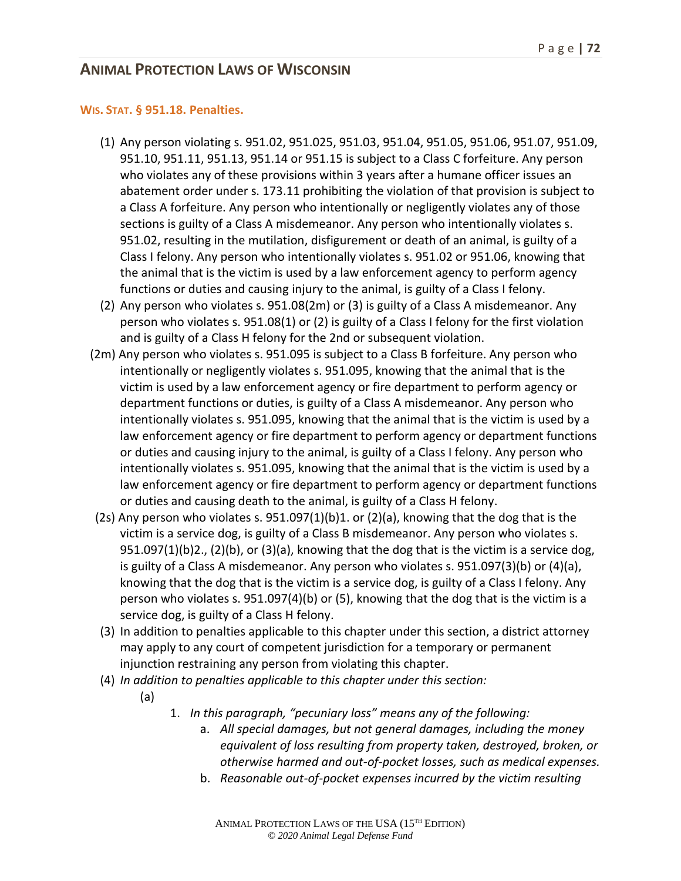## ANIMAL PROTECTION LAWS OF WISCONSIN

### WIS. STAT. § 951.18. Penalties.

(1) Any person violating s. 951.02, 951.025, 951.03, 951.04, 951.05, 951.06, 951.07, 951.09, 951.10, 951.11, 951.13, 951.14 or 951.15 is subject to a Class C forfeiture. Any person who violates any of these provisions within 3 years after a humane officer issues an abatement order under s. 173.11 prohibiting the violation of that provision is subject to a Class A forfeiture. Any person who intentionally or negligently violates any of those sections is guilty of a Class A misdemeanor. Any person who intentionally violates s. 951.02, resulting in the mutilation, disfigurement or death of an animal, is guilty of a Class I felony. Any person who intentionally violates s. 951.02 or 951.06, knowing that the animal that is the victim is used by a law enforcement agency to perform agency functions or duties and causing injury to the animal, is guilty of a Class I felony.

(2) Any person who violates s. 951.08(2m) or (3) is guilty of a Class A misdemeanor. Any person who violates s. 951.08(1) or (2) is guilty of a Class I felony for the first violation and is guilty of a Class H felony for the 2nd or subsequent violation.

(2m) Any person who violates s. 951.095 is subject to a Class B forfeiture. Any person who intentionally or negligently violates s. 951.095, knowing that the animal that is the victim is used by a law enforcement agency or fire department to perform agency or department functions or duties, is guilty of a Class A misdemeanor. Any person who intentionally violates s. 951.095, knowing that the animal that is the victim is used by a law enforcement agency or fire department to perform agency or department functions or duties and causing injury to the animal, is guilty of a Class I felony. Any person who intentionally violates s. 951.095, knowing that the animal that is the victim is used by a law enforcement agency or fire department to perform agency or department functions or duties and causing death to the animal, is guilty of a Class H felony.

(2s) Any person who violates s. 951.097(1)(b)1. or (2)(a), knowing that the dog that is the victim is a service dog, is guilty of a Class B misdemeanor. Any person who violates s. 951.097(1)(b)2., (2)(b), or (3)(a), knowing that the dog that is the victim is a service dog, is guilty of a Class A misdemeanor. Any person who violates s. 951.097(3)(b) or (4)(a), knowing that the dog that is the victim is a service dog, is guilty of a Class I felony. Any person who violates s. 951.097(4)(b) or (5), knowing that the dog that is the victim is a service dog, is guilty of a Class H felony.

(3) In addition to penalties applicable to this chapter under this section, a district attorney may apply to any court of competent jurisdiction for a temporary or permanent injunction restraining any person from violating this chapter.

(4) *In addition to penalties applicable to this chapter under this section:*

(a)

1. *In this paragraph, "pecuniary loss" means any of the following:*
    a. *All special damages, but not general damages, including the money equivalent of loss resulting from property taken, destroyed, broken, or otherwise harmed and out-of-pocket losses, such as medical expenses.*
    b. *Reasonable out-of-pocket expenses incurred by the victim resulting*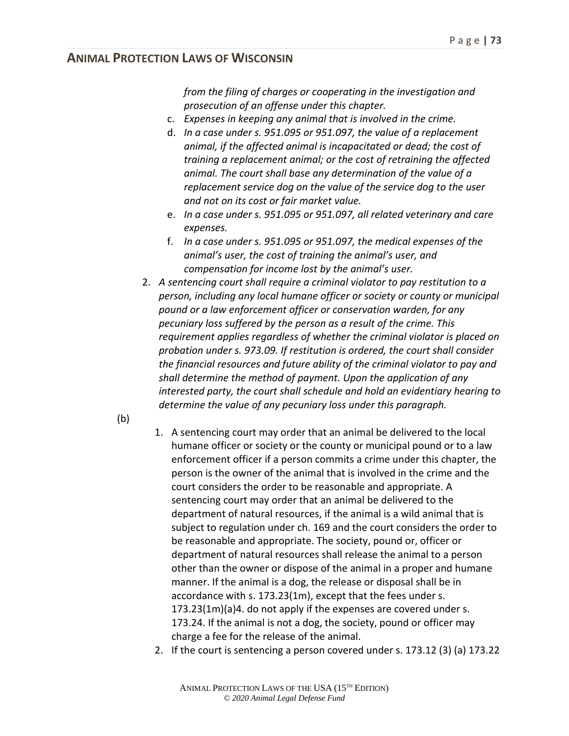*from the filing of charges or cooperating in the investigation and prosecution of an offense under this chapter.*

   c. *Expenses in keeping any animal that is involved in the crime.*
   d. *In a case under s. 951.095 or 951.097, the value of a replacement animal, if the affected animal is incapacitated or dead; the cost of training a replacement animal; or the cost of retraining the affected animal. The court shall base any determination of the value of a replacement service dog on the value of the service dog to the user and not on its cost or fair market value.*
   e. *In a case under s. 951.095 or 951.097, all related veterinary and care expenses.*
   f. *In a case under s. 951.095 or 951.097, the medical expenses of the animal's user, the cost of training the animal's user, and compensation for income lost by the animal's user.*

2. *A sentencing court shall require a criminal violator to pay restitution to a person, including any local humane officer or society or county or municipal pound or a law enforcement officer or conservation warden, for any pecuniary loss suffered by the person as a result of the crime. This requirement applies regardless of whether the criminal violator is placed on probation under s. 973.09. If restitution is ordered, the court shall consider the financial resources and future ability of the criminal violator to pay and shall determine the method of payment. Upon the application of any interested party, the court shall schedule and hold an evidentiary hearing to determine the value of any pecuniary loss under this paragraph.*

(b)

1. A sentencing court may order that an animal be delivered to the local humane officer or society or the county or municipal pound or to a law enforcement officer if a person commits a crime under this chapter, the person is the owner of the animal that is involved in the crime and the court considers the order to be reasonable and appropriate. A sentencing court may order that an animal be delivered to the department of natural resources, if the animal is a wild animal that is subject to regulation under ch. 169 and the court considers the order to be reasonable and appropriate. The society, pound or, officer or department of natural resources shall release the animal to a person other than the owner or dispose of the animal in a proper and humane manner. If the animal is a dog, the release or disposal shall be in accordance with s. 173.23(1m), except that the fees under s. 173.23(1m)(a)4. do not apply if the expenses are covered under s. 173.24. If the animal is not a dog, the society, pound or officer may charge a fee for the release of the animal.
2. If the court is sentencing a person covered under s. 173.12 (3) (a) 173.22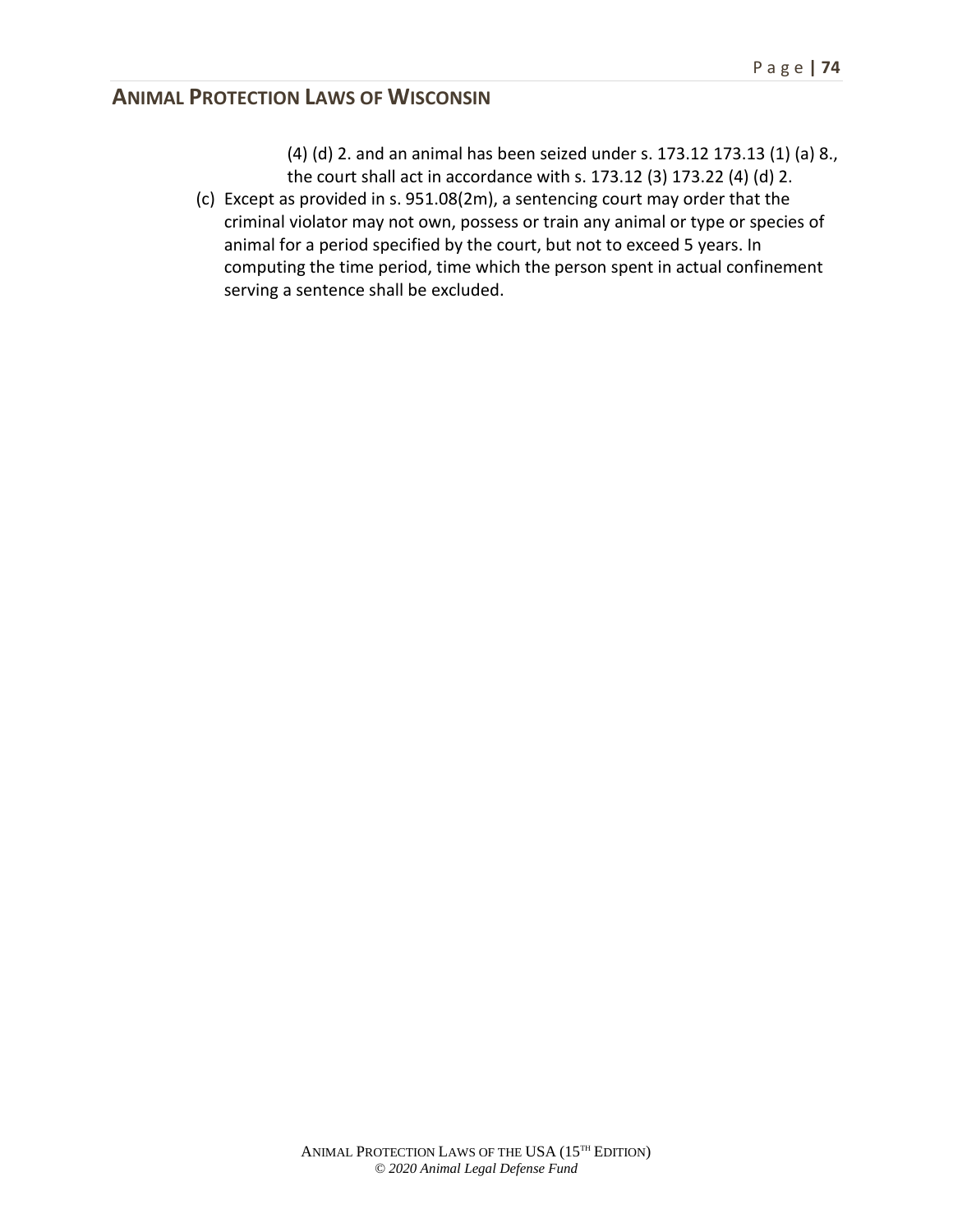(4) (d) 2. and an animal has been seized under s. 173.12 173.13 (1) (a) 8., the court shall act in accordance with s. 173.12 (3) 173.22 (4) (d) 2.

(c) Except as provided in s. 951.08(2m), a sentencing court may order that the criminal violator may not own, possess or train any animal or type or species of animal for a period specified by the court, but not to exceed 5 years. In computing the time period, time which the person spent in actual confinement serving a sentence shall be excluded.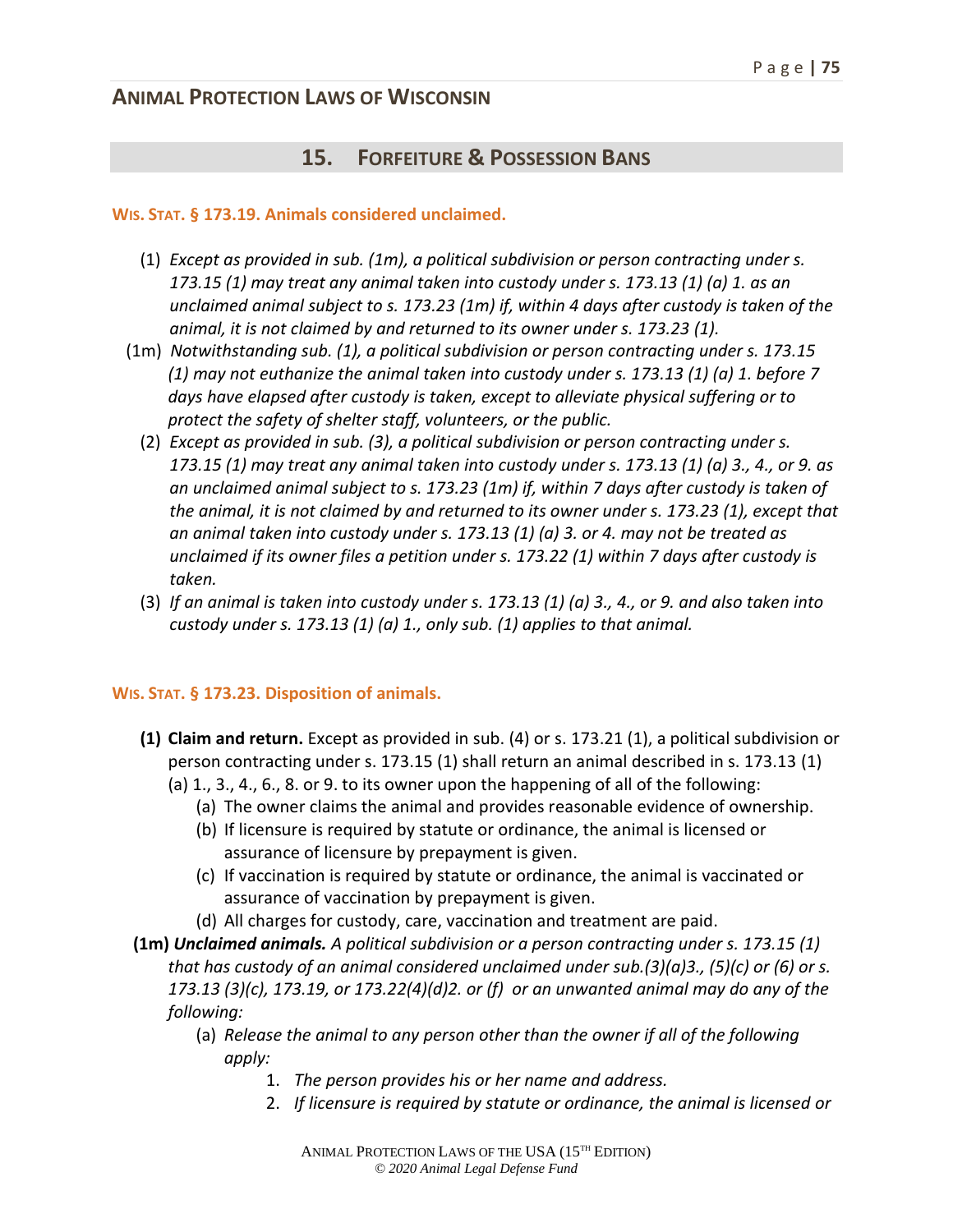## 15. Forfeiture & Possession Bans

### Wis. Stat. § 173.19. Animals considered unclaimed.

(1) *Except as provided in sub. (1m), a political subdivision or person contracting under s. 173.15 (1) may treat any animal taken into custody under s. 173.13 (1) (a) 1. as an unclaimed animal subject to s. 173.23 (1m) if, within 4 days after custody is taken of the animal, it is not claimed by and returned to its owner under s. 173.23 (1).*

(1m) *Notwithstanding sub. (1), a political subdivision or person contracting under s. 173.15 (1) may not euthanize the animal taken into custody under s. 173.13 (1) (a) 1. before 7 days have elapsed after custody is taken, except to alleviate physical suffering or to protect the safety of shelter staff, volunteers, or the public.*

(2) *Except as provided in sub. (3), a political subdivision or person contracting under s. 173.15 (1) may treat any animal taken into custody under s. 173.13 (1) (a) 3., 4., or 9. as an unclaimed animal subject to s. 173.23 (1m) if, within 7 days after custody is taken of the animal, it is not claimed by and returned to its owner under s. 173.23 (1), except that an animal taken into custody under s. 173.13 (1) (a) 3. or 4. may not be treated as unclaimed if its owner files a petition under s. 173.22 (1) within 7 days after custody is taken.*

(3) *If an animal is taken into custody under s. 173.13 (1) (a) 3., 4., or 9. and also taken into custody under s. 173.13 (1) (a) 1., only sub. (1) applies to that animal.*

### Wis. Stat. § 173.23. Disposition of animals.

**(1) Claim and return.** Except as provided in sub. (4) or s. 173.21 (1), a political subdivision or person contracting under s. 173.15 (1) shall return an animal described in s. 173.13 (1) (a) 1., 3., 4., 6., 8. or 9. to its owner upon the happening of all of the following:

- (a) The owner claims the animal and provides reasonable evidence of ownership.
- (b) If licensure is required by statute or ordinance, the animal is licensed or assurance of licensure by prepayment is given.
- (c) If vaccination is required by statute or ordinance, the animal is vaccinated or assurance of vaccination by prepayment is given.
- (d) All charges for custody, care, vaccination and treatment are paid.

**(1m)** ***Unclaimed animals.*** *A political subdivision or a person contracting under s. 173.15 (1) that has custody of an animal considered unclaimed under sub.(3)(a)3., (5)(c) or (6) or s. 173.13 (3)(c), 173.19, or 173.22(4)(d)2. or (f) or an unwanted animal may do any of the following:*

- (a) *Release the animal to any person other than the owner if all of the following apply:*
  1. *The person provides his or her name and address.*
  2. *If licensure is required by statute or ordinance, the animal is licensed or*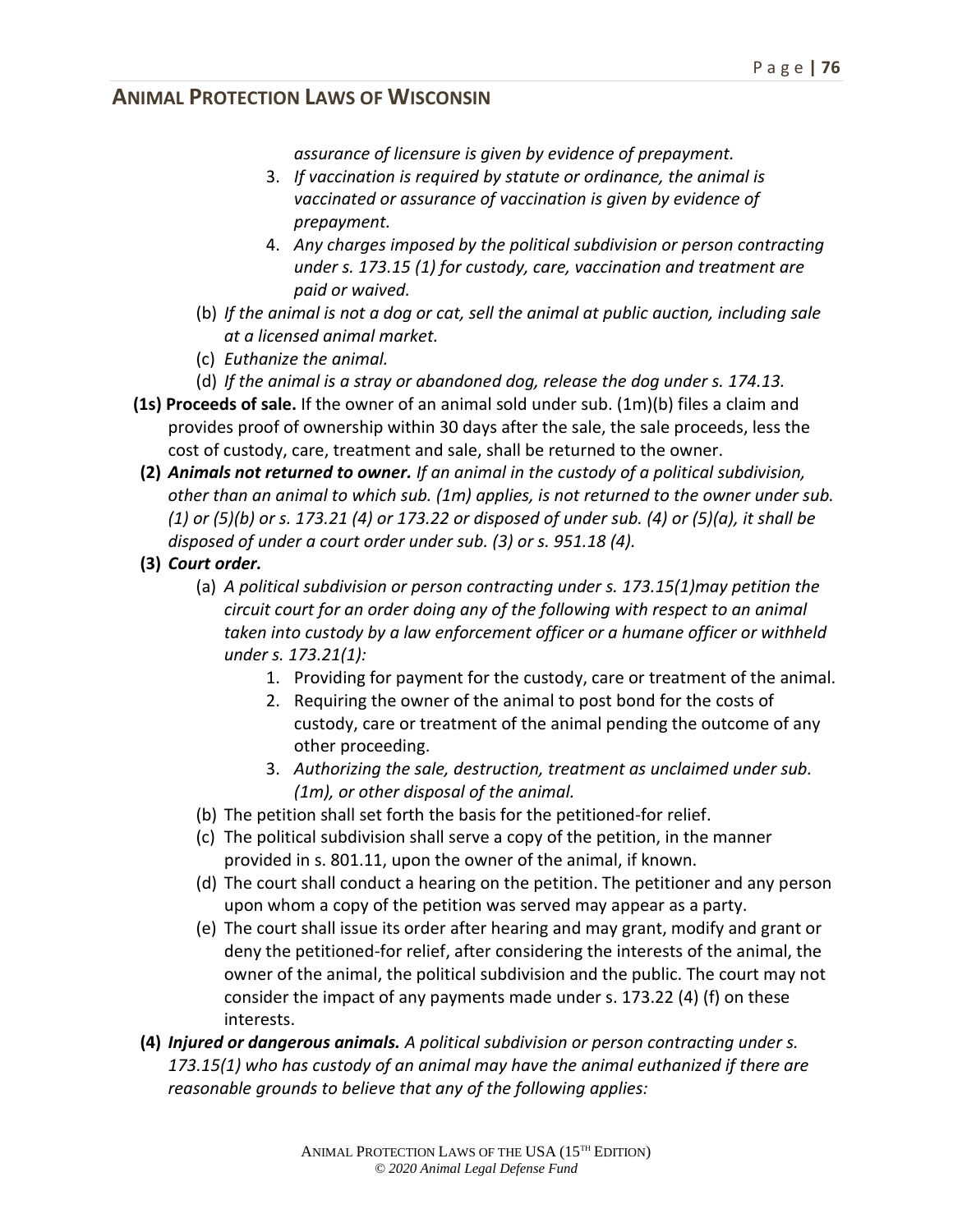*assurance of licensure is given by evidence of prepayment.*

3. *If vaccination is required by statute or ordinance, the animal is vaccinated or assurance of vaccination is given by evidence of prepayment.*
4. *Any charges imposed by the political subdivision or person contracting under s. 173.15 (1) for custody, care, vaccination and treatment are paid or waived.*

(b) *If the animal is not a dog or cat, sell the animal at public auction, including sale at a licensed animal market.*

(c) *Euthanize the animal.*

(d) *If the animal is a stray or abandoned dog, release the dog under s. 174.13.*

**(1s) Proceeds of sale.** If the owner of an animal sold under sub. (1m)(b) files a claim and provides proof of ownership within 30 days after the sale, the sale proceeds, less the cost of custody, care, treatment and sale, shall be returned to the owner.

**(2)** ***Animals not returned to owner.*** *If an animal in the custody of a political subdivision, other than an animal to which sub. (1m) applies, is not returned to the owner under sub. (1) or (5)(b) or s. 173.21 (4) or 173.22 or disposed of under sub. (4) or (5)(a), it shall be disposed of under a court order under sub. (3) or s. 951.18 (4).*

**(3)** ***Court order.***

(a) *A political subdivision or person contracting under s. 173.15(1)may petition the circuit court for an order doing any of the following with respect to an animal taken into custody by a law enforcement officer or a humane officer or withheld under s. 173.21(1):*

1. Providing for payment for the custody, care or treatment of the animal.
2. Requiring the owner of the animal to post bond for the costs of custody, care or treatment of the animal pending the outcome of any other proceeding.
3. *Authorizing the sale, destruction, treatment as unclaimed under sub. (1m), or other disposal of the animal.*

(b) The petition shall set forth the basis for the petitioned-for relief.

(c) The political subdivision shall serve a copy of the petition, in the manner provided in s. 801.11, upon the owner of the animal, if known.

(d) The court shall conduct a hearing on the petition. The petitioner and any person upon whom a copy of the petition was served may appear as a party.

(e) The court shall issue its order after hearing and may grant, modify and grant or deny the petitioned-for relief, after considering the interests of the animal, the owner of the animal, the political subdivision and the public. The court may not consider the impact of any payments made under s. 173.22 (4) (f) on these interests.

**(4)** ***Injured or dangerous animals.*** *A political subdivision or person contracting under s. 173.15(1) who has custody of an animal may have the animal euthanized if there are reasonable grounds to believe that any of the following applies:*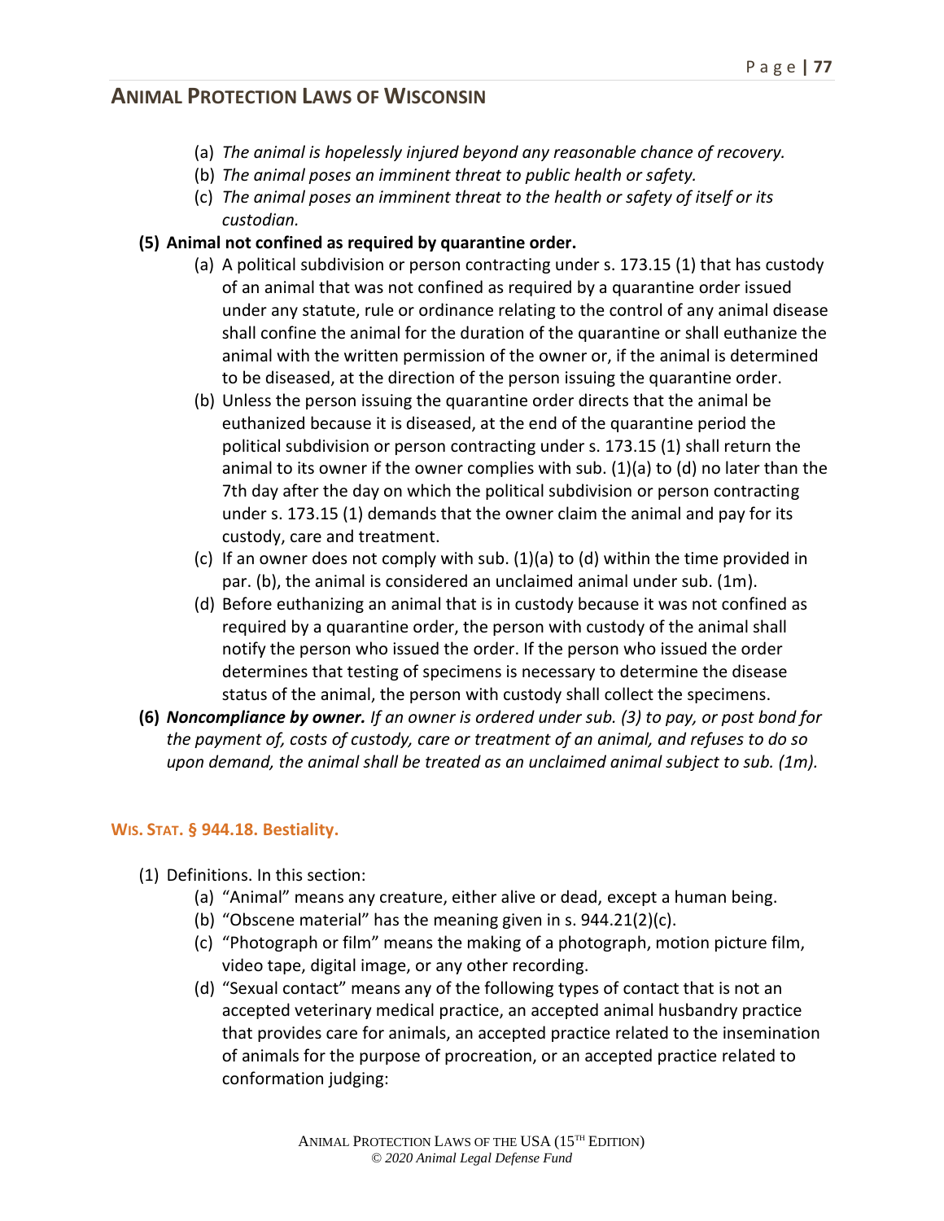(a) *The animal is hopelessly injured beyond any reasonable chance of recovery.*
(b) *The animal poses an imminent threat to public health or safety.*
(c) *The animal poses an imminent threat to the health or safety of itself or its custodian.*

**(5) Animal not confined as required by quarantine order.**

(a) A political subdivision or person contracting under s. 173.15 (1) that has custody of an animal that was not confined as required by a quarantine order issued under any statute, rule or ordinance relating to the control of any animal disease shall confine the animal for the duration of the quarantine or shall euthanize the animal with the written permission of the owner or, if the animal is determined to be diseased, at the direction of the person issuing the quarantine order.
(b) Unless the person issuing the quarantine order directs that the animal be euthanized because it is diseased, at the end of the quarantine period the political subdivision or person contracting under s. 173.15 (1) shall return the animal to its owner if the owner complies with sub. (1)(a) to (d) no later than the 7th day after the day on which the political subdivision or person contracting under s. 173.15 (1) demands that the owner claim the animal and pay for its custody, care and treatment.
(c) If an owner does not comply with sub. (1)(a) to (d) within the time provided in par. (b), the animal is considered an unclaimed animal under sub. (1m).
(d) Before euthanizing an animal that is in custody because it was not confined as required by a quarantine order, the person with custody of the animal shall notify the person who issued the order. If the person who issued the order determines that testing of specimens is necessary to determine the disease status of the animal, the person with custody shall collect the specimens.

**(6)** ***Noncompliance by owner.*** *If an owner is ordered under sub. (3) to pay, or post bond for the payment of, costs of custody, care or treatment of an animal, and refuses to do so upon demand, the animal shall be treated as an unclaimed animal subject to sub. (1m).*

### WIS. STAT. § 944.18. Bestiality.

(1) Definitions. In this section:

(a) "Animal" means any creature, either alive or dead, except a human being.
(b) "Obscene material" has the meaning given in s. 944.21(2)(c).
(c) "Photograph or film" means the making of a photograph, motion picture film, video tape, digital image, or any other recording.
(d) "Sexual contact" means any of the following types of contact that is not an accepted veterinary medical practice, an accepted animal husbandry practice that provides care for animals, an accepted practice related to the insemination of animals for the purpose of procreation, or an accepted practice related to conformation judging: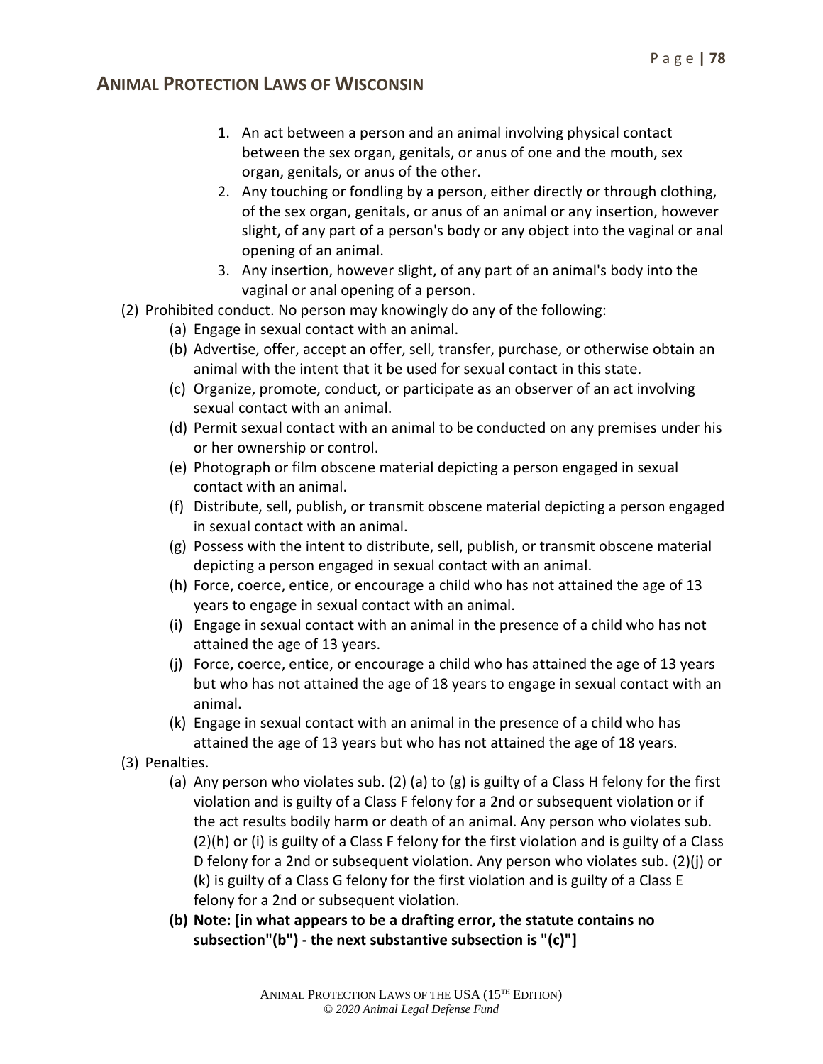1. An act between a person and an animal involving physical contact between the sex organ, genitals, or anus of one and the mouth, sex organ, genitals, or anus of the other.
2. Any touching or fondling by a person, either directly or through clothing, of the sex organ, genitals, or anus of an animal or any insertion, however slight, of any part of a person's body or any object into the vaginal or anal opening of an animal.
3. Any insertion, however slight, of any part of an animal's body into the vaginal or anal opening of a person.

(2) Prohibited conduct. No person may knowingly do any of the following:

- (a) Engage in sexual contact with an animal.
- (b) Advertise, offer, accept an offer, sell, transfer, purchase, or otherwise obtain an animal with the intent that it be used for sexual contact in this state.
- (c) Organize, promote, conduct, or participate as an observer of an act involving sexual contact with an animal.
- (d) Permit sexual contact with an animal to be conducted on any premises under his or her ownership or control.
- (e) Photograph or film obscene material depicting a person engaged in sexual contact with an animal.
- (f) Distribute, sell, publish, or transmit obscene material depicting a person engaged in sexual contact with an animal.
- (g) Possess with the intent to distribute, sell, publish, or transmit obscene material depicting a person engaged in sexual contact with an animal.
- (h) Force, coerce, entice, or encourage a child who has not attained the age of 13 years to engage in sexual contact with an animal.
- (i) Engage in sexual contact with an animal in the presence of a child who has not attained the age of 13 years.
- (j) Force, coerce, entice, or encourage a child who has attained the age of 13 years but who has not attained the age of 18 years to engage in sexual contact with an animal.
- (k) Engage in sexual contact with an animal in the presence of a child who has attained the age of 13 years but who has not attained the age of 18 years.

(3) Penalties.

- (a) Any person who violates sub. (2) (a) to (g) is guilty of a Class H felony for the first violation and is guilty of a Class F felony for a 2nd or subsequent violation or if the act results bodily harm or death of an animal. Any person who violates sub. (2)(h) or (i) is guilty of a Class F felony for the first violation and is guilty of a Class D felony for a 2nd or subsequent violation. Any person who violates sub. (2)(j) or (k) is guilty of a Class G felony for the first violation and is guilty of a Class E felony for a 2nd or subsequent violation.
- **(b) Note: [in what appears to be a drafting error, the statute contains no subsection"(b") - the next substantive subsection is "(c)"]**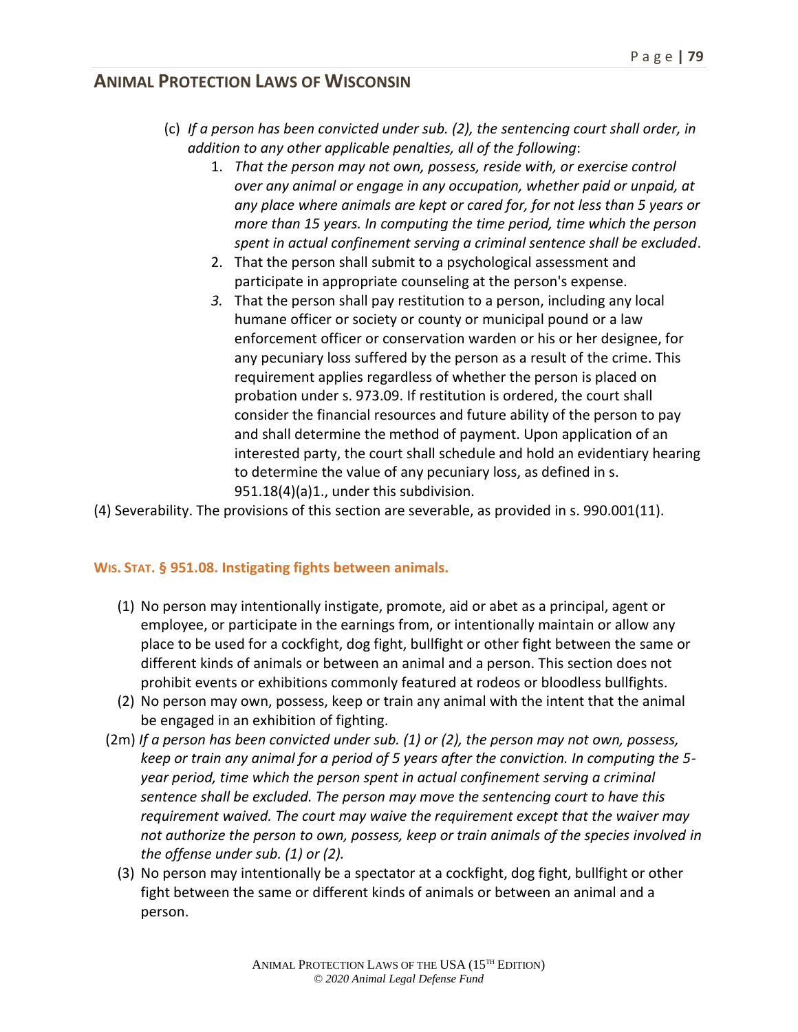(c) *If a person has been convicted under sub. (2), the sentencing court shall order, in addition to any other applicable penalties, all of the following*:

1. *That the person may not own, possess, reside with, or exercise control over any animal or engage in any occupation, whether paid or unpaid, at any place where animals are kept or cared for, for not less than 5 years or more than 15 years. In computing the time period, time which the person spent in actual confinement serving a criminal sentence shall be excluded*.
2. That the person shall submit to a psychological assessment and participate in appropriate counseling at the person's expense.
3. That the person shall pay restitution to a person, including any local humane officer or society or county or municipal pound or a law enforcement officer or conservation warden or his or her designee, for any pecuniary loss suffered by the person as a result of the crime. This requirement applies regardless of whether the person is placed on probation under s. 973.09. If restitution is ordered, the court shall consider the financial resources and future ability of the person to pay and shall determine the method of payment. Upon application of an interested party, the court shall schedule and hold an evidentiary hearing to determine the value of any pecuniary loss, as defined in s. 951.18(4)(a)1., under this subdivision.

(4) Severability. The provisions of this section are severable, as provided in s. 990.001(11).

### WIS. STAT. § 951.08. Instigating fights between animals.

(1) No person may intentionally instigate, promote, aid or abet as a principal, agent or employee, or participate in the earnings from, or intentionally maintain or allow any place to be used for a cockfight, dog fight, bullfight or other fight between the same or different kinds of animals or between an animal and a person. This section does not prohibit events or exhibitions commonly featured at rodeos or bloodless bullfights.

(2) No person may own, possess, keep or train any animal with the intent that the animal be engaged in an exhibition of fighting.

(2m) *If a person has been convicted under sub. (1) or (2), the person may not own, possess, keep or train any animal for a period of 5 years after the conviction. In computing the 5-year period, time which the person spent in actual confinement serving a criminal sentence shall be excluded. The person may move the sentencing court to have this requirement waived. The court may waive the requirement except that the waiver may not authorize the person to own, possess, keep or train animals of the species involved in the offense under sub. (1) or (2).*

(3) No person may intentionally be a spectator at a cockfight, dog fight, bullfight or other fight between the same or different kinds of animals or between an animal and a person.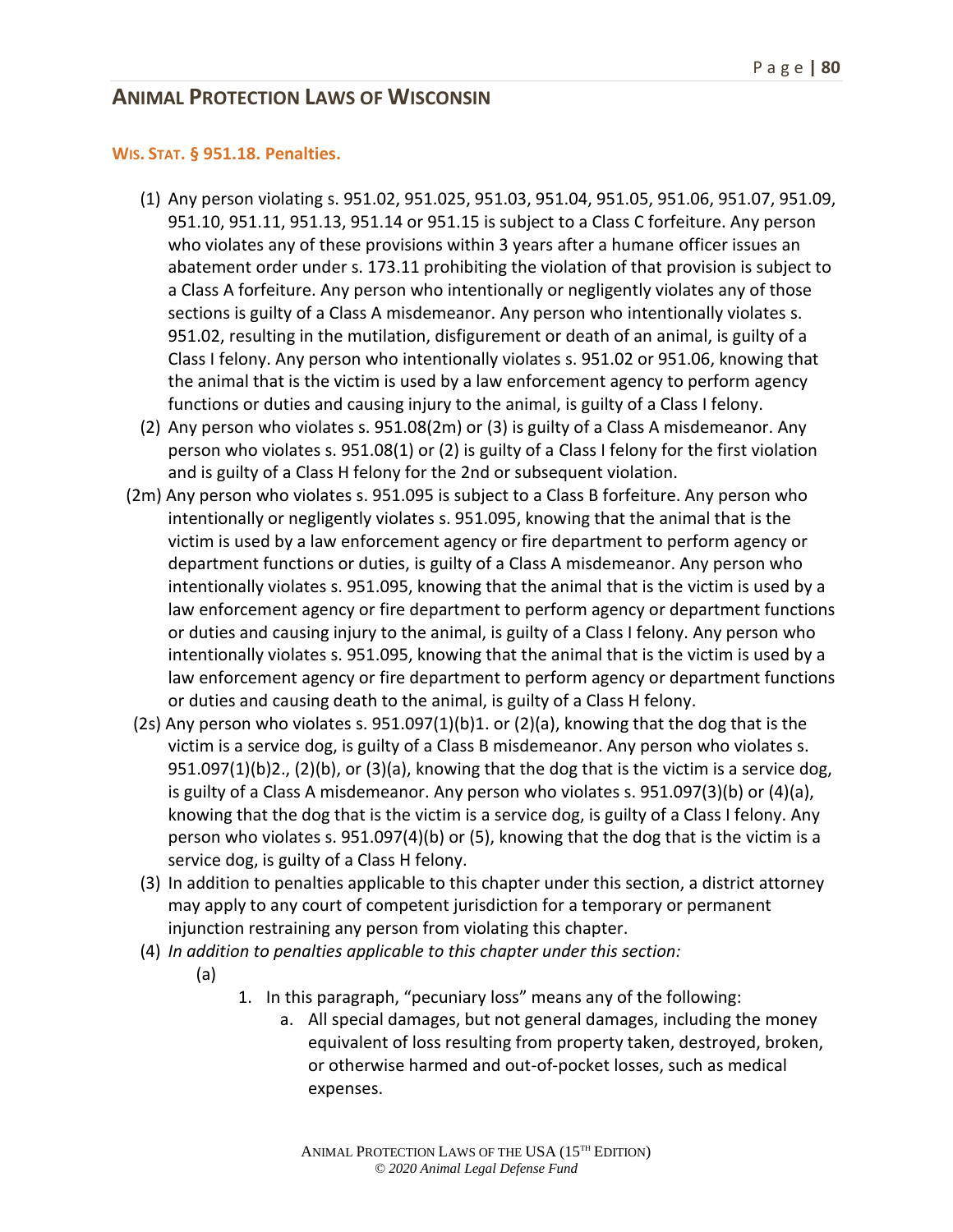## Animal Protection Laws of Wisconsin

### Wis. Stat. § 951.18. Penalties.

(1) Any person violating s. 951.02, 951.025, 951.03, 951.04, 951.05, 951.06, 951.07, 951.09, 951.10, 951.11, 951.13, 951.14 or 951.15 is subject to a Class C forfeiture. Any person who violates any of these provisions within 3 years after a humane officer issues an abatement order under s. 173.11 prohibiting the violation of that provision is subject to a Class A forfeiture. Any person who intentionally or negligently violates any of those sections is guilty of a Class A misdemeanor. Any person who intentionally violates s. 951.02, resulting in the mutilation, disfigurement or death of an animal, is guilty of a Class I felony. Any person who intentionally violates s. 951.02 or 951.06, knowing that the animal that is the victim is used by a law enforcement agency to perform agency functions or duties and causing injury to the animal, is guilty of a Class I felony.

(2) Any person who violates s. 951.08(2m) or (3) is guilty of a Class A misdemeanor. Any person who violates s. 951.08(1) or (2) is guilty of a Class I felony for the first violation and is guilty of a Class H felony for the 2nd or subsequent violation.

(2m) Any person who violates s. 951.095 is subject to a Class B forfeiture. Any person who intentionally or negligently violates s. 951.095, knowing that the animal that is the victim is used by a law enforcement agency or fire department to perform agency or department functions or duties, is guilty of a Class A misdemeanor. Any person who intentionally violates s. 951.095, knowing that the animal that is the victim is used by a law enforcement agency or fire department to perform agency or department functions or duties and causing injury to the animal, is guilty of a Class I felony. Any person who intentionally violates s. 951.095, knowing that the animal that is the victim is used by a law enforcement agency or fire department to perform agency or department functions or duties and causing death to the animal, is guilty of a Class H felony.

(2s) Any person who violates s. 951.097(1)(b)1. or (2)(a), knowing that the dog that is the victim is a service dog, is guilty of a Class B misdemeanor. Any person who violates s. 951.097(1)(b)2., (2)(b), or (3)(a), knowing that the dog that is the victim is a service dog, is guilty of a Class A misdemeanor. Any person who violates s. 951.097(3)(b) or (4)(a), knowing that the dog that is the victim is a service dog, is guilty of a Class I felony. Any person who violates s. 951.097(4)(b) or (5), knowing that the dog that is the victim is a service dog, is guilty of a Class H felony.

(3) In addition to penalties applicable to this chapter under this section, a district attorney may apply to any court of competent jurisdiction for a temporary or permanent injunction restraining any person from violating this chapter.

(4) *In addition to penalties applicable to this chapter under this section:*

  (a)

   1. In this paragraph, "pecuniary loss" means any of the following:

      a. All special damages, but not general damages, including the money equivalent of loss resulting from property taken, destroyed, broken, or otherwise harmed and out-of-pocket losses, such as medical expenses.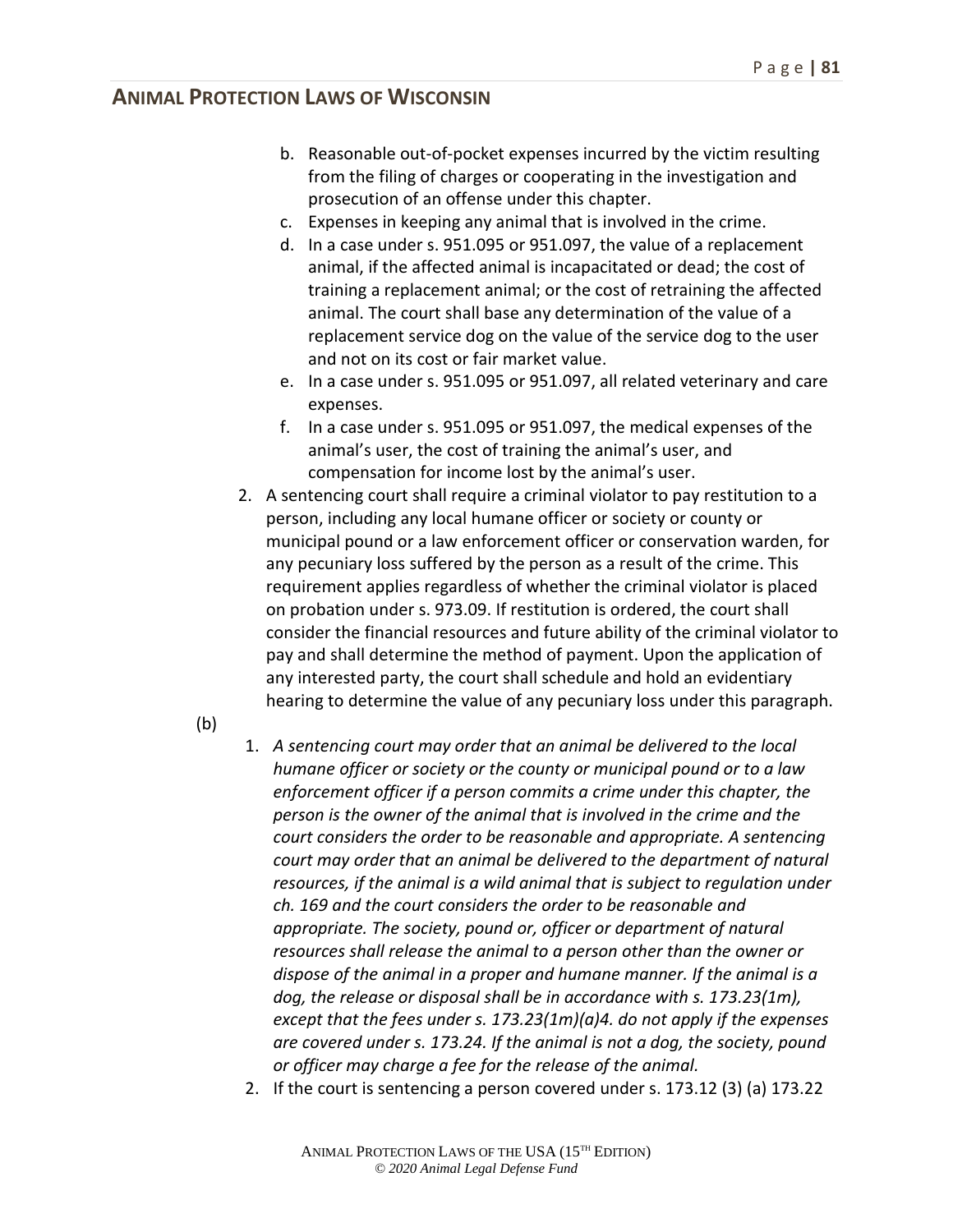b. Reasonable out-of-pocket expenses incurred by the victim resulting from the filing of charges or cooperating in the investigation and prosecution of an offense under this chapter.
c. Expenses in keeping any animal that is involved in the crime.
d. In a case under s. 951.095 or 951.097, the value of a replacement animal, if the affected animal is incapacitated or dead; the cost of training a replacement animal; or the cost of retraining the affected animal. The court shall base any determination of the value of a replacement service dog on the value of the service dog to the user and not on its cost or fair market value.
e. In a case under s. 951.095 or 951.097, all related veterinary and care expenses.
f. In a case under s. 951.095 or 951.097, the medical expenses of the animal's user, the cost of training the animal's user, and compensation for income lost by the animal's user.

2. A sentencing court shall require a criminal violator to pay restitution to a person, including any local humane officer or society or county or municipal pound or a law enforcement officer or conservation warden, for any pecuniary loss suffered by the person as a result of the crime. This requirement applies regardless of whether the criminal violator is placed on probation under s. 973.09. If restitution is ordered, the court shall consider the financial resources and future ability of the criminal violator to pay and shall determine the method of payment. Upon the application of any interested party, the court shall schedule and hold an evidentiary hearing to determine the value of any pecuniary loss under this paragraph.

(b)

1. *A sentencing court may order that an animal be delivered to the local humane officer or society or the county or municipal pound or to a law enforcement officer if a person commits a crime under this chapter, the person is the owner of the animal that is involved in the crime and the court considers the order to be reasonable and appropriate. A sentencing court may order that an animal be delivered to the department of natural resources, if the animal is a wild animal that is subject to regulation under ch. 169 and the court considers the order to be reasonable and appropriate. The society, pound or, officer or department of natural resources shall release the animal to a person other than the owner or dispose of the animal in a proper and humane manner. If the animal is a dog, the release or disposal shall be in accordance with s. 173.23(1m), except that the fees under s. 173.23(1m)(a)4. do not apply if the expenses are covered under s. 173.24. If the animal is not a dog, the society, pound or officer may charge a fee for the release of the animal.*
2. If the court is sentencing a person covered under s. 173.12 (3) (a) 173.22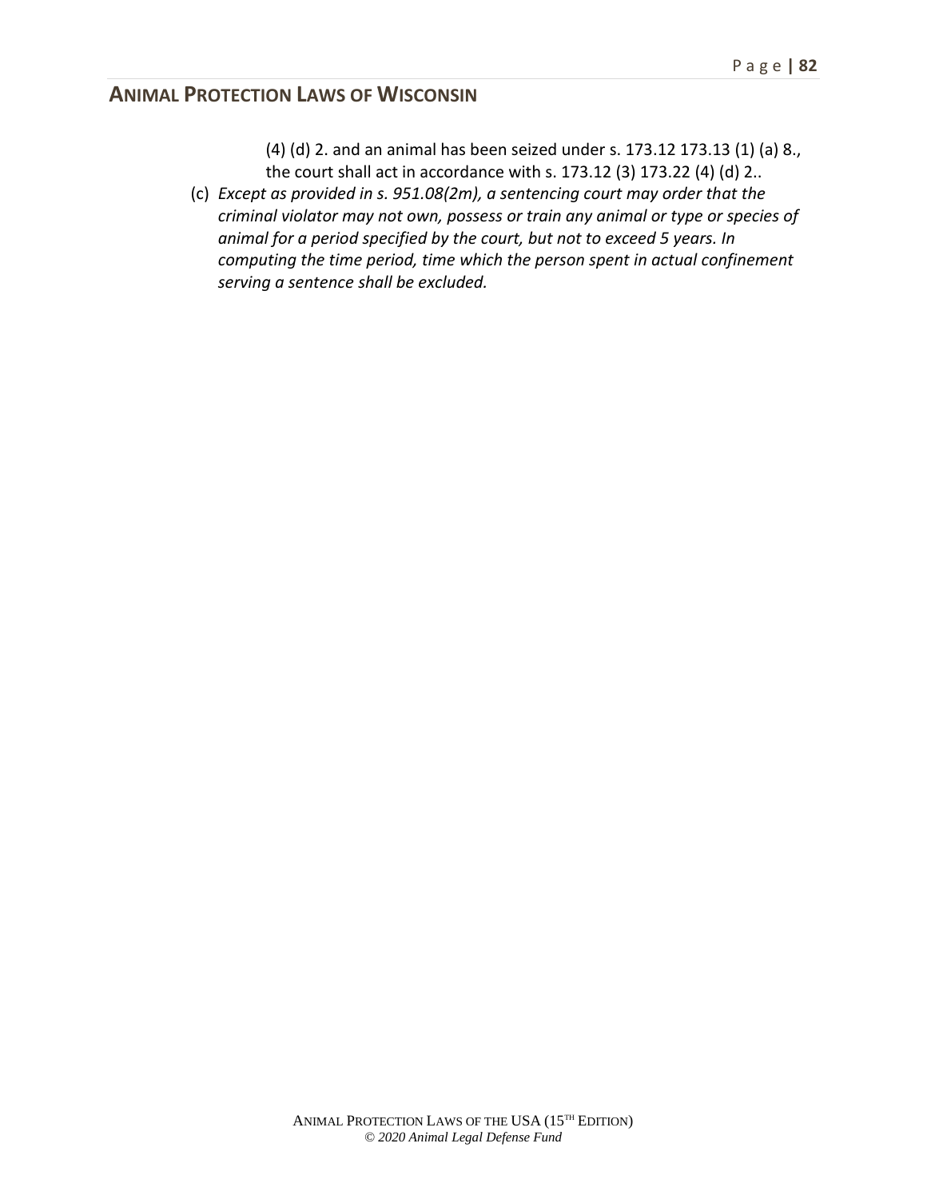(4) (d) 2. and an animal has been seized under s. 173.12 173.13 (1) (a) 8., the court shall act in accordance with s. 173.12 (3) 173.22 (4) (d) 2..

(c) *Except as provided in s. 951.08(2m), a sentencing court may order that the criminal violator may not own, possess or train any animal or type or species of animal for a period specified by the court, but not to exceed 5 years. In computing the time period, time which the person spent in actual confinement serving a sentence shall be excluded.*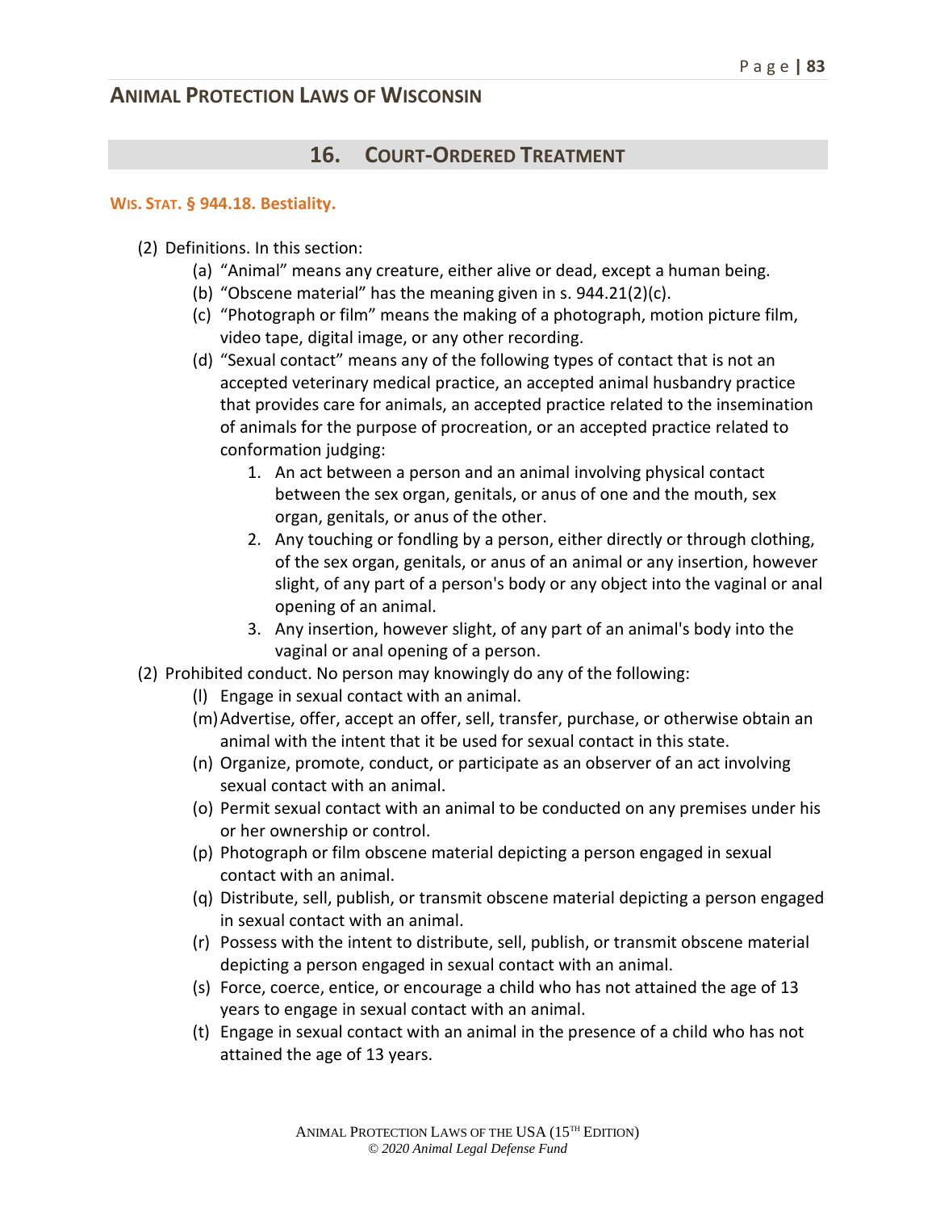## ANIMAL PROTECTION LAWS OF WISCONSIN

## 16. COURT-ORDERED TREATMENT

### WIS. STAT. § 944.18. Bestiality.

(2) Definitions. In this section:

- (a) "Animal" means any creature, either alive or dead, except a human being.
- (b) "Obscene material" has the meaning given in s. 944.21(2)(c).
- (c) "Photograph or film" means the making of a photograph, motion picture film, video tape, digital image, or any other recording.
- (d) "Sexual contact" means any of the following types of contact that is not an accepted veterinary medical practice, an accepted animal husbandry practice that provides care for animals, an accepted practice related to the insemination of animals for the purpose of procreation, or an accepted practice related to conformation judging:
    1. An act between a person and an animal involving physical contact between the sex organ, genitals, or anus of one and the mouth, sex organ, genitals, or anus of the other.
    2. Any touching or fondling by a person, either directly or through clothing, of the sex organ, genitals, or anus of an animal or any insertion, however slight, of any part of a person's body or any object into the vaginal or anal opening of an animal.
    3. Any insertion, however slight, of any part of an animal's body into the vaginal or anal opening of a person.

(2) Prohibited conduct. No person may knowingly do any of the following:

- (l) Engage in sexual contact with an animal.
- (m) Advertise, offer, accept an offer, sell, transfer, purchase, or otherwise obtain an animal with the intent that it be used for sexual contact in this state.
- (n) Organize, promote, conduct, or participate as an observer of an act involving sexual contact with an animal.
- (o) Permit sexual contact with an animal to be conducted on any premises under his or her ownership or control.
- (p) Photograph or film obscene material depicting a person engaged in sexual contact with an animal.
- (q) Distribute, sell, publish, or transmit obscene material depicting a person engaged in sexual contact with an animal.
- (r) Possess with the intent to distribute, sell, publish, or transmit obscene material depicting a person engaged in sexual contact with an animal.
- (s) Force, coerce, entice, or encourage a child who has not attained the age of 13 years to engage in sexual contact with an animal.
- (t) Engage in sexual contact with an animal in the presence of a child who has not attained the age of 13 years.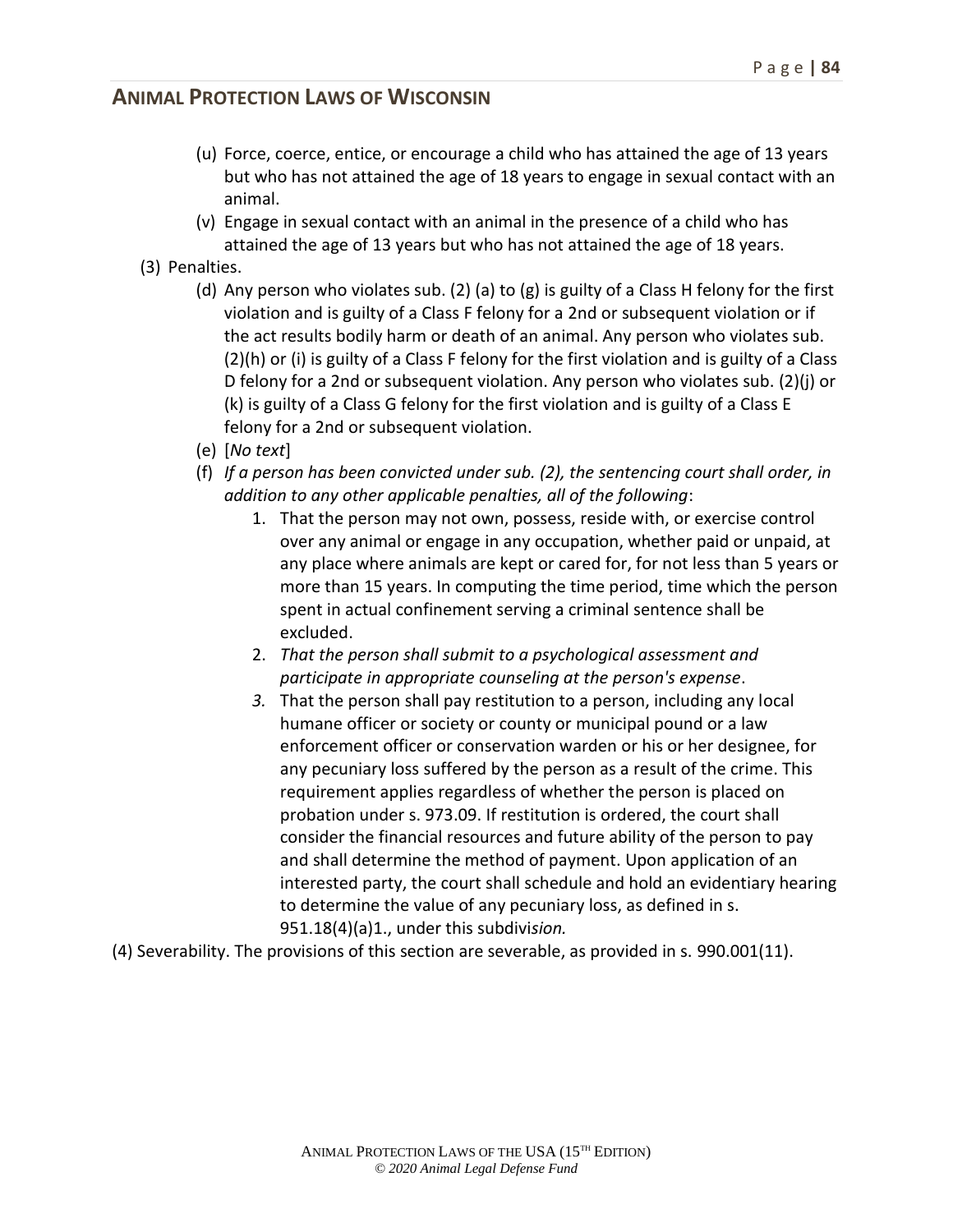(u) Force, coerce, entice, or encourage a child who has attained the age of 13 years but who has not attained the age of 18 years to engage in sexual contact with an animal.

(v) Engage in sexual contact with an animal in the presence of a child who has attained the age of 13 years but who has not attained the age of 18 years.

(3) Penalties.

(d) Any person who violates sub. (2) (a) to (g) is guilty of a Class H felony for the first violation and is guilty of a Class F felony for a 2nd or subsequent violation or if the act results bodily harm or death of an animal. Any person who violates sub. (2)(h) or (i) is guilty of a Class F felony for the first violation and is guilty of a Class D felony for a 2nd or subsequent violation. Any person who violates sub. (2)(j) or (k) is guilty of a Class G felony for the first violation and is guilty of a Class E felony for a 2nd or subsequent violation.

(e) [*No text*]

(f) *If a person has been convicted under sub. (2), the sentencing court shall order, in addition to any other applicable penalties, all of the following*:

1. That the person may not own, possess, reside with, or exercise control over any animal or engage in any occupation, whether paid or unpaid, at any place where animals are kept or cared for, for not less than 5 years or more than 15 years. In computing the time period, time which the person spent in actual confinement serving a criminal sentence shall be excluded.
2. *That the person shall submit to a psychological assessment and participate in appropriate counseling at the person's expense*.
3. That the person shall pay restitution to a person, including any local humane officer or society or county or municipal pound or a law enforcement officer or conservation warden or his or her designee, for any pecuniary loss suffered by the person as a result of the crime. This requirement applies regardless of whether the person is placed on probation under s. 973.09. If restitution is ordered, the court shall consider the financial resources and future ability of the person to pay and shall determine the method of payment. Upon application of an interested party, the court shall schedule and hold an evidentiary hearing to determine the value of any pecuniary loss, as defined in s. 951.18(4)(a)1., under this subdivi*sion.*

(4) Severability. The provisions of this section are severable, as provided in s. 990.001(11).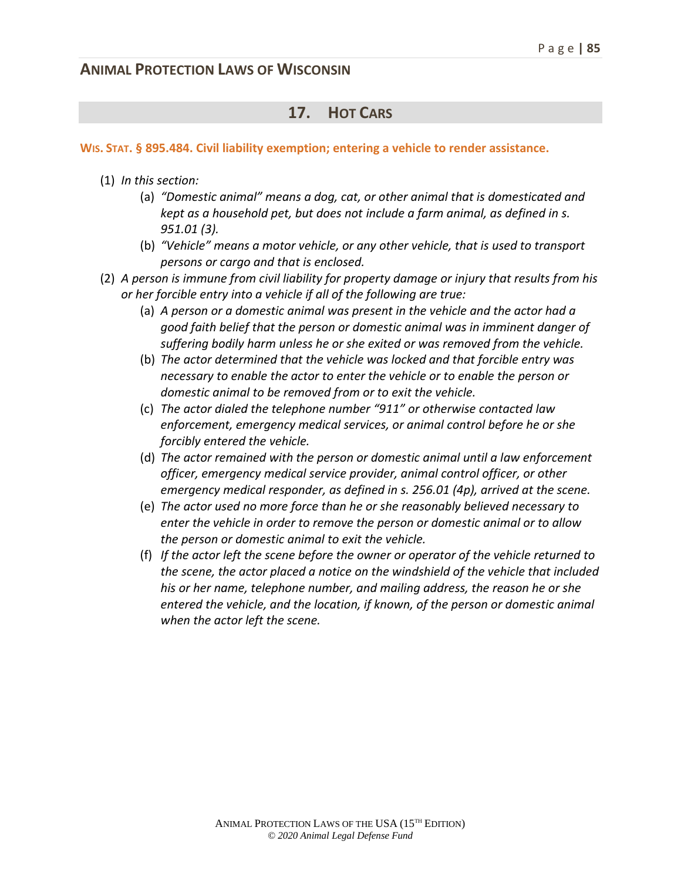## 17. HOT CARS

**WIS. STAT. § 895.484. Civil liability exemption; entering a vehicle to render assistance.**

(1) *In this section:*

  (a) *"Domestic animal" means a dog, cat, or other animal that is domesticated and kept as a household pet, but does not include a farm animal, as defined in s. 951.01 (3).*

  (b) *"Vehicle" means a motor vehicle, or any other vehicle, that is used to transport persons or cargo and that is enclosed.*

(2) *A person is immune from civil liability for property damage or injury that results from his or her forcible entry into a vehicle if all of the following are true:*

  (a) *A person or a domestic animal was present in the vehicle and the actor had a good faith belief that the person or domestic animal was in imminent danger of suffering bodily harm unless he or she exited or was removed from the vehicle.*

  (b) *The actor determined that the vehicle was locked and that forcible entry was necessary to enable the actor to enter the vehicle or to enable the person or domestic animal to be removed from or to exit the vehicle.*

  (c) *The actor dialed the telephone number "911" or otherwise contacted law enforcement, emergency medical services, or animal control before he or she forcibly entered the vehicle.*

  (d) *The actor remained with the person or domestic animal until a law enforcement officer, emergency medical service provider, animal control officer, or other emergency medical responder, as defined in s. 256.01 (4p), arrived at the scene.*

  (e) *The actor used no more force than he or she reasonably believed necessary to enter the vehicle in order to remove the person or domestic animal or to allow the person or domestic animal to exit the vehicle.*

  (f) *If the actor left the scene before the owner or operator of the vehicle returned to the scene, the actor placed a notice on the windshield of the vehicle that included his or her name, telephone number, and mailing address, the reason he or she entered the vehicle, and the location, if known, of the person or domestic animal when the actor left the scene.*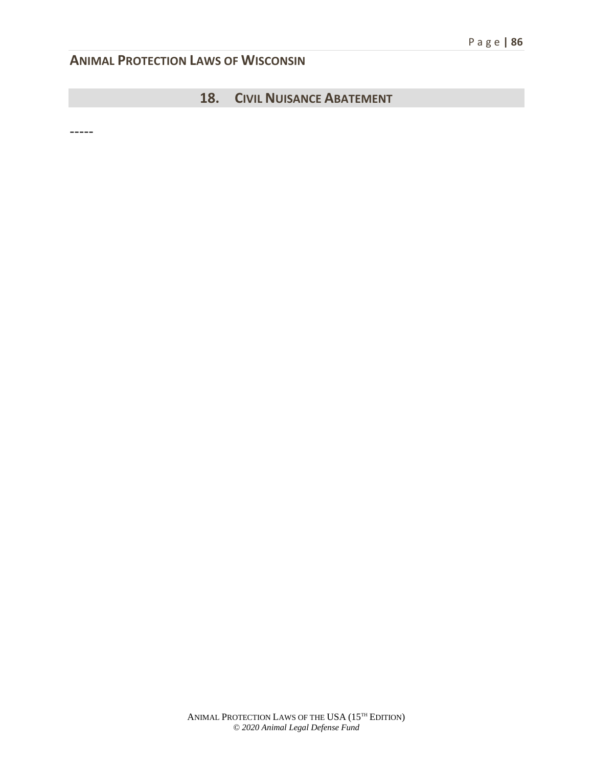## 18. Civil Nuisance Abatement

-----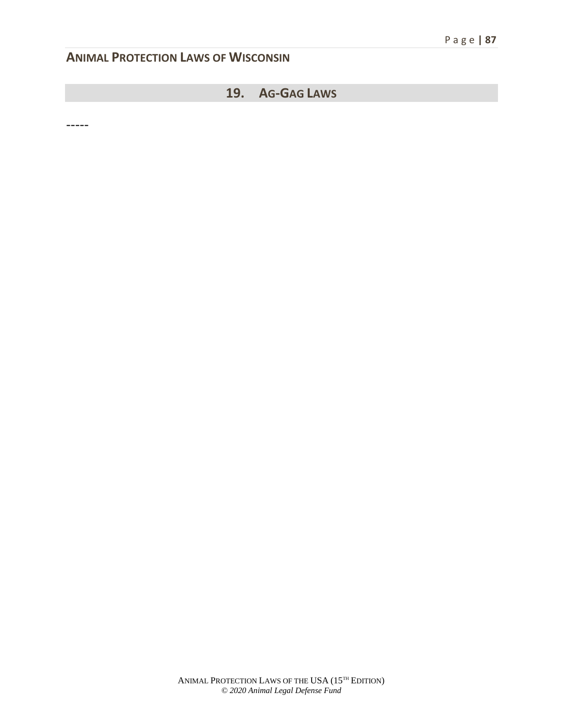## 19. Ag-Gag Laws

-----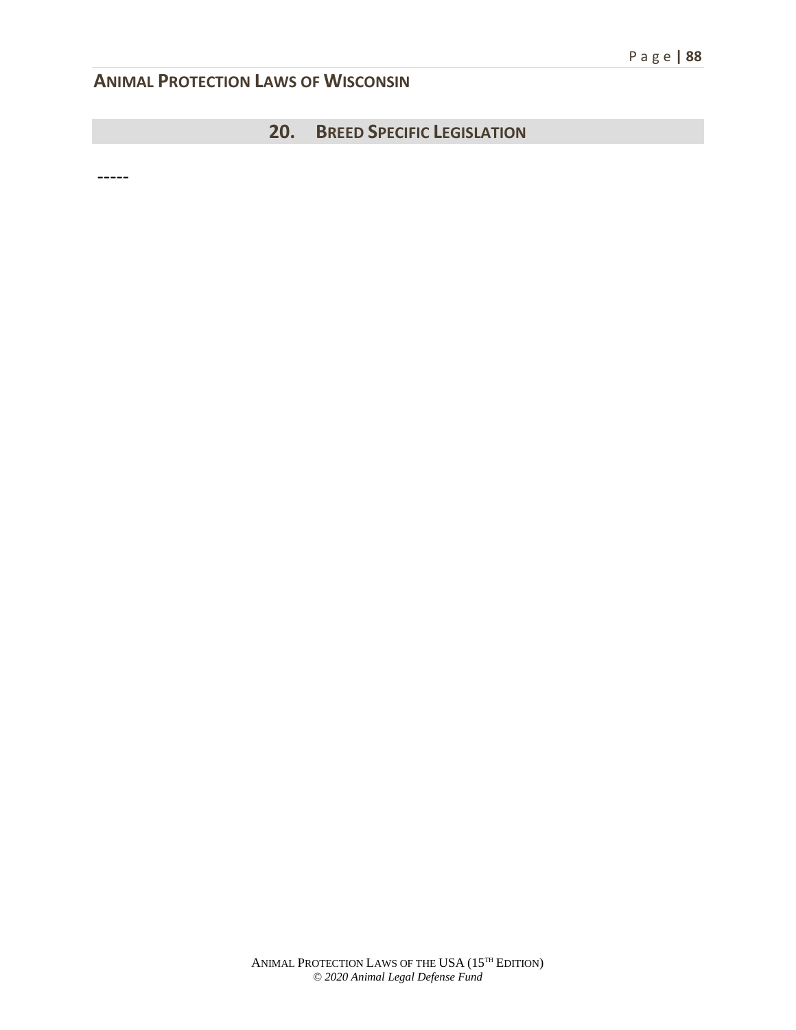## 20. BREED SPECIFIC LEGISLATION

-----